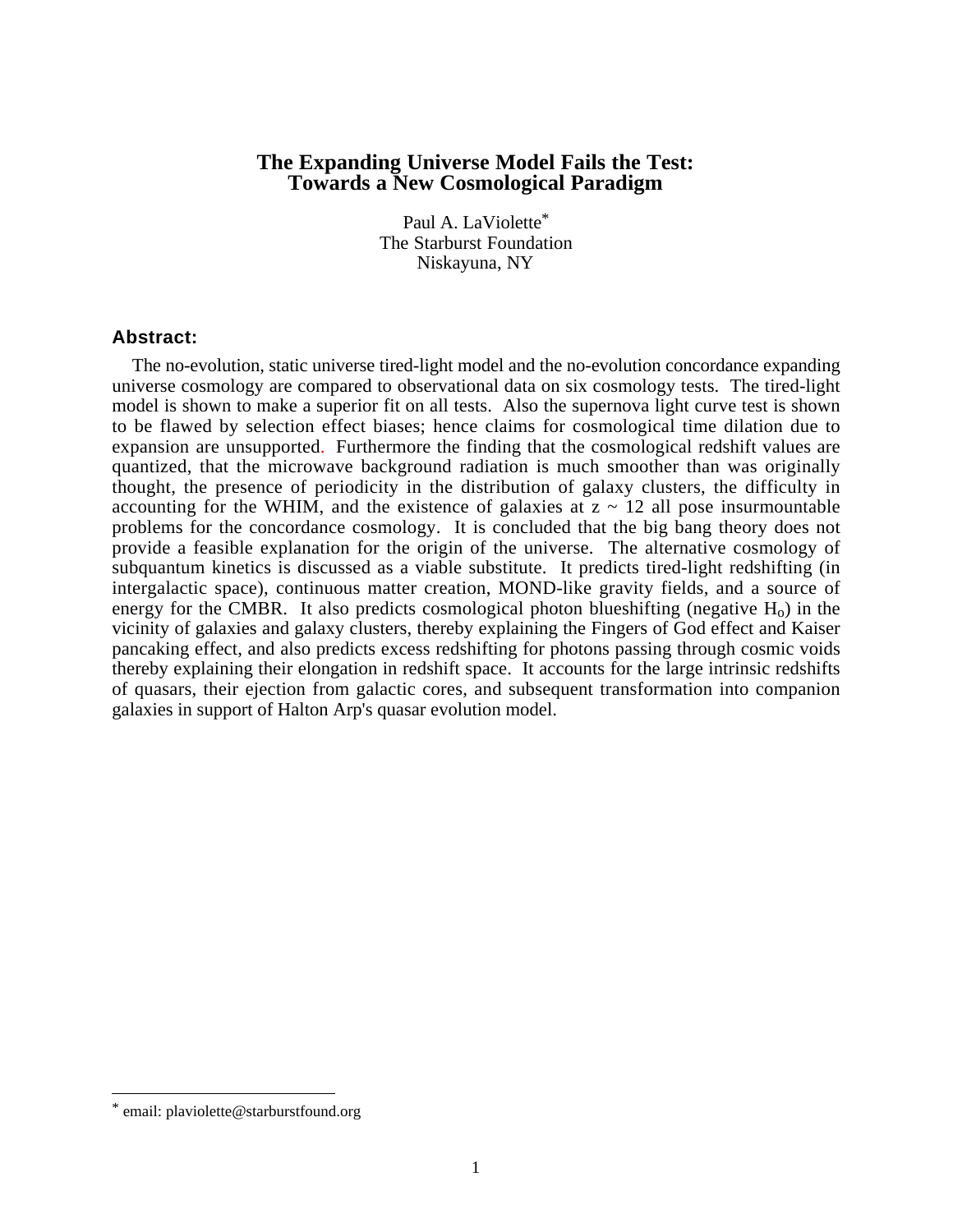# The Expanding Universe Model Fails the Test: Towards a New Cosmological Paradigm

Paul A. LaViolette*
The Starburst Foundation
Niskayuna, NY

## Abstract:

The no-evolution, static universe tired-light model and the no-evolution concordance expanding universe cosmology are compared to observational data on six cosmology tests. The tired-light model is shown to make a superior fit on all tests. Also the supernova light curve test is shown to be flawed by selection effect biases; hence claims for cosmological time dilation due to expansion are unsupported. Furthermore the finding that the cosmological redshift values are quantized, that the microwave background radiation is much smoother than was originally thought, the presence of periodicity in the distribution of galaxy clusters, the difficulty in accounting for the WHIM, and the existence of galaxies at z ~ 12 all pose insurmountable problems for the concordance cosmology. It is concluded that the big bang theory does not provide a feasible explanation for the origin of the universe. The alternative cosmology of subquantum kinetics is discussed as a viable substitute. It predicts tired-light redshifting (in intergalactic space), continuous matter creation, MOND-like gravity fields, and a source of energy for the CMBR. It also predicts cosmological photon blueshifting (negative $H_o$) in the vicinity of galaxies and galaxy clusters, thereby explaining the Fingers of God effect and Kaiser pancaking effect, and also predicts excess redshifting for photons passing through cosmic voids thereby explaining their elongation in redshift space. It accounts for the large intrinsic redshifts of quasars, their ejection from galactic cores, and subsequent transformation into companion galaxies in support of Halton Arp's quasar evolution model.

---

* email: plaviolette@starburstfound.org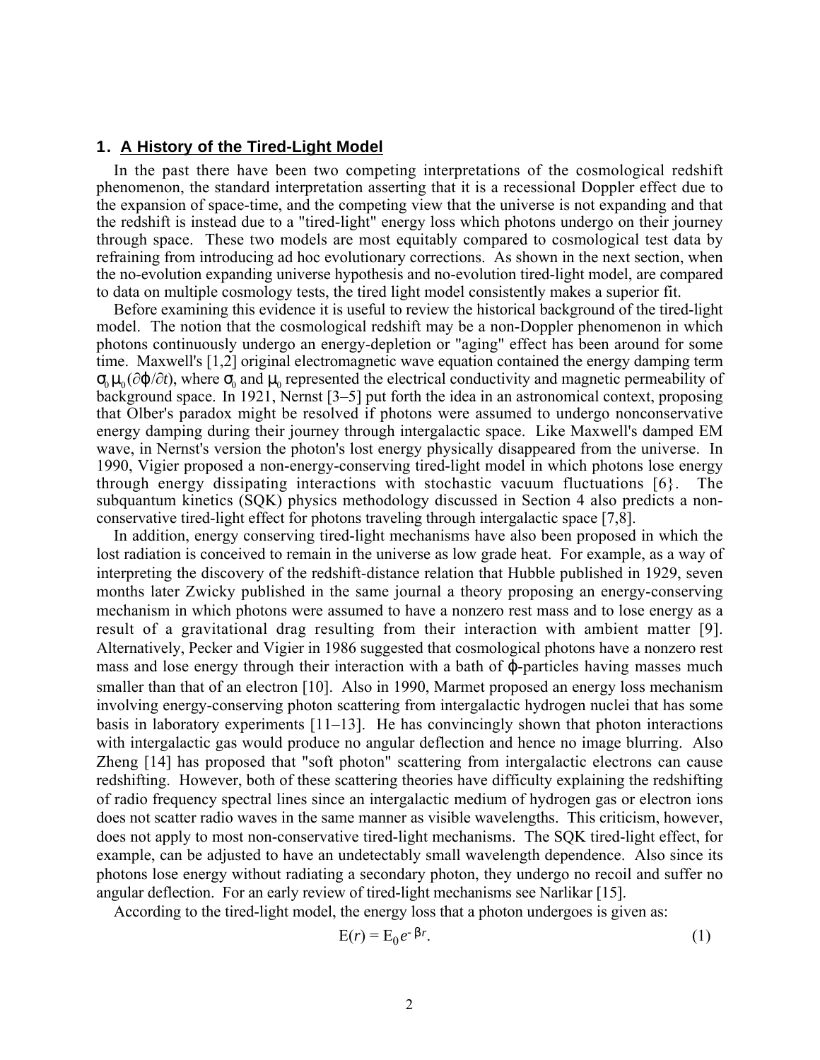## 1. A History of the Tired-Light Model

In the past there have been two competing interpretations of the cosmological redshift phenomenon, the standard interpretation asserting that it is a recessional Doppler effect due to the expansion of space-time, and the competing view that the universe is not expanding and that the redshift is instead due to a "tired-light" energy loss which photons undergo on their journey through space. These two models are most equitably compared to cosmological test data by refraining from introducing ad hoc evolutionary corrections. As shown in the next section, when the no-evolution expanding universe hypothesis and no-evolution tired-light model, are compared to data on multiple cosmology tests, the tired light model consistently makes a superior fit.

Before examining this evidence it is useful to review the historical background of the tired-light model. The notion that the cosmological redshift may be a non-Doppler phenomenon in which photons continuously undergo an energy-depletion or "aging" effect has been around for some time. Maxwell's [1,2] original electromagnetic wave equation contained the energy damping term $\sigma_0 \mu_0 (\partial\varphi/\partial t)$, where $\sigma_0$ and $\mu_0$ represented the electrical conductivity and magnetic permeability of background space. In 1921, Nernst [3–5] put forth the idea in an astronomical context, proposing that Olber's paradox might be resolved if photons were assumed to undergo nonconservative energy damping during their journey through intergalactic space. Like Maxwell's damped EM wave, in Nernst's version the photon's lost energy physically disappeared from the universe. In 1990, Vigier proposed a non-energy-conserving tired-light model in which photons lose energy through energy dissipating interactions with stochastic vacuum fluctuations [6}. The subquantum kinetics (SQK) physics methodology discussed in Section 4 also predicts a non-conservative tired-light effect for photons traveling through intergalactic space [7,8].

In addition, energy conserving tired-light mechanisms have also been proposed in which the lost radiation is conceived to remain in the universe as low grade heat. For example, as a way of interpreting the discovery of the redshift-distance relation that Hubble published in 1929, seven months later Zwicky published in the same journal a theory proposing an energy-conserving mechanism in which photons were assumed to have a nonzero rest mass and to lose energy as a result of a gravitational drag resulting from their interaction with ambient matter [9]. Alternatively, Pecker and Vigier in 1986 suggested that cosmological photons have a nonzero rest mass and lose energy through their interaction with a bath of $\varphi$-particles having masses much smaller than that of an electron [10]. Also in 1990, Marmet proposed an energy loss mechanism involving energy-conserving photon scattering from intergalactic hydrogen nuclei that has some basis in laboratory experiments [11–13]. He has convincingly shown that photon interactions with intergalactic gas would produce no angular deflection and hence no image blurring. Also Zheng [14] has proposed that "soft photon" scattering from intergalactic electrons can cause redshifting. However, both of these scattering theories have difficulty explaining the redshifting of radio frequency spectral lines since an intergalactic medium of hydrogen gas or electron ions does not scatter radio waves in the same manner as visible wavelengths. This criticism, however, does not apply to most non-conservative tired-light mechanisms. The SQK tired-light effect, for example, can be adjusted to have an undetectably small wavelength dependence. Also since its photons lose energy without radiating a secondary photon, they undergo no recoil and suffer no angular deflection. For an early review of tired-light mechanisms see Narlikar [15].

According to the tired-light model, the energy loss that a photon undergoes is given as:

$$E(r) = E_0 e^{-\beta r}. \tag{1}$$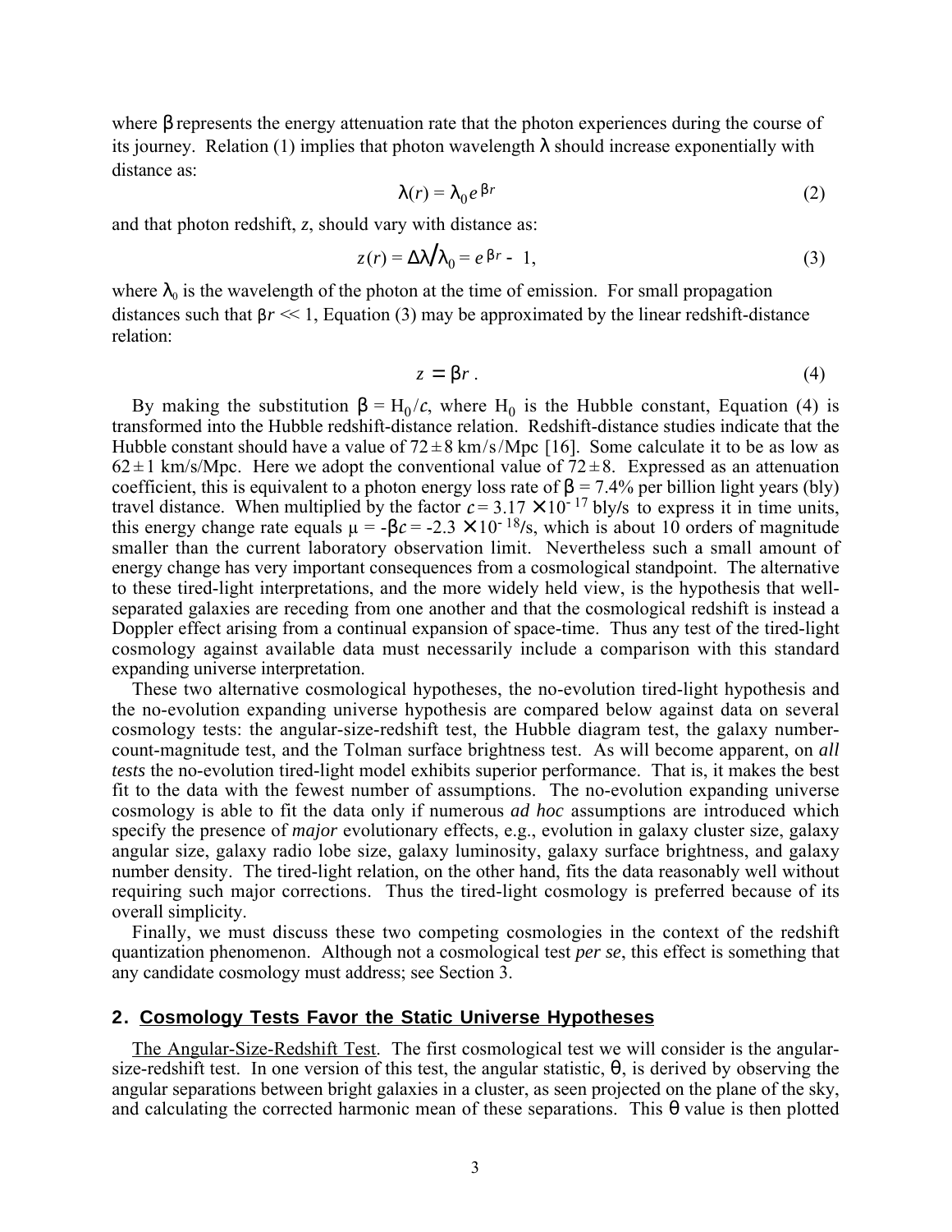where $\beta$ represents the energy attenuation rate that the photon experiences during the course of its journey. Relation (1) implies that photon wavelength $\lambda$ should increase exponentially with distance as:

$$\lambda(r) = \lambda_0 e^{\beta r} \tag{2}$$

and that photon redshift, $z$, should vary with distance as:

$$z(r) = \Delta\lambda/\lambda_0 = e^{\beta r} - 1, \tag{3}$$

where $\lambda_0$ is the wavelength of the photon at the time of emission. For small propagation distances such that $\beta r \ll 1$, Equation (3) may be approximated by the linear redshift-distance relation:

$$z = \beta r\,. \tag{4}$$

By making the substitution $\beta = H_0/c$, where $H_0$ is the Hubble constant, Equation (4) is transformed into the Hubble redshift-distance relation. Redshift-distance studies indicate that the Hubble constant should have a value of $72 \pm 8$ km/s/Mpc [16]. Some calculate it to be as low as $62 \pm 1$ km/s/Mpc. Here we adopt the conventional value of $72 \pm 8$. Expressed as an attenuation coefficient, this is equivalent to a photon energy loss rate of $\beta = 7.4\%$ per billion light years (bly) travel distance. When multiplied by the factor $c = 3.17 \times 10^{-17}$ bly/s to express it in time units, this energy change rate equals $\mu = -\beta c = -2.3 \times 10^{-18}$/s, which is about 10 orders of magnitude smaller than the current laboratory observation limit. Nevertheless such a small amount of energy change has very important consequences from a cosmological standpoint. The alternative to these tired-light interpretations, and the more widely held view, is the hypothesis that well-separated galaxies are receding from one another and that the cosmological redshift is instead a Doppler effect arising from a continual expansion of space-time. Thus any test of the tired-light cosmology against available data must necessarily include a comparison with this standard expanding universe interpretation.

These two alternative cosmological hypotheses, the no-evolution tired-light hypothesis and the no-evolution expanding universe hypothesis are compared below against data on several cosmology tests: the angular-size-redshift test, the Hubble diagram test, the galaxy number-count-magnitude test, and the Tolman surface brightness test. As will become apparent, on *all tests* the no-evolution tired-light model exhibits superior performance. That is, it makes the best fit to the data with the fewest number of assumptions. The no-evolution expanding universe cosmology is able to fit the data only if numerous *ad hoc* assumptions are introduced which specify the presence of *major* evolutionary effects, e.g., evolution in galaxy cluster size, galaxy angular size, galaxy radio lobe size, galaxy luminosity, galaxy surface brightness, and galaxy number density. The tired-light relation, on the other hand, fits the data reasonably well without requiring such major corrections. Thus the tired-light cosmology is preferred because of its overall simplicity.

Finally, we must discuss these two competing cosmologies in the context of the redshift quantization phenomenon. Although not a cosmological test *per se*, this effect is something that any candidate cosmology must address; see Section 3.

## 2. Cosmology Tests Favor the Static Universe Hypotheses

The Angular-Size-Redshift Test. The first cosmological test we will consider is the angular-size-redshift test. In one version of this test, the angular statistic, $\theta$, is derived by observing the angular separations between bright galaxies in a cluster, as seen projected on the plane of the sky, and calculating the corrected harmonic mean of these separations. This $\theta$ value is then plotted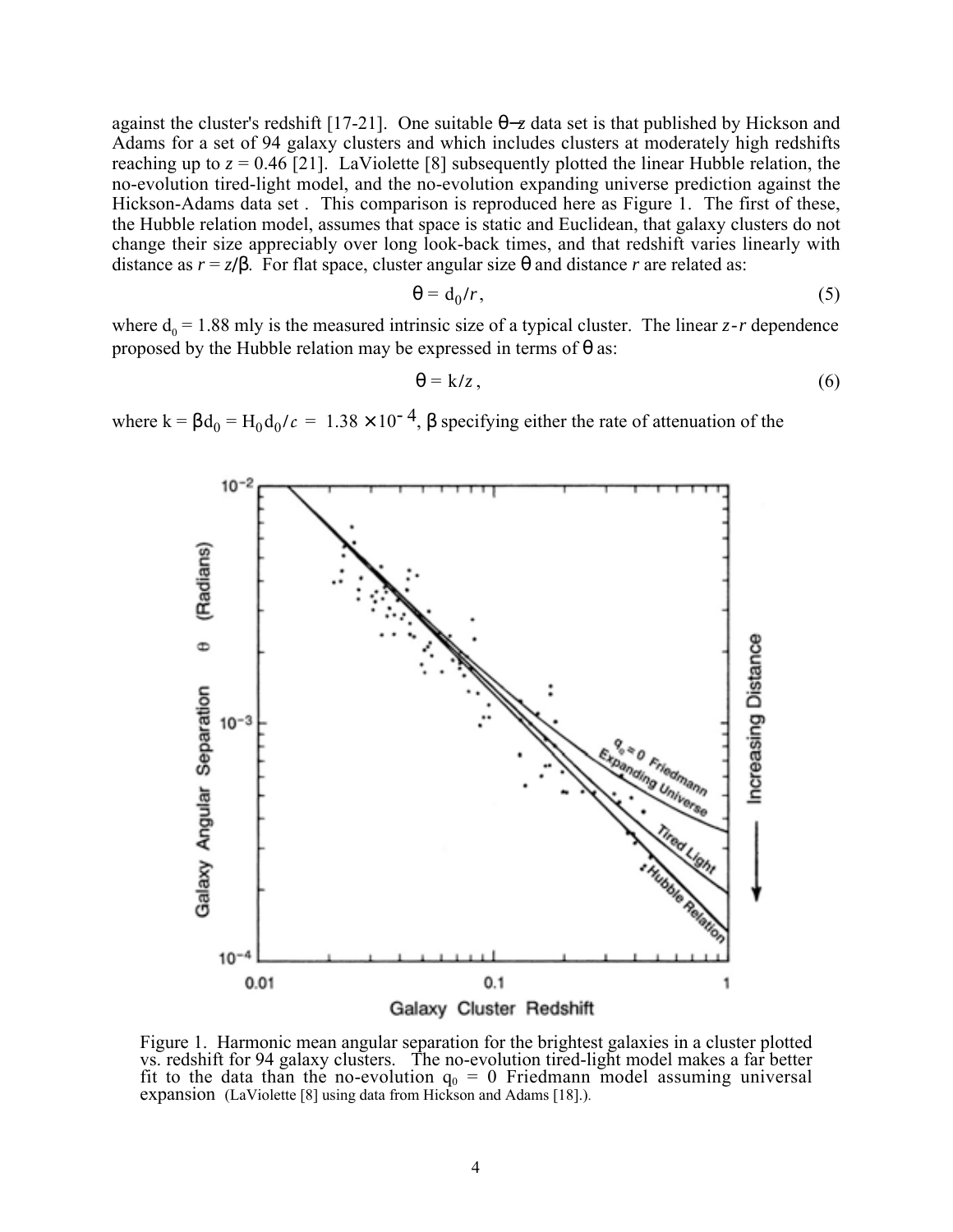against the cluster's redshift [17-21]. One suitable $\theta$–$z$ data set is that published by Hickson and Adams for a set of 94 galaxy clusters and which includes clusters at moderately high redshifts reaching up to $z = 0.46$ [21]. LaViolette [8] subsequently plotted the linear Hubble relation, the no-evolution tired-light model, and the no-evolution expanding universe prediction against the Hickson-Adams data set . This comparison is reproduced here as Figure 1. The first of these, the Hubble relation model, assumes that space is static and Euclidean, that galaxy clusters do not change their size appreciably over long look-back times, and that redshift varies linearly with distance as $r = z/\beta$. For flat space, cluster angular size $\theta$ and distance $r$ are related as:

$$\theta = d_0/r, \tag{5}$$

where $d_0 = 1.88$ mly is the measured intrinsic size of a typical cluster. The linear $z$-$r$ dependence proposed by the Hubble relation may be expressed in terms of $\theta$ as:

$$\theta = k/z, \tag{6}$$

where $k = \beta d_0 = H_0 d_0/c = 1.38 \times 10^{-4}$, $\beta$ specifying either the rate of attenuation of the

Figure 1. Harmonic mean angular separation for the brightest galaxies in a cluster plotted vs. redshift for 94 galaxy clusters. The no-evolution tired-light model makes a far better fit to the data than the no-evolution $q_0 = 0$ Friedmann model assuming universal expansion (LaViolette [8] using data from Hickson and Adams [18].).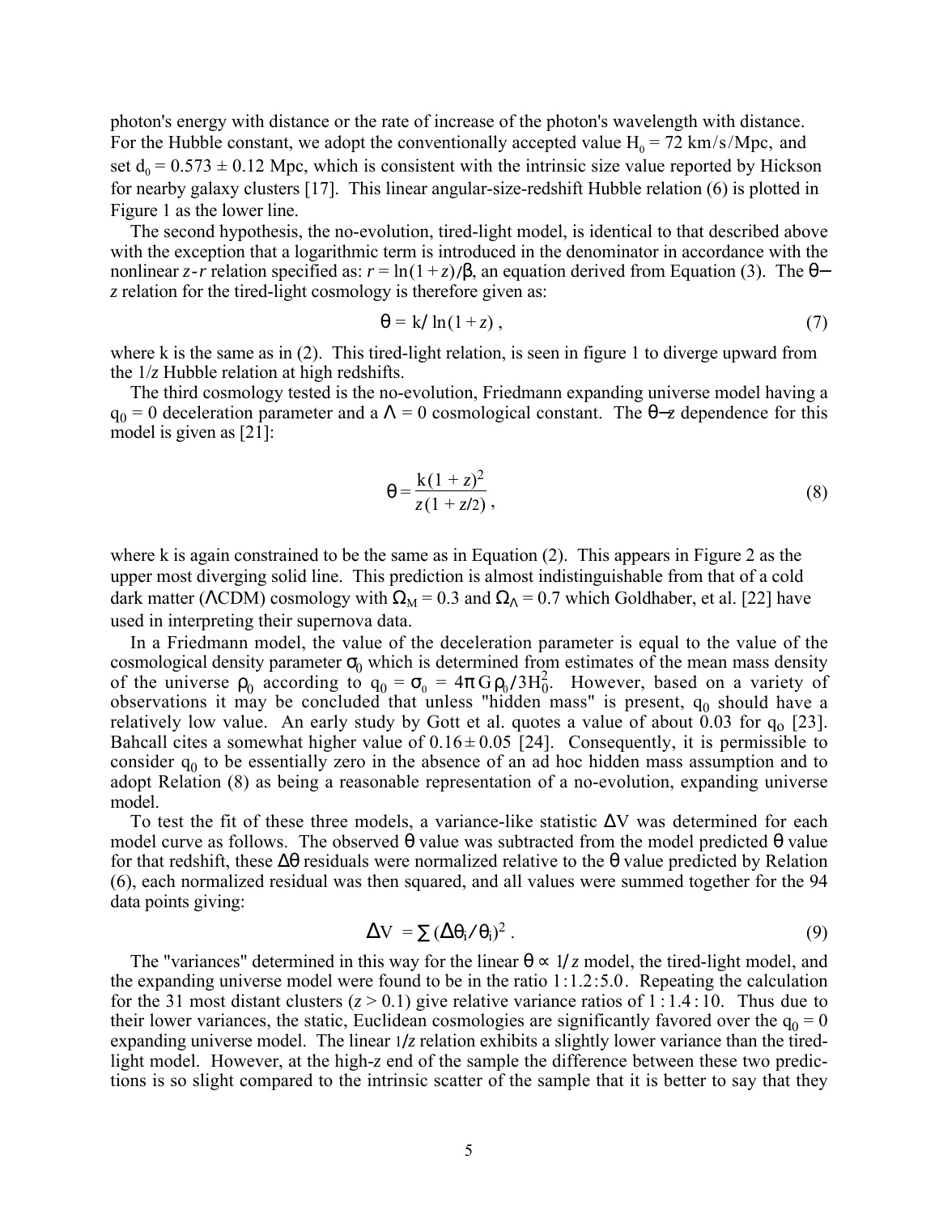photon's energy with distance or the rate of increase of the photon's wavelength with distance. For the Hubble constant, we adopt the conventionally accepted value $H_0 = 72$ km/s/Mpc, and set $d_0 = 0.573 \pm 0.12$ Mpc, which is consistent with the intrinsic size value reported by Hickson for nearby galaxy clusters [17]. This linear angular-size-redshift Hubble relation (6) is plotted in Figure 1 as the lower line.

The second hypothesis, the no-evolution, tired-light model, is identical to that described above with the exception that a logarithmic term is introduced in the denominator in accordance with the nonlinear $z$-$r$ relation specified as: $r = \ln(1+z)/\beta$, an equation derived from Equation (3). The $\theta$–$z$ relation for the tired-light cosmology is therefore given as:

$$\theta = k / \ln(1+z)\,, \tag{7}$$

where k is the same as in (2). This tired-light relation, is seen in figure 1 to diverge upward from the $1/z$ Hubble relation at high redshifts.

The third cosmology tested is the no-evolution, Friedmann expanding universe model having a $q_0 = 0$ deceleration parameter and a $\Lambda = 0$ cosmological constant. The $\theta$–$z$ dependence for this model is given as [21]:

$$\theta = \frac{k(1+z)^2}{z(1+z/2)}\,, \tag{8}$$

where k is again constrained to be the same as in Equation (2). This appears in Figure 2 as the upper most diverging solid line. This prediction is almost indistinguishable from that of a cold dark matter ($\Lambda$CDM) cosmology with $\Omega_M = 0.3$ and $\Omega_\Lambda = 0.7$ which Goldhaber, et al. [22] have used in interpreting their supernova data.

In a Friedmann model, the value of the deceleration parameter is equal to the value of the cosmological density parameter $\sigma_0$ which is determined from estimates of the mean mass density of the universe $\rho_0$ according to $q_0 = \sigma_0 = 4\pi G \rho_0 / 3H_0^2$. However, based on a variety of observations it may be concluded that unless "hidden mass" is present, $q_0$ should have a relatively low value. An early study by Gott et al. quotes a value of about 0.03 for $q_0$ [23]. Bahcall cites a somewhat higher value of $0.16 \pm 0.05$ [24]. Consequently, it is permissible to consider $q_0$ to be essentially zero in the absence of an ad hoc hidden mass assumption and to adopt Relation (8) as being a reasonable representation of a no-evolution, expanding universe model.

To test the fit of these three models, a variance-like statistic $\Delta V$ was determined for each model curve as follows. The observed $\theta$ value was subtracted from the model predicted $\theta$ value for that redshift, these $\Delta\theta$ residuals were normalized relative to the $\theta$ value predicted by Relation (6), each normalized residual was then squared, and all values were summed together for the 94 data points giving:

$$\Delta V = \sum (\Delta\theta_i / \theta_i)^2\,. \tag{9}$$

The "variances" determined in this way for the linear $\theta \propto 1/z$ model, the tired-light model, and the expanding universe model were found to be in the ratio 1 : 1.2 : 5.0. Repeating the calculation for the 31 most distant clusters ($z > 0.1$) give relative variance ratios of 1 : 1.4 : 10. Thus due to their lower variances, the static, Euclidean cosmologies are significantly favored over the $q_0 = 0$ expanding universe model. The linear $1/z$ relation exhibits a slightly lower variance than the tired-light model. However, at the high-$z$ end of the sample the difference between these two predictions is so slight compared to the intrinsic scatter of the sample that it is better to say that they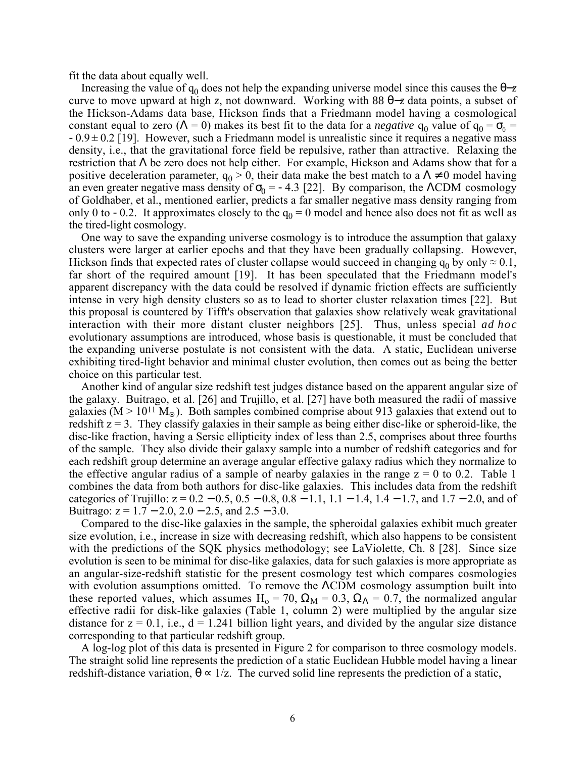fit the data about equally well.

Increasing the value of $q_0$ does not help the expanding universe model since this causes the $\theta$–*z* curve to move upward at high *z*, not downward. Working with 88 $\theta$–*z* data points, a subset of the Hickson-Adams data base, Hickson finds that a Friedmann model having a cosmological constant equal to zero ($\Lambda = 0$) makes its best fit to the data for a *negative* $q_0$ value of $q_0 = \sigma_0 = -0.9 \pm 0.2$ [19]. However, such a Friedmann model is unrealistic since it requires a negative mass density, i.e., that the gravitational force field be repulsive, rather than attractive. Relaxing the restriction that $\Lambda$ be zero does not help either. For example, Hickson and Adams show that for a positive deceleration parameter, $q_0 > 0$, their data make the best match to a $\Lambda \neq 0$ model having an even greater negative mass density of $\sigma_0 = -4.3$ [22]. By comparison, the $\Lambda$CDM cosmology of Goldhaber, et al., mentioned earlier, predicts a far smaller negative mass density ranging from only 0 to - 0.2. It approximates closely to the $q_0 = 0$ model and hence also does not fit as well as the tired-light cosmology.

One way to save the expanding universe cosmology is to introduce the assumption that galaxy clusters were larger at earlier epochs and that they have been gradually collapsing. However, Hickson finds that expected rates of cluster collapse would succeed in changing $q_0$ by only $\approx 0.1$, far short of the required amount [19]. It has been speculated that the Friedmann model's apparent discrepancy with the data could be resolved if dynamic friction effects are sufficiently intense in very high density clusters so as to lead to shorter cluster relaxation times [22]. But this proposal is countered by Tifft's observation that galaxies show relatively weak gravitational interaction with their more distant cluster neighbors [25]. Thus, unless special *ad hoc* evolutionary assumptions are introduced, whose basis is questionable, it must be concluded that the expanding universe postulate is not consistent with the data. A static, Euclidean universe exhibiting tired-light behavior and minimal cluster evolution, then comes out as being the better choice on this particular test.

Another kind of angular size redshift test judges distance based on the apparent angular size of the galaxy. Buitrago, et al. [26] and Trujillo, et al. [27] have both measured the radii of massive galaxies ($M > 10^{11} M_\odot$). Both samples combined comprise about 913 galaxies that extend out to redshift z = 3. They classify galaxies in their sample as being either disc-like or spheroid-like, the disc-like fraction, having a Sersic ellipticity index of less than 2.5, comprises about three fourths of the sample. They also divide their galaxy sample into a number of redshift categories and for each redshift group determine an average angular effective galaxy radius which they normalize to the effective angular radius of a sample of nearby galaxies in the range z = 0 to 0.2. Table 1 combines the data from both authors for disc-like galaxies. This includes data from the redshift categories of Trujillo: z = 0.2 − 0.5, 0.5 − 0.8, 0.8 − 1.1, 1.1 − 1.4, 1.4 − 1.7, and 1.7 − 2.0, and of Buitrago: z = 1.7 − 2.0, 2.0 − 2.5, and 2.5 − 3.0.

Compared to the disc-like galaxies in the sample, the spheroidal galaxies exhibit much greater size evolution, i.e., increase in size with decreasing redshift, which also happens to be consistent with the predictions of the SQK physics methodology; see LaViolette, Ch. 8 [28]. Since size evolution is seen to be minimal for disc-like galaxies, data for such galaxies is more appropriate as an angular-size-redshift statistic for the present cosmology test which compares cosmologies with evolution assumptions omitted. To remove the $\Lambda$CDM cosmology assumption built into these reported values, which assumes $H_o = 70$, $\Omega_M = 0.3$, $\Omega_\Lambda = 0.7$, the normalized angular effective radii for disk-like galaxies (Table 1, column 2) were multiplied by the angular size distance for z = 0.1, i.e., d = 1.241 billion light years, and divided by the angular size distance corresponding to that particular redshift group.

A log-log plot of this data is presented in Figure 2 for comparison to three cosmology models. The straight solid line represents the prediction of a static Euclidean Hubble model having a linear redshift-distance variation, $\theta \propto 1/z$. The curved solid line represents the prediction of a static,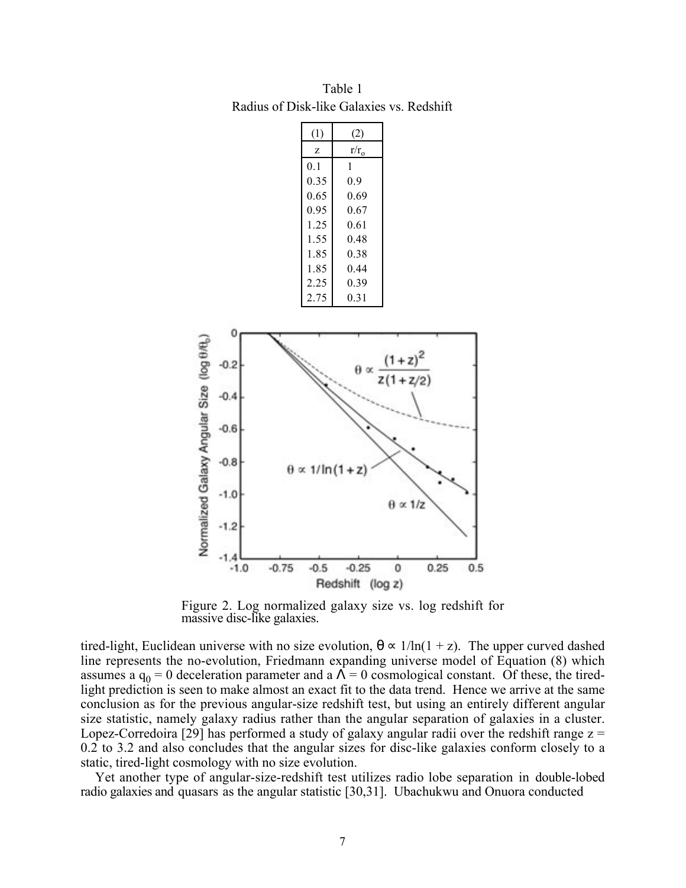Table 1
Radius of Disk-like Galaxies vs. Redshift

| (1) | (2) |
|---|---|
| z | $r/r_o$ |
| 0.1 | 1 |
| 0.35 | 0.9 |
| 0.65 | 0.69 |
| 0.95 | 0.67 |
| 1.25 | 0.61 |
| 1.55 | 0.48 |
| 1.85 | 0.38 |
| 1.85 | 0.44 |
| 2.25 | 0.39 |
| 2.75 | 0.31 |

Figure 2. Log normalized galaxy size vs. log redshift for massive disc-like galaxies.

tired-light, Euclidean universe with no size evolution, $\theta \propto 1/\ln(1 + z)$. The upper curved dashed line represents the no-evolution, Friedmann expanding universe model of Equation (8) which assumes a $q_0 = 0$ deceleration parameter and a $\Lambda = 0$ cosmological constant. Of these, the tired-light prediction is seen to make almost an exact fit to the data trend. Hence we arrive at the same conclusion as for the previous angular-size redshift test, but using an entirely different angular size statistic, namely galaxy radius rather than the angular separation of galaxies in a cluster. Lopez-Corredoira [29] has performed a study of galaxy angular radii over the redshift range $z = 0.2$ to $3.2$ and also concludes that the angular sizes for disc-like galaxies conform closely to a static, tired-light cosmology with no size evolution.

Yet another type of angular-size-redshift test utilizes radio lobe separation in double-lobed radio galaxies and quasars as the angular statistic [30,31]. Ubachukwu and Onuora conducted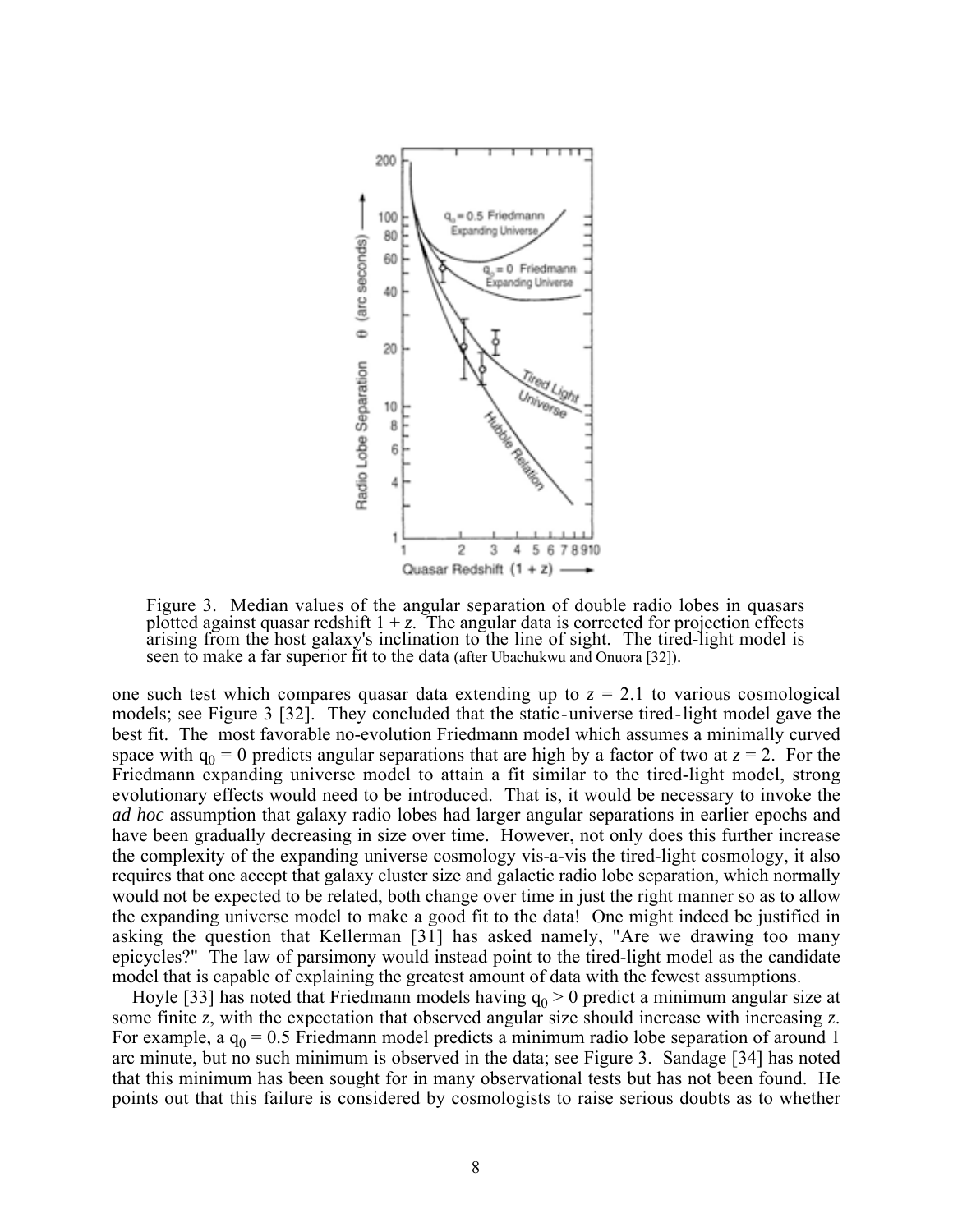Figure 3. Median values of the angular separation of double radio lobes in quasars plotted against quasar redshift $1 + z$. The angular data is corrected for projection effects arising from the host galaxy's inclination to the line of sight. The tired-light model is seen to make a far superior fit to the data (after Ubachukwu and Onuora [32]).

one such test which compares quasar data extending up to $z = 2.1$ to various cosmological models; see Figure 3 [32]. They concluded that the static-universe tired-light model gave the best fit. The most favorable no-evolution Friedmann model which assumes a minimally curved space with $q_0 = 0$ predicts angular separations that are high by a factor of two at $z = 2$. For the Friedmann expanding universe model to attain a fit similar to the tired-light model, strong evolutionary effects would need to be introduced. That is, it would be necessary to invoke the *ad hoc* assumption that galaxy radio lobes had larger angular separations in earlier epochs and have been gradually decreasing in size over time. However, not only does this further increase the complexity of the expanding universe cosmology vis-a-vis the tired-light cosmology, it also requires that one accept that galaxy cluster size and galactic radio lobe separation, which normally would not be expected to be related, both change over time in just the right manner so as to allow the expanding universe model to make a good fit to the data! One might indeed be justified in asking the question that Kellerman [31] has asked namely, "Are we drawing too many epicycles?" The law of parsimony would instead point to the tired-light model as the candidate model that is capable of explaining the greatest amount of data with the fewest assumptions.

Hoyle [33] has noted that Friedmann models having $q_0 > 0$ predict a minimum angular size at some finite $z$, with the expectation that observed angular size should increase with increasing $z$. For example, a $q_0 = 0.5$ Friedmann model predicts a minimum radio lobe separation of around 1 arc minute, but no such minimum is observed in the data; see Figure 3. Sandage [34] has noted that this minimum has been sought for in many observational tests but has not been found. He points out that this failure is considered by cosmologists to raise serious doubts as to whether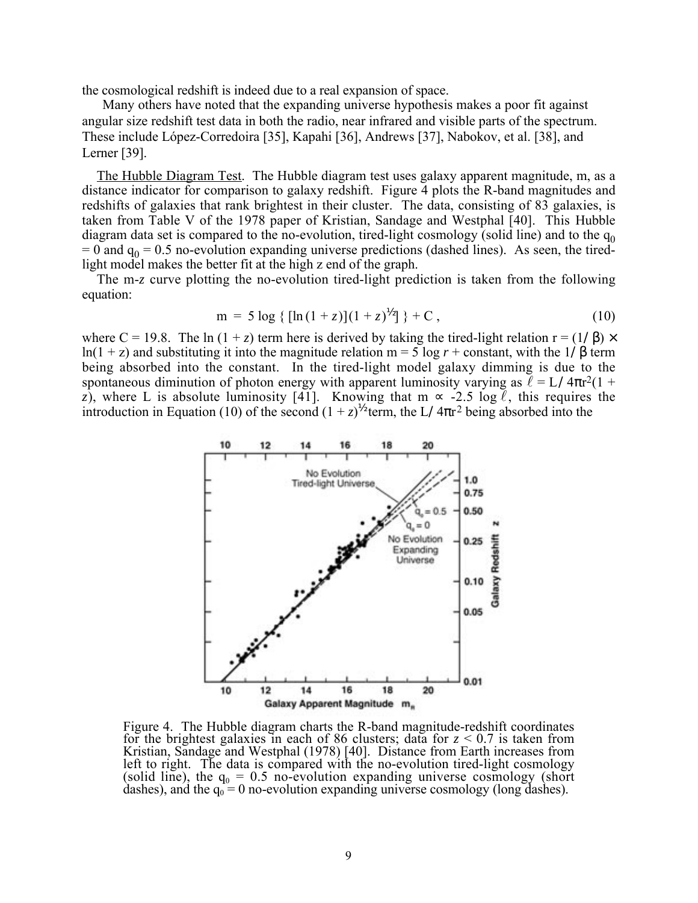the cosmological redshift is indeed due to a real expansion of space.

Many others have noted that the expanding universe hypothesis makes a poor fit against angular size redshift test data in both the radio, near infrared and visible parts of the spectrum. These include López-Corredoira [35], Kapahi [36], Andrews [37], Nabokov, et al. [38], and Lerner [39].

The Hubble Diagram Test. The Hubble diagram test uses galaxy apparent magnitude, m, as a distance indicator for comparison to galaxy redshift. Figure 4 plots the R-band magnitudes and redshifts of galaxies that rank brightest in their cluster. The data, consisting of 83 galaxies, is taken from Table V of the 1978 paper of Kristian, Sandage and Westphal [40]. This Hubble diagram data set is compared to the no-evolution, tired-light cosmology (solid line) and to the $q_0 = 0$ and $q_0 = 0.5$ no-evolution expanding universe predictions (dashed lines). As seen, the tired-light model makes the better fit at the high z end of the graph.

The m-z curve plotting the no-evolution tired-light prediction is taken from the following equation:

$$m = 5 \log \{ [\ln (1 + z)](1 + z)^{1/2}] \} + C , \tag{10}$$

where C = 19.8. The ln (1 + *z*) term here is derived by taking the tired-light relation $r = (1/\beta) \times \ln(1 + z)$ and substituting it into the magnitude relation $m = 5 \log r + \text{constant}$, with the $1/\beta$ term being absorbed into the constant. In the tired-light model galaxy dimming is due to the spontaneous diminution of photon energy with apparent luminosity varying as $\ell = L/4\pi r^2(1 + z)$, where L is absolute luminosity [41]. Knowing that $m \propto -2.5 \log \ell$, this requires the introduction in Equation (10) of the second $(1 + z)^{1/2}$ term, the $L/4\pi r^2$ being absorbed into the

Figure 4. The Hubble diagram charts the R-band magnitude-redshift coordinates for the brightest galaxies in each of 86 clusters; data for $z < 0.7$ is taken from Kristian, Sandage and Westphal (1978) [40]. Distance from Earth increases from left to right. The data is compared with the no-evolution tired-light cosmology (solid line), the $q_0 = 0.5$ no-evolution expanding universe cosmology (short dashes), and the $q_0 = 0$ no-evolution expanding universe cosmology (long dashes).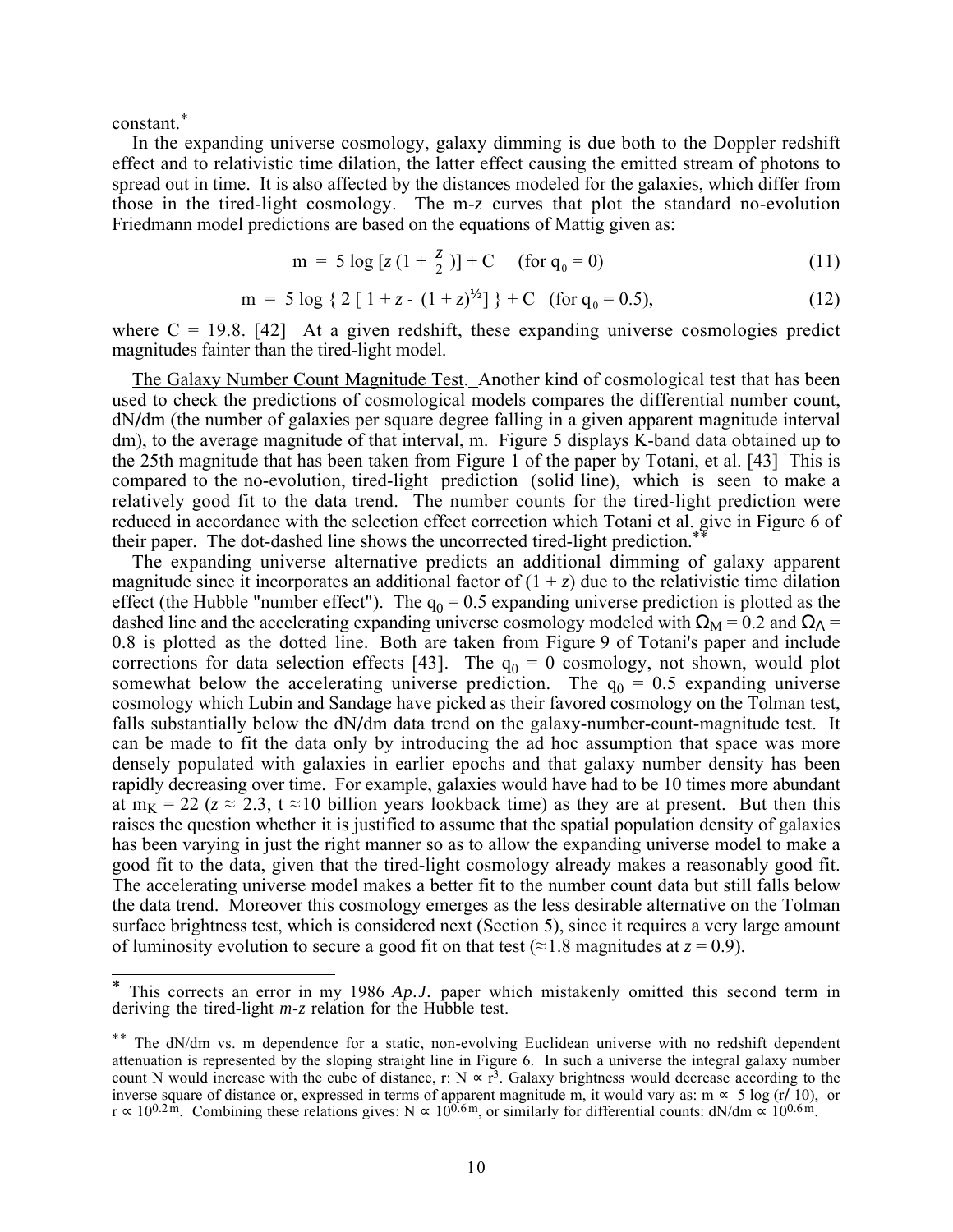constant.*

In the expanding universe cosmology, galaxy dimming is due both to the Doppler redshift effect and to relativistic time dilation, the latter effect causing the emitted stream of photons to spread out in time. It is also affected by the distances modeled for the galaxies, which differ from those in the tired-light cosmology. The m-*z* curves that plot the standard no-evolution Friedmann model predictions are based on the equations of Mattig given as:

$$m = 5 \log [z (1 + \tfrac{z}{2})] + C \quad (\text{for } q_0 = 0) \tag{11}$$

$$m = 5 \log \{ 2 [ 1 + z - (1 + z)^{1/2} ] \} + C \quad (\text{for } q_0 = 0.5), \tag{12}$$

where C = 19.8. [42] At a given redshift, these expanding universe cosmologies predict magnitudes fainter than the tired-light model.

The Galaxy Number Count Magnitude Test. Another kind of cosmological test that has been used to check the predictions of cosmological models compares the differential number count, dN/dm (the number of galaxies per square degree falling in a given apparent magnitude interval dm), to the average magnitude of that interval, m. Figure 5 displays K-band data obtained up to the 25th magnitude that has been taken from Figure 1 of the paper by Totani, et al. [43] This is compared to the no-evolution, tired-light prediction (solid line), which is seen to make a relatively good fit to the data trend. The number counts for the tired-light prediction were reduced in accordance with the selection effect correction which Totani et al. give in Figure 6 of their paper. The dot-dashed line shows the uncorrected tired-light prediction.**

The expanding universe alternative predicts an additional dimming of galaxy apparent magnitude since it incorporates an additional factor of $(1 + z)$ due to the relativistic time dilation effect (the Hubble "number effect"). The $q_0 = 0.5$ expanding universe prediction is plotted as the dashed line and the accelerating expanding universe cosmology modeled with $\Omega_M = 0.2$ and $\Omega_\Lambda = 0.8$ is plotted as the dotted line. Both are taken from Figure 9 of Totani's paper and include corrections for data selection effects [43]. The $q_0 = 0$ cosmology, not shown, would plot somewhat below the accelerating universe prediction. The $q_0 = 0.5$ expanding universe cosmology which Lubin and Sandage have picked as their favored cosmology on the Tolman test, falls substantially below the dN/dm data trend on the galaxy-number-count-magnitude test. It can be made to fit the data only by introducing the ad hoc assumption that space was more densely populated with galaxies in earlier epochs and that galaxy number density has been rapidly decreasing over time. For example, galaxies would have had to be 10 times more abundant at $m_K = 22$ ($z \approx 2.3$, t $\approx$10 billion years lookback time) as they are at present. But then this raises the question whether it is justified to assume that the spatial population density of galaxies has been varying in just the right manner so as to allow the expanding universe model to make a good fit to the data, given that the tired-light cosmology already makes a reasonably good fit. The accelerating universe model makes a better fit to the number count data but still falls below the data trend. Moreover this cosmology emerges as the less desirable alternative on the Tolman surface brightness test, which is considered next (Section 5), since it requires a very large amount of luminosity evolution to secure a good fit on that test ($\approx$1.8 magnitudes at $z = 0.9$).

---

\* This corrects an error in my 1986 *Ap.J.* paper which mistakenly omitted this second term in deriving the tired-light *m-z* relation for the Hubble test.

\*\* The dN/dm vs. m dependence for a static, non-evolving Euclidean universe with no redshift dependent attenuation is represented by the sloping straight line in Figure 6. In such a universe the integral galaxy number count N would increase with the cube of distance, r: $N \propto r^3$. Galaxy brightness would decrease according to the inverse square of distance or, expressed in terms of apparent magnitude m, it would vary as: $m \propto 5 \log (r/10)$, or $r \propto 10^{0.2m}$. Combining these relations gives: $N \propto 10^{0.6m}$, or similarly for differential counts: $dN/dm \propto 10^{0.6m}$.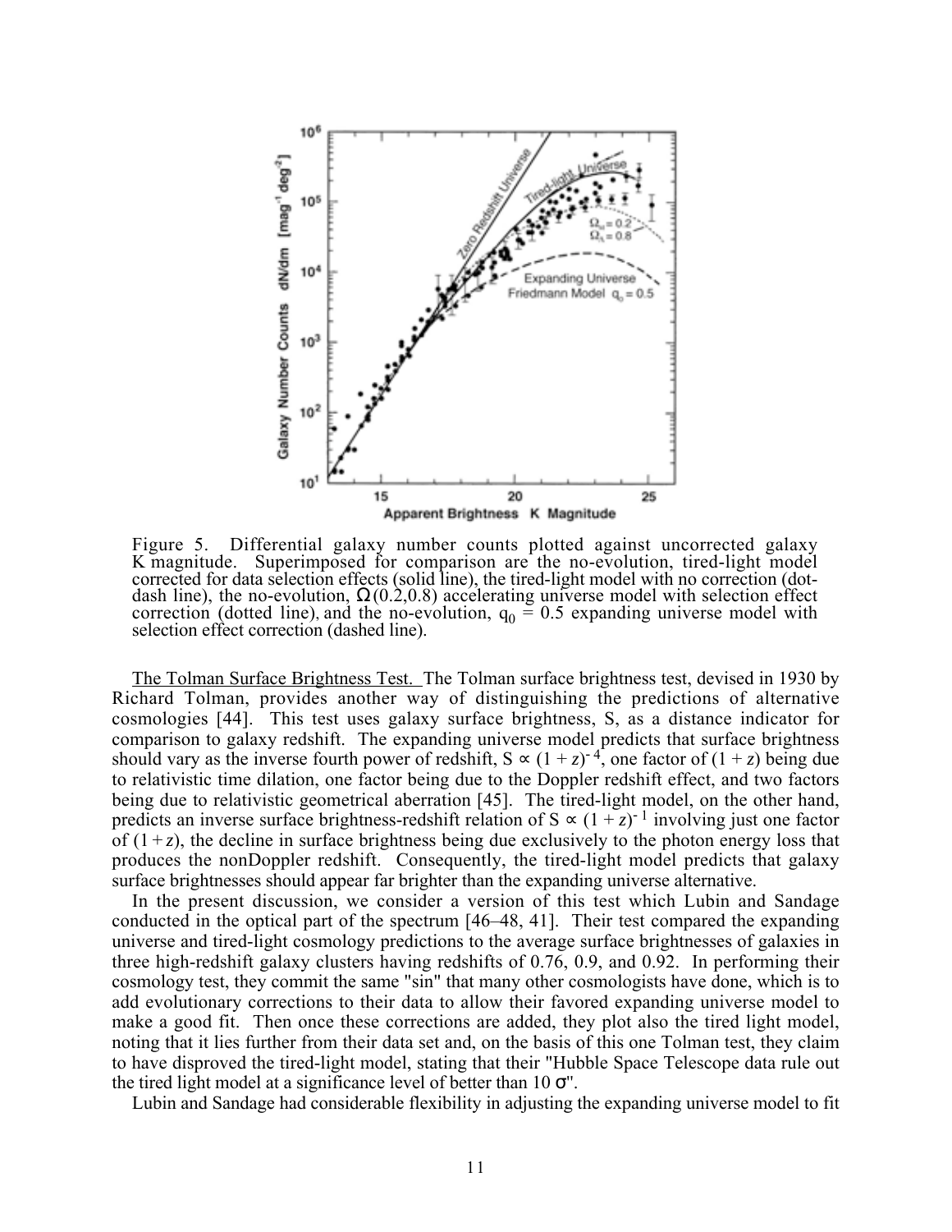Figure 5. Differential galaxy number counts plotted against uncorrected galaxy K magnitude. Superimposed for comparison are the no-evolution, tired-light model corrected for data selection effects (solid line), the tired-light model with no correction (dot-dash line), the no-evolution, $\Omega(0.2,0.8)$ accelerating universe model with selection effect correction (dotted line), and the no-evolution, $q_0 = 0.5$ expanding universe model with selection effect correction (dashed line).

The Tolman Surface Brightness Test. The Tolman surface brightness test, devised in 1930 by Richard Tolman, provides another way of distinguishing the predictions of alternative cosmologies [44]. This test uses galaxy surface brightness, S, as a distance indicator for comparison to galaxy redshift. The expanding universe model predicts that surface brightness should vary as the inverse fourth power of redshift, $S \propto (1 + z)^{-4}$, one factor of $(1 + z)$ being due to relativistic time dilation, one factor being due to the Doppler redshift effect, and two factors being due to relativistic geometrical aberration [45]. The tired-light model, on the other hand, predicts an inverse surface brightness-redshift relation of $S \propto (1 + z)^{-1}$ involving just one factor of $(1 + z)$, the decline in surface brightness being due exclusively to the photon energy loss that produces the nonDoppler redshift. Consequently, the tired-light model predicts that galaxy surface brightnesses should appear far brighter than the expanding universe alternative.

In the present discussion, we consider a version of this test which Lubin and Sandage conducted in the optical part of the spectrum [46–48, 41]. Their test compared the expanding universe and tired-light cosmology predictions to the average surface brightnesses of galaxies in three high-redshift galaxy clusters having redshifts of 0.76, 0.9, and 0.92. In performing their cosmology test, they commit the same "sin" that many other cosmologists have done, which is to add evolutionary corrections to their data to allow their favored expanding universe model to make a good fit. Then once these corrections are added, they plot also the tired light model, noting that it lies further from their data set and, on the basis of this one Tolman test, they claim to have disproved the tired-light model, stating that their "Hubble Space Telescope data rule out the tired light model at a significance level of better than 10 $\sigma$".

Lubin and Sandage had considerable flexibility in adjusting the expanding universe model to fit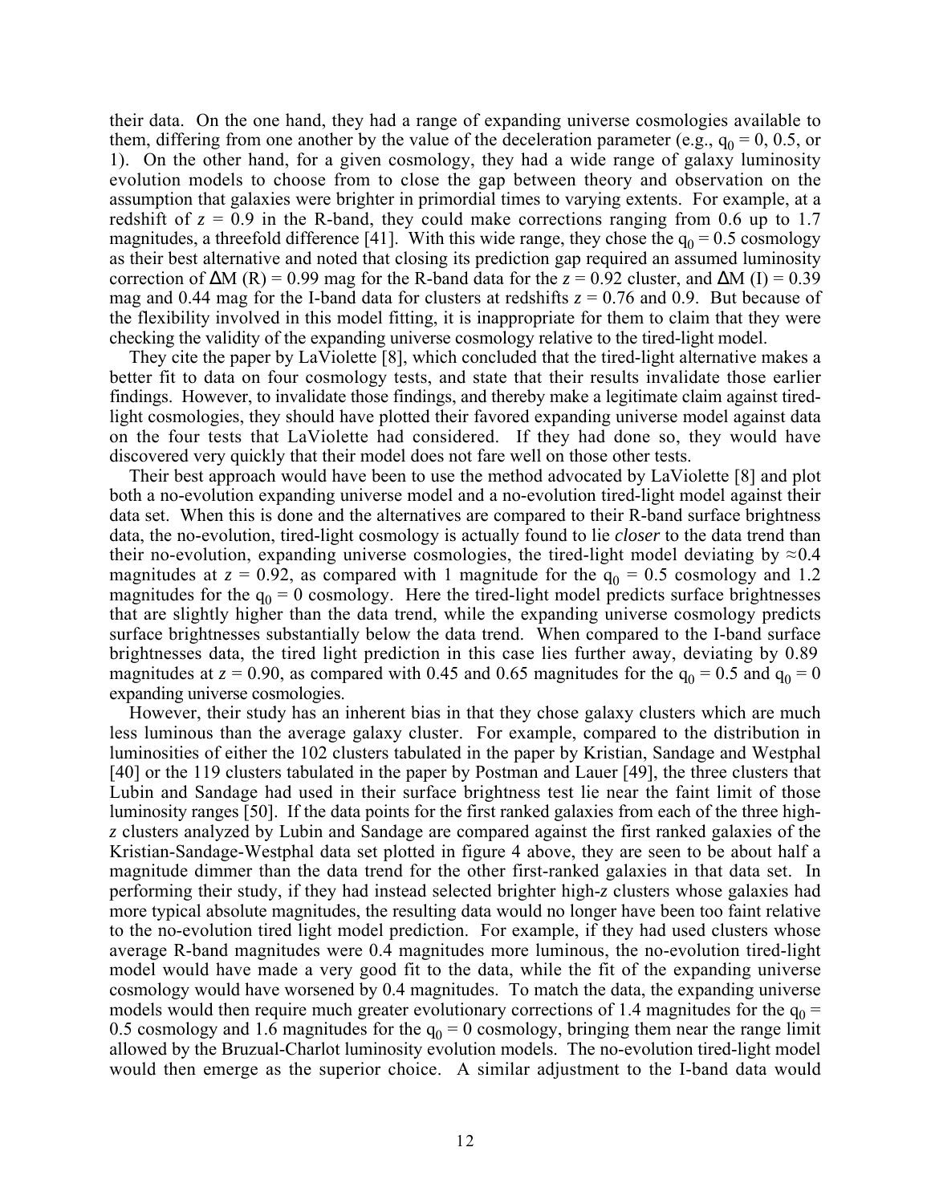their data. On the one hand, they had a range of expanding universe cosmologies available to them, differing from one another by the value of the deceleration parameter (e.g., $q_0 = 0$, 0.5, or 1). On the other hand, for a given cosmology, they had a wide range of galaxy luminosity evolution models to choose from to close the gap between theory and observation on the assumption that galaxies were brighter in primordial times to varying extents. For example, at a redshift of $z = 0.9$ in the R-band, they could make corrections ranging from 0.6 up to 1.7 magnitudes, a threefold difference [41]. With this wide range, they chose the $q_0 = 0.5$ cosmology as their best alternative and noted that closing its prediction gap required an assumed luminosity correction of $\Delta M$ (R) = 0.99 mag for the R-band data for the $z = 0.92$ cluster, and $\Delta M$ (I) = 0.39 mag and 0.44 mag for the I-band data for clusters at redshifts $z = 0.76$ and 0.9. But because of the flexibility involved in this model fitting, it is inappropriate for them to claim that they were checking the validity of the expanding universe cosmology relative to the tired-light model.

They cite the paper by LaViolette [8], which concluded that the tired-light alternative makes a better fit to data on four cosmology tests, and state that their results invalidate those earlier findings. However, to invalidate those findings, and thereby make a legitimate claim against tired-light cosmologies, they should have plotted their favored expanding universe model against data on the four tests that LaViolette had considered. If they had done so, they would have discovered very quickly that their model does not fare well on those other tests.

Their best approach would have been to use the method advocated by LaViolette [8] and plot both a no-evolution expanding universe model and a no-evolution tired-light model against their data set. When this is done and the alternatives are compared to their R-band surface brightness data, the no-evolution, tired-light cosmology is actually found to lie *closer* to the data trend than their no-evolution, expanding universe cosmologies, the tired-light model deviating by ≈0.4 magnitudes at $z = 0.92$, as compared with 1 magnitude for the $q_0 = 0.5$ cosmology and 1.2 magnitudes for the $q_0 = 0$ cosmology. Here the tired-light model predicts surface brightnesses that are slightly higher than the data trend, while the expanding universe cosmology predicts surface brightnesses substantially below the data trend. When compared to the I-band surface brightnesses data, the tired light prediction in this case lies further away, deviating by 0.89 magnitudes at $z = 0.90$, as compared with 0.45 and 0.65 magnitudes for the $q_0 = 0.5$ and $q_0 = 0$ expanding universe cosmologies.

However, their study has an inherent bias in that they chose galaxy clusters which are much less luminous than the average galaxy cluster. For example, compared to the distribution in luminosities of either the 102 clusters tabulated in the paper by Kristian, Sandage and Westphal [40] or the 119 clusters tabulated in the paper by Postman and Lauer [49], the three clusters that Lubin and Sandage had used in their surface brightness test lie near the faint limit of those luminosity ranges [50]. If the data points for the first ranked galaxies from each of the three high-$z$ clusters analyzed by Lubin and Sandage are compared against the first ranked galaxies of the Kristian-Sandage-Westphal data set plotted in figure 4 above, they are seen to be about half a magnitude dimmer than the data trend for the other first-ranked galaxies in that data set. In performing their study, if they had instead selected brighter high-$z$ clusters whose galaxies had more typical absolute magnitudes, the resulting data would no longer have been too faint relative to the no-evolution tired light model prediction. For example, if they had used clusters whose average R-band magnitudes were 0.4 magnitudes more luminous, the no-evolution tired-light model would have made a very good fit to the data, while the fit of the expanding universe cosmology would have worsened by 0.4 magnitudes. To match the data, the expanding universe models would then require much greater evolutionary corrections of 1.4 magnitudes for the $q_0 = 0.5$ cosmology and 1.6 magnitudes for the $q_0 = 0$ cosmology, bringing them near the range limit allowed by the Bruzual-Charlot luminosity evolution models. The no-evolution tired-light model would then emerge as the superior choice. A similar adjustment to the I-band data would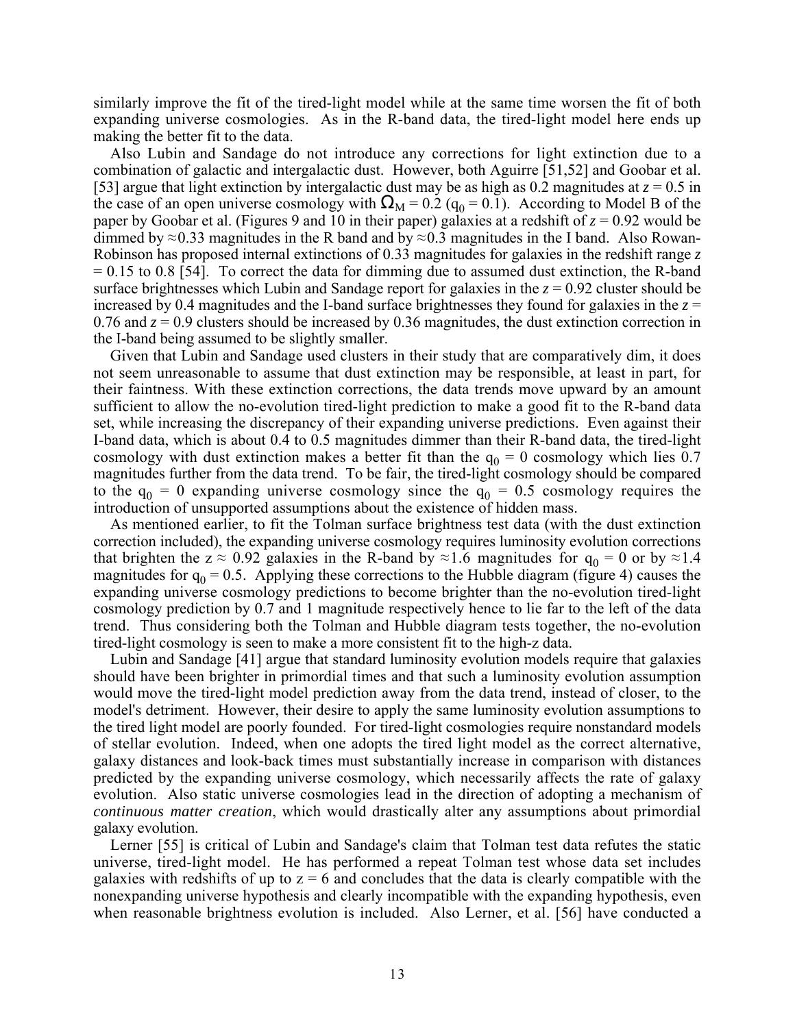similarly improve the fit of the tired-light model while at the same time worsen the fit of both expanding universe cosmologies. As in the R-band data, the tired-light model here ends up making the better fit to the data.

Also Lubin and Sandage do not introduce any corrections for light extinction due to a combination of galactic and intergalactic dust. However, both Aguirre [51,52] and Goobar et al. [53] argue that light extinction by intergalactic dust may be as high as 0.2 magnitudes at $z = 0.5$ in the case of an open universe cosmology with $\Omega_M = 0.2$ ($q_0 = 0.1$). According to Model B of the paper by Goobar et al. (Figures 9 and 10 in their paper) galaxies at a redshift of $z = 0.92$ would be dimmed by ≈0.33 magnitudes in the R band and by ≈0.3 magnitudes in the I band. Also Rowan-Robinson has proposed internal extinctions of 0.33 magnitudes for galaxies in the redshift range $z = 0.15$ to 0.8 [54]. To correct the data for dimming due to assumed dust extinction, the R-band surface brightnesses which Lubin and Sandage report for galaxies in the $z = 0.92$ cluster should be increased by 0.4 magnitudes and the I-band surface brightnesses they found for galaxies in the $z = 0.76$ and $z = 0.9$ clusters should be increased by 0.36 magnitudes, the dust extinction correction in the I-band being assumed to be slightly smaller.

Given that Lubin and Sandage used clusters in their study that are comparatively dim, it does not seem unreasonable to assume that dust extinction may be responsible, at least in part, for their faintness. With these extinction corrections, the data trends move upward by an amount sufficient to allow the no-evolution tired-light prediction to make a good fit to the R-band data set, while increasing the discrepancy of their expanding universe predictions. Even against their I-band data, which is about 0.4 to 0.5 magnitudes dimmer than their R-band data, the tired-light cosmology with dust extinction makes a better fit than the $q_0 = 0$ cosmology which lies 0.7 magnitudes further from the data trend. To be fair, the tired-light cosmology should be compared to the $q_0 = 0$ expanding universe cosmology since the $q_0 = 0.5$ cosmology requires the introduction of unsupported assumptions about the existence of hidden mass.

As mentioned earlier, to fit the Tolman surface brightness test data (with the dust extinction correction included), the expanding universe cosmology requires luminosity evolution corrections that brighten the $z \approx 0.92$ galaxies in the R-band by ≈1.6 magnitudes for $q_0 = 0$ or by ≈1.4 magnitudes for $q_0 = 0.5$. Applying these corrections to the Hubble diagram (figure 4) causes the expanding universe cosmology predictions to become brighter than the no-evolution tired-light cosmology prediction by 0.7 and 1 magnitude respectively hence to lie far to the left of the data trend. Thus considering both the Tolman and Hubble diagram tests together, the no-evolution tired-light cosmology is seen to make a more consistent fit to the high-z data.

Lubin and Sandage [41] argue that standard luminosity evolution models require that galaxies should have been brighter in primordial times and that such a luminosity evolution assumption would move the tired-light model prediction away from the data trend, instead of closer, to the model's detriment. However, their desire to apply the same luminosity evolution assumptions to the tired light model are poorly founded. For tired-light cosmologies require nonstandard models of stellar evolution. Indeed, when one adopts the tired light model as the correct alternative, galaxy distances and look-back times must substantially increase in comparison with distances predicted by the expanding universe cosmology, which necessarily affects the rate of galaxy evolution. Also static universe cosmologies lead in the direction of adopting a mechanism of *continuous matter creation*, which would drastically alter any assumptions about primordial galaxy evolution.

Lerner [55] is critical of Lubin and Sandage's claim that Tolman test data refutes the static universe, tired-light model. He has performed a repeat Tolman test whose data set includes galaxies with redshifts of up to $z = 6$ and concludes that the data is clearly compatible with the nonexpanding universe hypothesis and clearly incompatible with the expanding hypothesis, even when reasonable brightness evolution is included. Also Lerner, et al. [56] have conducted a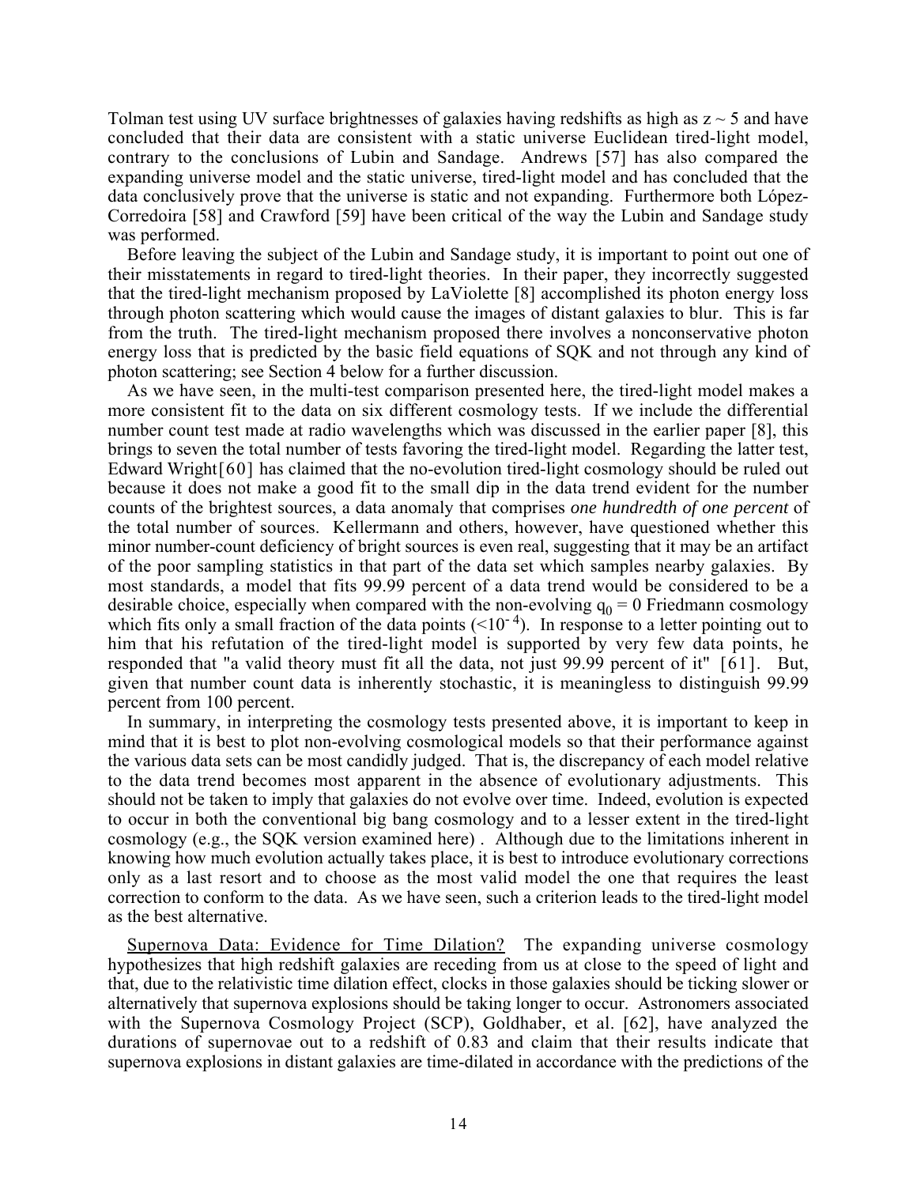Tolman test using UV surface brightnesses of galaxies having redshifts as high as $z \sim 5$ and have concluded that their data are consistent with a static universe Euclidean tired-light model, contrary to the conclusions of Lubin and Sandage. Andrews [57] has also compared the expanding universe model and the static universe, tired-light model and has concluded that the data conclusively prove that the universe is static and not expanding. Furthermore both López-Corredoira [58] and Crawford [59] have been critical of the way the Lubin and Sandage study was performed.

Before leaving the subject of the Lubin and Sandage study, it is important to point out one of their misstatements in regard to tired-light theories. In their paper, they incorrectly suggested that the tired-light mechanism proposed by LaViolette [8] accomplished its photon energy loss through photon scattering which would cause the images of distant galaxies to blur. This is far from the truth. The tired-light mechanism proposed there involves a nonconservative photon energy loss that is predicted by the basic field equations of SQK and not through any kind of photon scattering; see Section 4 below for a further discussion.

As we have seen, in the multi-test comparison presented here, the tired-light model makes a more consistent fit to the data on six different cosmology tests. If we include the differential number count test made at radio wavelengths which was discussed in the earlier paper [8], this brings to seven the total number of tests favoring the tired-light model. Regarding the latter test, Edward Wright [60] has claimed that the no-evolution tired-light cosmology should be ruled out because it does not make a good fit to the small dip in the data trend evident for the number counts of the brightest sources, a data anomaly that comprises *one hundredth of one percent* of the total number of sources. Kellermann and others, however, have questioned whether this minor number-count deficiency of bright sources is even real, suggesting that it may be an artifact of the poor sampling statistics in that part of the data set which samples nearby galaxies. By most standards, a model that fits 99.99 percent of a data trend would be considered to be a desirable choice, especially when compared with the non-evolving $q_0 = 0$ Friedmann cosmology which fits only a small fraction of the data points ($<10^{-4}$). In response to a letter pointing out to him that his refutation of the tired-light model is supported by very few data points, he responded that "a valid theory must fit all the data, not just 99.99 percent of it" [61]. But, given that number count data is inherently stochastic, it is meaningless to distinguish 99.99 percent from 100 percent.

In summary, in interpreting the cosmology tests presented above, it is important to keep in mind that it is best to plot non-evolving cosmological models so that their performance against the various data sets can be most candidly judged. That is, the discrepancy of each model relative to the data trend becomes most apparent in the absence of evolutionary adjustments. This should not be taken to imply that galaxies do not evolve over time. Indeed, evolution is expected to occur in both the conventional big bang cosmology and to a lesser extent in the tired-light cosmology (e.g., the SQK version examined here) . Although due to the limitations inherent in knowing how much evolution actually takes place, it is best to introduce evolutionary corrections only as a last resort and to choose as the most valid model the one that requires the least correction to conform to the data. As we have seen, such a criterion leads to the tired-light model as the best alternative.

Supernova Data: Evidence for Time Dilation? The expanding universe cosmology hypothesizes that high redshift galaxies are receding from us at close to the speed of light and that, due to the relativistic time dilation effect, clocks in those galaxies should be ticking slower or alternatively that supernova explosions should be taking longer to occur. Astronomers associated with the Supernova Cosmology Project (SCP), Goldhaber, et al. [62], have analyzed the durations of supernovae out to a redshift of 0.83 and claim that their results indicate that supernova explosions in distant galaxies are time-dilated in accordance with the predictions of the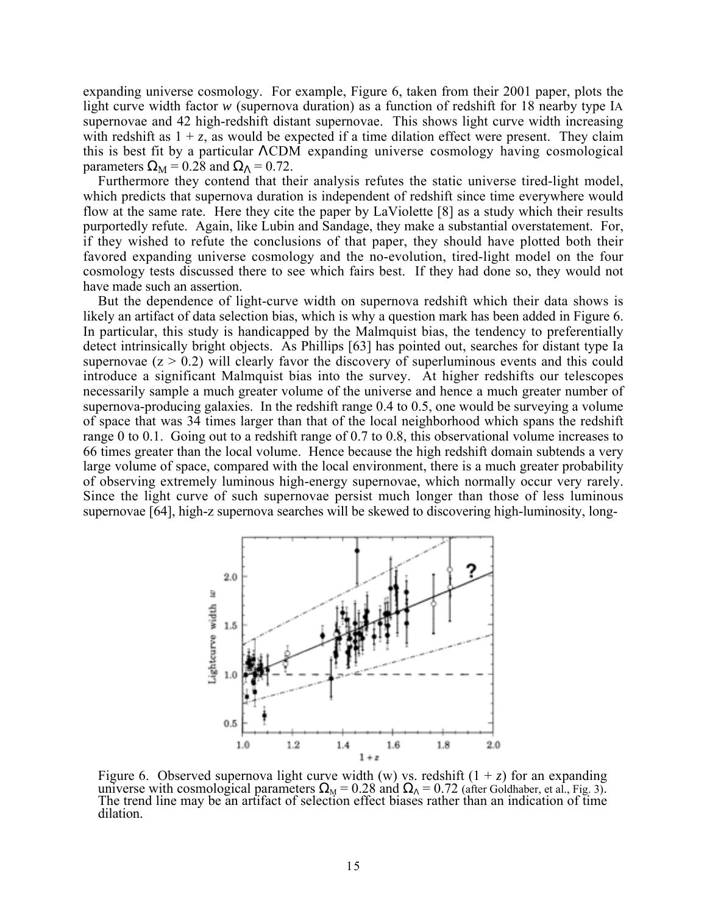expanding universe cosmology. For example, Figure 6, taken from their 2001 paper, plots the light curve width factor *w* (supernova duration) as a function of redshift for 18 nearby type IA supernovae and 42 high-redshift distant supernovae. This shows light curve width increasing with redshift as $1 + z$, as would be expected if a time dilation effect were present. They claim this is best fit by a particular ΛCDM expanding universe cosmology having cosmological parameters $\Omega_M = 0.28$ and $\Omega_\Lambda = 0.72$.

Furthermore they contend that their analysis refutes the static universe tired-light model, which predicts that supernova duration is independent of redshift since time everywhere would flow at the same rate. Here they cite the paper by LaViolette [8] as a study which their results purportedly refute. Again, like Lubin and Sandage, they make a substantial overstatement. For, if they wished to refute the conclusions of that paper, they should have plotted both their favored expanding universe cosmology and the no-evolution, tired-light model on the four cosmology tests discussed there to see which fairs best. If they had done so, they would not have made such an assertion.

But the dependence of light-curve width on supernova redshift which their data shows is likely an artifact of data selection bias, which is why a question mark has been added in Figure 6. In particular, this study is handicapped by the Malmquist bias, the tendency to preferentially detect intrinsically bright objects. As Phillips [63] has pointed out, searches for distant type Ia supernovae ($z > 0.2$) will clearly favor the discovery of superluminous events and this could introduce a significant Malmquist bias into the survey. At higher redshifts our telescopes necessarily sample a much greater volume of the universe and hence a much greater number of supernova-producing galaxies. In the redshift range 0.4 to 0.5, one would be surveying a volume of space that was 34 times larger than that of the local neighborhood which spans the redshift range 0 to 0.1. Going out to a redshift range of 0.7 to 0.8, this observational volume increases to 66 times greater than the local volume. Hence because the high redshift domain subtends a very large volume of space, compared with the local environment, there is a much greater probability of observing extremely luminous high-energy supernovae, which normally occur very rarely. Since the light curve of such supernovae persist much longer than those of less luminous supernovae [64], high-z supernova searches will be skewed to discovering high-luminosity, long-

Figure 6. Observed supernova light curve width (w) vs. redshift ($1 + z$) for an expanding universe with cosmological parameters $\Omega_M = 0.28$ and $\Omega_\Lambda = 0.72$ (after Goldhaber, et al., Fig. 3). The trend line may be an artifact of selection effect biases rather than an indication of time dilation.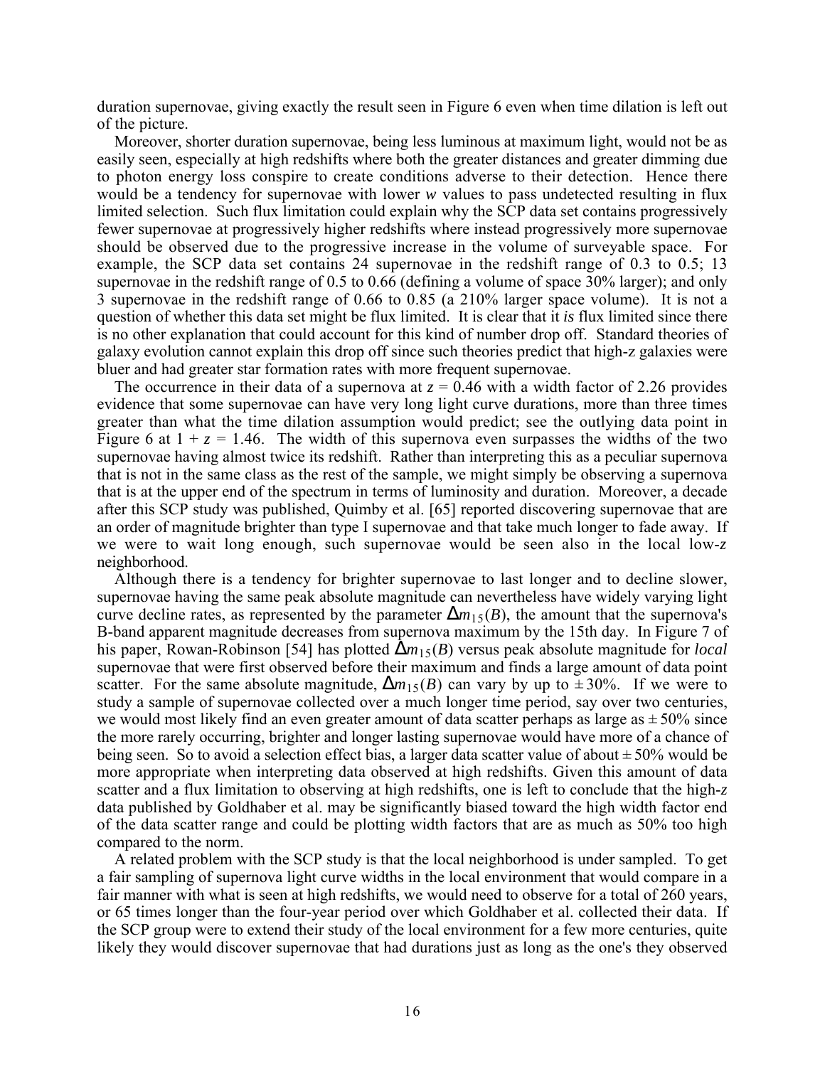duration supernovae, giving exactly the result seen in Figure 6 even when time dilation is left out of the picture.

Moreover, shorter duration supernovae, being less luminous at maximum light, would not be as easily seen, especially at high redshifts where both the greater distances and greater dimming due to photon energy loss conspire to create conditions adverse to their detection. Hence there would be a tendency for supernovae with lower $w$ values to pass undetected resulting in flux limited selection. Such flux limitation could explain why the SCP data set contains progressively fewer supernovae at progressively higher redshifts where instead progressively more supernovae should be observed due to the progressive increase in the volume of surveyable space. For example, the SCP data set contains 24 supernovae in the redshift range of 0.3 to 0.5; 13 supernovae in the redshift range of 0.5 to 0.66 (defining a volume of space 30% larger); and only 3 supernovae in the redshift range of 0.66 to 0.85 (a 210% larger space volume). It is not a question of whether this data set might be flux limited. It is clear that it *is* flux limited since there is no other explanation that could account for this kind of number drop off. Standard theories of galaxy evolution cannot explain this drop off since such theories predict that high-z galaxies were bluer and had greater star formation rates with more frequent supernovae.

The occurrence in their data of a supernova at $z = 0.46$ with a width factor of 2.26 provides evidence that some supernovae can have very long light curve durations, more than three times greater than what the time dilation assumption would predict; see the outlying data point in Figure 6 at $1 + z = 1.46$. The width of this supernova even surpasses the widths of the two supernovae having almost twice its redshift. Rather than interpreting this as a peculiar supernova that is not in the same class as the rest of the sample, we might simply be observing a supernova that is at the upper end of the spectrum in terms of luminosity and duration. Moreover, a decade after this SCP study was published, Quimby et al. [65] reported discovering supernovae that are an order of magnitude brighter than type I supernovae and that take much longer to fade away. If we were to wait long enough, such supernovae would be seen also in the local low-*z* neighborhood.

Although there is a tendency for brighter supernovae to last longer and to decline slower, supernovae having the same peak absolute magnitude can nevertheless have widely varying light curve decline rates, as represented by the parameter $\Delta m_{15}(B)$, the amount that the supernova's B-band apparent magnitude decreases from supernova maximum by the 15th day. In Figure 7 of his paper, Rowan-Robinson [54] has plotted $\Delta m_{15}(B)$ versus peak absolute magnitude for *local* supernovae that were first observed before their maximum and finds a large amount of data point scatter. For the same absolute magnitude, $\Delta m_{15}(B)$ can vary by up to $\pm 30\%$. If we were to study a sample of supernovae collected over a much longer time period, say over two centuries, we would most likely find an even greater amount of data scatter perhaps as large as $\pm 50\%$ since the more rarely occurring, brighter and longer lasting supernovae would have more of a chance of being seen. So to avoid a selection effect bias, a larger data scatter value of about $\pm 50\%$ would be more appropriate when interpreting data observed at high redshifts. Given this amount of data scatter and a flux limitation to observing at high redshifts, one is left to conclude that the high-*z* data published by Goldhaber et al. may be significantly biased toward the high width factor end of the data scatter range and could be plotting width factors that are as much as 50% too high compared to the norm.

A related problem with the SCP study is that the local neighborhood is under sampled. To get a fair sampling of supernova light curve widths in the local environment that would compare in a fair manner with what is seen at high redshifts, we would need to observe for a total of 260 years, or 65 times longer than the four-year period over which Goldhaber et al. collected their data. If the SCP group were to extend their study of the local environment for a few more centuries, quite likely they would discover supernovae that had durations just as long as the one's they observed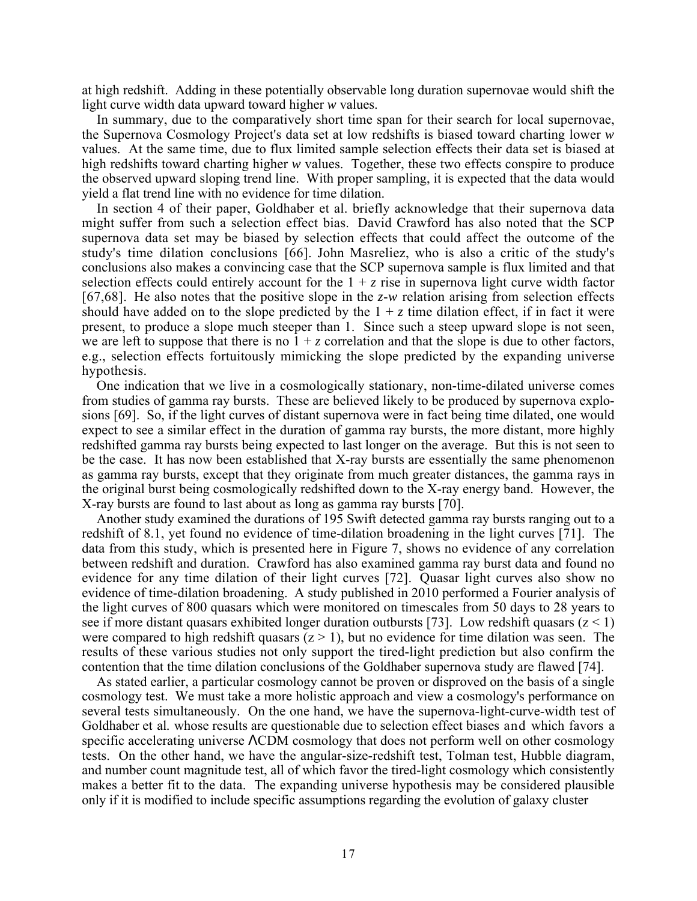at high redshift. Adding in these potentially observable long duration supernovae would shift the light curve width data upward toward higher *w* values.

In summary, due to the comparatively short time span for their search for local supernovae, the Supernova Cosmology Project's data set at low redshifts is biased toward charting lower *w* values. At the same time, due to flux limited sample selection effects their data set is biased at high redshifts toward charting higher *w* values. Together, these two effects conspire to produce the observed upward sloping trend line. With proper sampling, it is expected that the data would yield a flat trend line with no evidence for time dilation.

In section 4 of their paper, Goldhaber et al. briefly acknowledge that their supernova data might suffer from such a selection effect bias. David Crawford has also noted that the SCP supernova data set may be biased by selection effects that could affect the outcome of the study's time dilation conclusions [66]. John Masreliez, who is also a critic of the study's conclusions also makes a convincing case that the SCP supernova sample is flux limited and that selection effects could entirely account for the $1 + z$ rise in supernova light curve width factor [67,68]. He also notes that the positive slope in the *z*-*w* relation arising from selection effects should have added on to the slope predicted by the $1 + z$ time dilation effect, if in fact it were present, to produce a slope much steeper than 1. Since such a steep upward slope is not seen, we are left to suppose that there is no $1 + z$ correlation and that the slope is due to other factors, e.g., selection effects fortuitously mimicking the slope predicted by the expanding universe hypothesis.

One indication that we live in a cosmologically stationary, non-time-dilated universe comes from studies of gamma ray bursts. These are believed likely to be produced by supernova explosions [69]. So, if the light curves of distant supernova were in fact being time dilated, one would expect to see a similar effect in the duration of gamma ray bursts, the more distant, more highly redshifted gamma ray bursts being expected to last longer on the average. But this is not seen to be the case. It has now been established that X-ray bursts are essentially the same phenomenon as gamma ray bursts, except that they originate from much greater distances, the gamma rays in the original burst being cosmologically redshifted down to the X-ray energy band. However, the X-ray bursts are found to last about as long as gamma ray bursts [70].

Another study examined the durations of 195 Swift detected gamma ray bursts ranging out to a redshift of 8.1, yet found no evidence of time-dilation broadening in the light curves [71]. The data from this study, which is presented here in Figure 7, shows no evidence of any correlation between redshift and duration. Crawford has also examined gamma ray burst data and found no evidence for any time dilation of their light curves [72]. Quasar light curves also show no evidence of time-dilation broadening. A study published in 2010 performed a Fourier analysis of the light curves of 800 quasars which were monitored on timescales from 50 days to 28 years to see if more distant quasars exhibited longer duration outbursts [73]. Low redshift quasars ($z < 1$) were compared to high redshift quasars ($z > 1$), but no evidence for time dilation was seen. The results of these various studies not only support the tired-light prediction but also confirm the contention that the time dilation conclusions of the Goldhaber supernova study are flawed [74].

As stated earlier, a particular cosmology cannot be proven or disproved on the basis of a single cosmology test. We must take a more holistic approach and view a cosmology's performance on several tests simultaneously. On the one hand, we have the supernova-light-curve-width test of Goldhaber et al. whose results are questionable due to selection effect biases and which favors a specific accelerating universe ΛCDM cosmology that does not perform well on other cosmology tests. On the other hand, we have the angular-size-redshift test, Tolman test, Hubble diagram, and number count magnitude test, all of which favor the tired-light cosmology which consistently makes a better fit to the data. The expanding universe hypothesis may be considered plausible only if it is modified to include specific assumptions regarding the evolution of galaxy cluster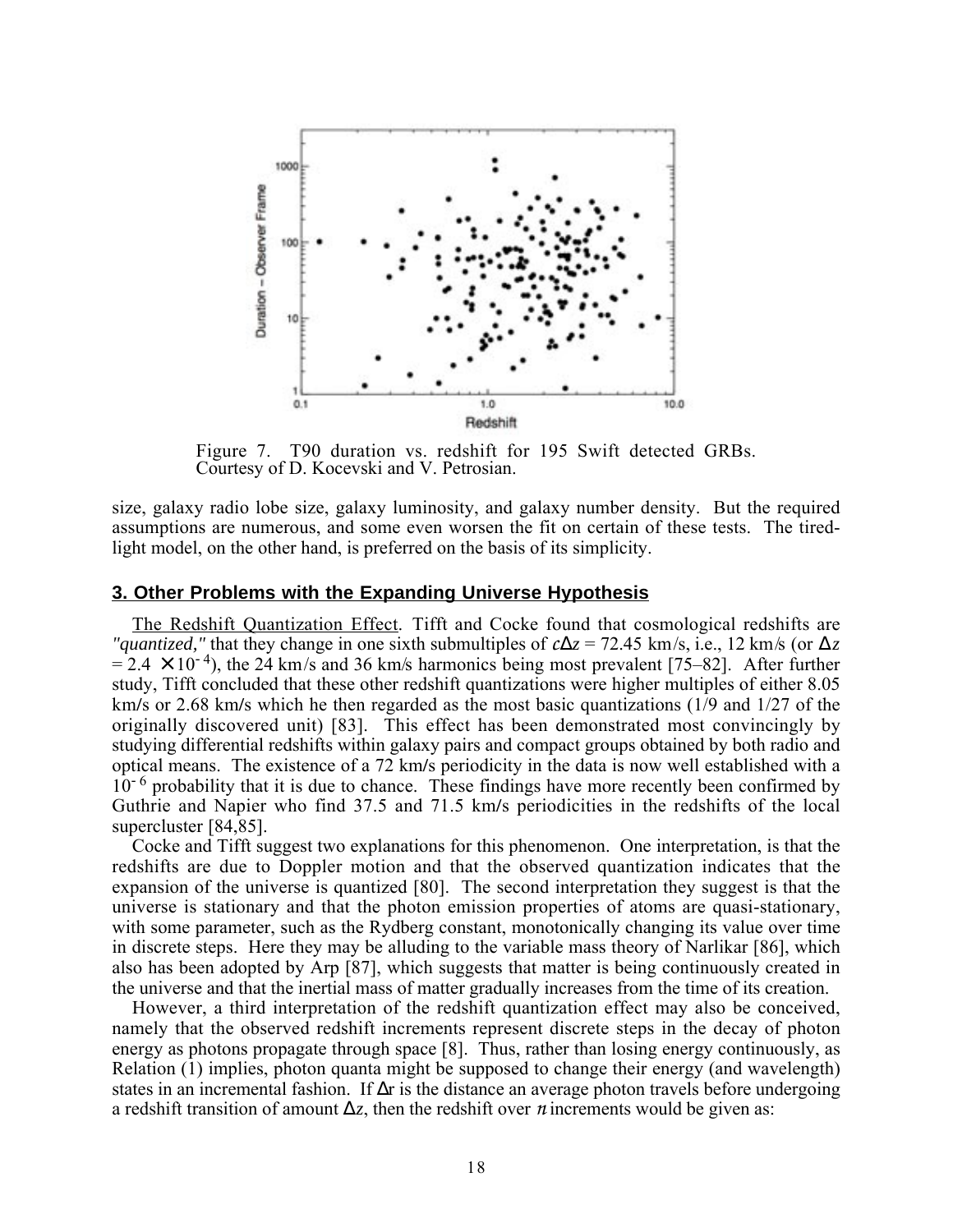Figure 7. T90 duration vs. redshift for 195 Swift detected GRBs. Courtesy of D. Kocevski and V. Petrosian.

size, galaxy radio lobe size, galaxy luminosity, and galaxy number density. But the required assumptions are numerous, and some even worsen the fit on certain of these tests. The tired-light model, on the other hand, is preferred on the basis of its simplicity.

## 3. Other Problems with the Expanding Universe Hypothesis

The Redshift Quantization Effect. Tifft and Cocke found that cosmological redshifts are *"quantized,"* that they change in one sixth submultiples of $c\Delta z$ = 72.45 km/s, i.e., 12 km/s (or $\Delta z = 2.4 \times 10^{-4}$), the 24 km/s and 36 km/s harmonics being most prevalent [75–82]. After further study, Tifft concluded that these other redshift quantizations were higher multiples of either 8.05 km/s or 2.68 km/s which he then regarded as the most basic quantizations (1/9 and 1/27 of the originally discovered unit) [83]. This effect has been demonstrated most convincingly by studying differential redshifts within galaxy pairs and compact groups obtained by both radio and optical means. The existence of a 72 km/s periodicity in the data is now well established with a $10^{-6}$ probability that it is due to chance. These findings have more recently been confirmed by Guthrie and Napier who find 37.5 and 71.5 km/s periodicities in the redshifts of the local supercluster [84,85].

Cocke and Tifft suggest two explanations for this phenomenon. One interpretation, is that the redshifts are due to Doppler motion and that the observed quantization indicates that the expansion of the universe is quantized [80]. The second interpretation they suggest is that the universe is stationary and that the photon emission properties of atoms are quasi-stationary, with some parameter, such as the Rydberg constant, monotonically changing its value over time in discrete steps. Here they may be alluding to the variable mass theory of Narlikar [86], which also has been adopted by Arp [87], which suggests that matter is being continuously created in the universe and that the inertial mass of matter gradually increases from the time of its creation.

However, a third interpretation of the redshift quantization effect may also be conceived, namely that the observed redshift increments represent discrete steps in the decay of photon energy as photons propagate through space [8]. Thus, rather than losing energy continuously, as Relation (1) implies, photon quanta might be supposed to change their energy (and wavelength) states in an incremental fashion. If $\Delta r$ is the distance an average photon travels before undergoing a redshift transition of amount $\Delta z$, then the redshift over $n$ increments would be given as: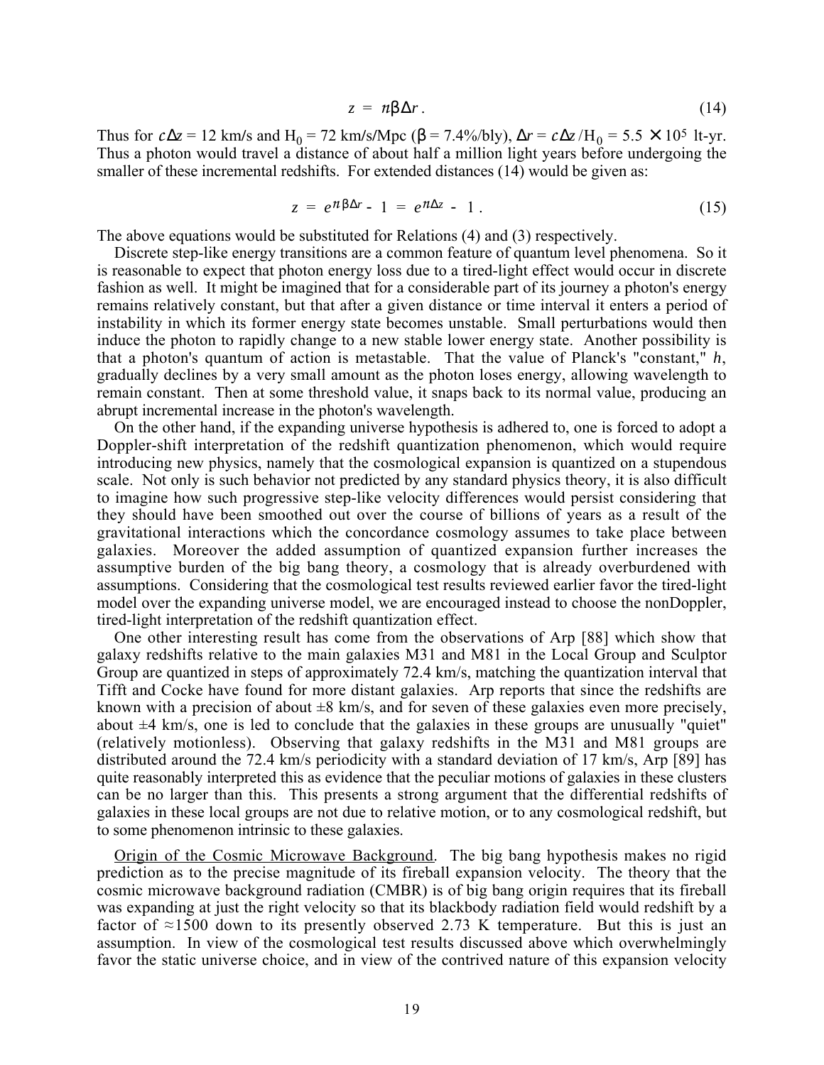$$z = n\beta\Delta r. \tag{14}$$

Thus for $c\Delta z = 12$ km/s and $H_0 = 72$ km/s/Mpc ($\beta = 7.4\%$/bly), $\Delta r = c\Delta z/H_0 = 5.5 \times 10^5$ lt-yr. Thus a photon would travel a distance of about half a million light years before undergoing the smaller of these incremental redshifts. For extended distances (14) would be given as:

$$z = e^{n\beta\Delta r} - 1 = e^{n\Delta z} - 1. \tag{15}$$

The above equations would be substituted for Relations (4) and (3) respectively.

Discrete step-like energy transitions are a common feature of quantum level phenomena. So it is reasonable to expect that photon energy loss due to a tired-light effect would occur in discrete fashion as well. It might be imagined that for a considerable part of its journey a photon's energy remains relatively constant, but that after a given distance or time interval it enters a period of instability in which its former energy state becomes unstable. Small perturbations would then induce the photon to rapidly change to a new stable lower energy state. Another possibility is that a photon's quantum of action is metastable. That the value of Planck's "constant," $h$, gradually declines by a very small amount as the photon loses energy, allowing wavelength to remain constant. Then at some threshold value, it snaps back to its normal value, producing an abrupt incremental increase in the photon's wavelength.

On the other hand, if the expanding universe hypothesis is adhered to, one is forced to adopt a Doppler-shift interpretation of the redshift quantization phenomenon, which would require introducing new physics, namely that the cosmological expansion is quantized on a stupendous scale. Not only is such behavior not predicted by any standard physics theory, it is also difficult to imagine how such progressive step-like velocity differences would persist considering that they should have been smoothed out over the course of billions of years as a result of the gravitational interactions which the concordance cosmology assumes to take place between galaxies. Moreover the added assumption of quantized expansion further increases the assumptive burden of the big bang theory, a cosmology that is already overburdened with assumptions. Considering that the cosmological test results reviewed earlier favor the tired-light model over the expanding universe model, we are encouraged instead to choose the nonDoppler, tired-light interpretation of the redshift quantization effect.

One other interesting result has come from the observations of Arp [88] which show that galaxy redshifts relative to the main galaxies M31 and M81 in the Local Group and Sculptor Group are quantized in steps of approximately 72.4 km/s, matching the quantization interval that Tifft and Cocke have found for more distant galaxies. Arp reports that since the redshifts are known with a precision of about ±8 km/s, and for seven of these galaxies even more precisely, about ±4 km/s, one is led to conclude that the galaxies in these groups are unusually "quiet" (relatively motionless). Observing that galaxy redshifts in the M31 and M81 groups are distributed around the 72.4 km/s periodicity with a standard deviation of 17 km/s, Arp [89] has quite reasonably interpreted this as evidence that the peculiar motions of galaxies in these clusters can be no larger than this. This presents a strong argument that the differential redshifts of galaxies in these local groups are not due to relative motion, or to any cosmological redshift, but to some phenomenon intrinsic to these galaxies.

Origin of the Cosmic Microwave Background. The big bang hypothesis makes no rigid prediction as to the precise magnitude of its fireball expansion velocity. The theory that the cosmic microwave background radiation (CMBR) is of big bang origin requires that its fireball was expanding at just the right velocity so that its blackbody radiation field would redshift by a factor of ≈1500 down to its presently observed 2.73 K temperature. But this is just an assumption. In view of the cosmological test results discussed above which overwhelmingly favor the static universe choice, and in view of the contrived nature of this expansion velocity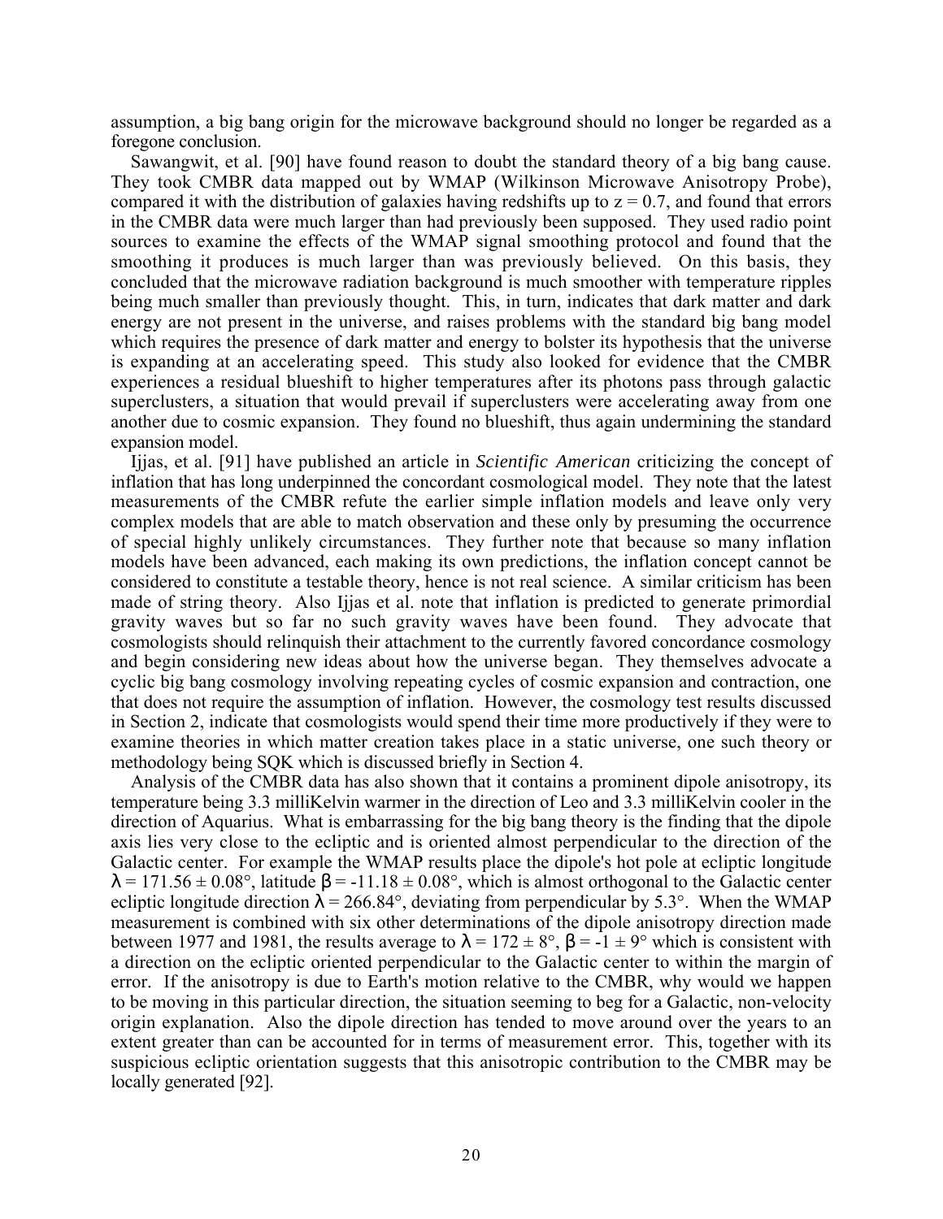assumption, a big bang origin for the microwave background should no longer be regarded as a foregone conclusion.

Sawangwit, et al. [90] have found reason to doubt the standard theory of a big bang cause. They took CMBR data mapped out by WMAP (Wilkinson Microwave Anisotropy Probe), compared it with the distribution of galaxies having redshifts up to $z = 0.7$, and found that errors in the CMBR data were much larger than had previously been supposed. They used radio point sources to examine the effects of the WMAP signal smoothing protocol and found that the smoothing it produces is much larger than was previously believed. On this basis, they concluded that the microwave radiation background is much smoother with temperature ripples being much smaller than previously thought. This, in turn, indicates that dark matter and dark energy are not present in the universe, and raises problems with the standard big bang model which requires the presence of dark matter and energy to bolster its hypothesis that the universe is expanding at an accelerating speed. This study also looked for evidence that the CMBR experiences a residual blueshift to higher temperatures after its photons pass through galactic superclusters, a situation that would prevail if superclusters were accelerating away from one another due to cosmic expansion. They found no blueshift, thus again undermining the standard expansion model.

Ijjas, et al. [91] have published an article in *Scientific American* criticizing the concept of inflation that has long underpinned the concordant cosmological model. They note that the latest measurements of the CMBR refute the earlier simple inflation models and leave only very complex models that are able to match observation and these only by presuming the occurrence of special highly unlikely circumstances. They further note that because so many inflation models have been advanced, each making its own predictions, the inflation concept cannot be considered to constitute a testable theory, hence is not real science. A similar criticism has been made of string theory. Also Ijjas et al. note that inflation is predicted to generate primordial gravity waves but so far no such gravity waves have been found. They advocate that cosmologists should relinquish their attachment to the currently favored concordance cosmology and begin considering new ideas about how the universe began. They themselves advocate a cyclic big bang cosmology involving repeating cycles of cosmic expansion and contraction, one that does not require the assumption of inflation. However, the cosmology test results discussed in Section 2, indicate that cosmologists would spend their time more productively if they were to examine theories in which matter creation takes place in a static universe, one such theory or methodology being SQK which is discussed briefly in Section 4.

Analysis of the CMBR data has also shown that it contains a prominent dipole anisotropy, its temperature being 3.3 milliKelvin warmer in the direction of Leo and 3.3 milliKelvin cooler in the direction of Aquarius. What is embarrassing for the big bang theory is the finding that the dipole axis lies very close to the ecliptic and is oriented almost perpendicular to the direction of the Galactic center. For example the WMAP results place the dipole's hot pole at ecliptic longitude $\lambda = 171.56 \pm 0.08°$, latitude $\beta = -11.18 \pm 0.08°$, which is almost orthogonal to the Galactic center ecliptic longitude direction $\lambda = 266.84°$, deviating from perpendicular by 5.3°. When the WMAP measurement is combined with six other determinations of the dipole anisotropy direction made between 1977 and 1981, the results average to $\lambda = 172 \pm 8°$, $\beta = -1 \pm 9°$ which is consistent with a direction on the ecliptic oriented perpendicular to the Galactic center to within the margin of error. If the anisotropy is due to Earth's motion relative to the CMBR, why would we happen to be moving in this particular direction, the situation seeming to beg for a Galactic, non-velocity origin explanation. Also the dipole direction has tended to move around over the years to an extent greater than can be accounted for in terms of measurement error. This, together with its suspicious ecliptic orientation suggests that this anisotropic contribution to the CMBR may be locally generated [92].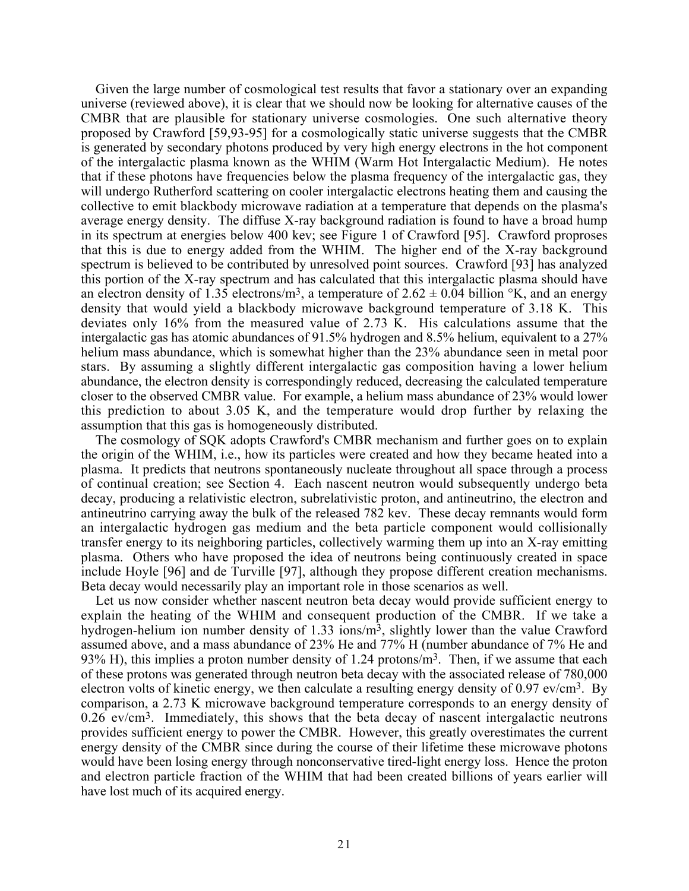Given the large number of cosmological test results that favor a stationary over an expanding universe (reviewed above), it is clear that we should now be looking for alternative causes of the CMBR that are plausible for stationary universe cosmologies. One such alternative theory proposed by Crawford [59,93-95] for a cosmologically static universe suggests that the CMBR is generated by secondary photons produced by very high energy electrons in the hot component of the intergalactic plasma known as the WHIM (Warm Hot Intergalactic Medium). He notes that if these photons have frequencies below the plasma frequency of the intergalactic gas, they will undergo Rutherford scattering on cooler intergalactic electrons heating them and causing the collective to emit blackbody microwave radiation at a temperature that depends on the plasma's average energy density. The diffuse X-ray background radiation is found to have a broad hump in its spectrum at energies below 400 kev; see Figure 1 of Crawford [95]. Crawford proproses that this is due to energy added from the WHIM. The higher end of the X-ray background spectrum is believed to be contributed by unresolved point sources. Crawford [93] has analyzed this portion of the X-ray spectrum and has calculated that this intergalactic plasma should have an electron density of 1.35 electrons/m$^3$, a temperature of 2.62 ± 0.04 billion °K, and an energy density that would yield a blackbody microwave background temperature of 3.18 K. This deviates only 16% from the measured value of 2.73 K. His calculations assume that the intergalactic gas has atomic abundances of 91.5% hydrogen and 8.5% helium, equivalent to a 27% helium mass abundance, which is somewhat higher than the 23% abundance seen in metal poor stars. By assuming a slightly different intergalactic gas composition having a lower helium abundance, the electron density is correspondingly reduced, decreasing the calculated temperature closer to the observed CMBR value. For example, a helium mass abundance of 23% would lower this prediction to about 3.05 K, and the temperature would drop further by relaxing the assumption that this gas is homogeneously distributed.

The cosmology of SQK adopts Crawford's CMBR mechanism and further goes on to explain the origin of the WHIM, i.e., how its particles were created and how they became heated into a plasma. It predicts that neutrons spontaneously nucleate throughout all space through a process of continual creation; see Section 4. Each nascent neutron would subsequently undergo beta decay, producing a relativistic electron, subrelativistic proton, and antineutrino, the electron and antineutrino carrying away the bulk of the released 782 kev. These decay remnants would form an intergalactic hydrogen gas medium and the beta particle component would collisionally transfer energy to its neighboring particles, collectively warming them up into an X-ray emitting plasma. Others who have proposed the idea of neutrons being continuously created in space include Hoyle [96] and de Turville [97], although they propose different creation mechanisms. Beta decay would necessarily play an important role in those scenarios as well.

Let us now consider whether nascent neutron beta decay would provide sufficient energy to explain the heating of the WHIM and consequent production of the CMBR. If we take a hydrogen-helium ion number density of 1.33 ions/m$^3$, slightly lower than the value Crawford assumed above, and a mass abundance of 23% He and 77% H (number abundance of 7% He and 93% H), this implies a proton number density of 1.24 protons/m$^3$. Then, if we assume that each of these protons was generated through neutron beta decay with the associated release of 780,000 electron volts of kinetic energy, we then calculate a resulting energy density of 0.97 ev/cm$^3$. By comparison, a 2.73 K microwave background temperature corresponds to an energy density of 0.26 ev/cm$^3$. Immediately, this shows that the beta decay of nascent intergalactic neutrons provides sufficient energy to power the CMBR. However, this greatly overestimates the current energy density of the CMBR since during the course of their lifetime these microwave photons would have been losing energy through nonconservative tired-light energy loss. Hence the proton and electron particle fraction of the WHIM that had been created billions of years earlier will have lost much of its acquired energy.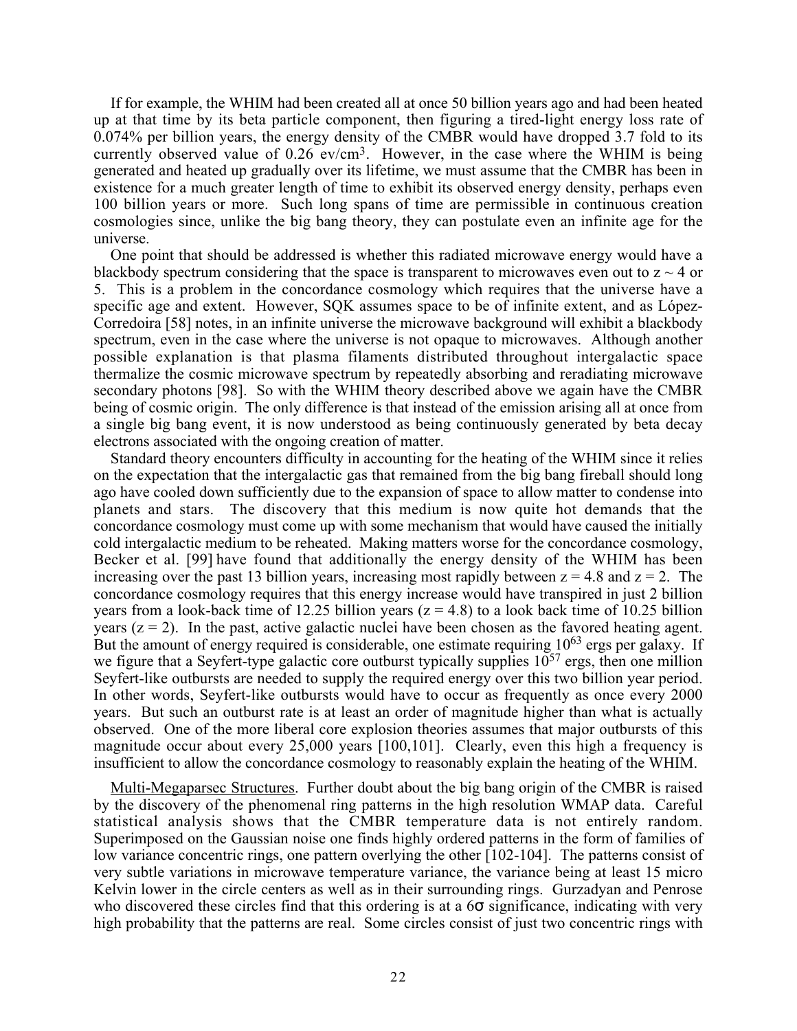If for example, the WHIM had been created all at once 50 billion years ago and had been heated up at that time by its beta particle component, then figuring a tired-light energy loss rate of 0.074% per billion years, the energy density of the CMBR would have dropped 3.7 fold to its currently observed value of 0.26 ev/cm$^3$. However, in the case where the WHIM is being generated and heated up gradually over its lifetime, we must assume that the CMBR has been in existence for a much greater length of time to exhibit its observed energy density, perhaps even 100 billion years or more. Such long spans of time are permissible in continuous creation cosmologies since, unlike the big bang theory, they can postulate even an infinite age for the universe.

One point that should be addressed is whether this radiated microwave energy would have a blackbody spectrum considering that the space is transparent to microwaves even out to $z \sim 4$ or 5. This is a problem in the concordance cosmology which requires that the universe have a specific age and extent. However, SQK assumes space to be of infinite extent, and as López-Corredoira [58] notes, in an infinite universe the microwave background will exhibit a blackbody spectrum, even in the case where the universe is not opaque to microwaves. Although another possible explanation is that plasma filaments distributed throughout intergalactic space thermalize the cosmic microwave spectrum by repeatedly absorbing and reradiating microwave secondary photons [98]. So with the WHIM theory described above we again have the CMBR being of cosmic origin. The only difference is that instead of the emission arising all at once from a single big bang event, it is now understood as being continuously generated by beta decay electrons associated with the ongoing creation of matter.

Standard theory encounters difficulty in accounting for the heating of the WHIM since it relies on the expectation that the intergalactic gas that remained from the big bang fireball should long ago have cooled down sufficiently due to the expansion of space to allow matter to condense into planets and stars. The discovery that this medium is now quite hot demands that the concordance cosmology must come up with some mechanism that would have caused the initially cold intergalactic medium to be reheated. Making matters worse for the concordance cosmology, Becker et al. [99] have found that additionally the energy density of the WHIM has been increasing over the past 13 billion years, increasing most rapidly between $z = 4.8$ and $z = 2$. The concordance cosmology requires that this energy increase would have transpired in just 2 billion years from a look-back time of 12.25 billion years ($z = 4.8$) to a look back time of 10.25 billion years ($z = 2$). In the past, active galactic nuclei have been chosen as the favored heating agent. But the amount of energy required is considerable, one estimate requiring $10^{63}$ ergs per galaxy. If we figure that a Seyfert-type galactic core outburst typically supplies $10^{57}$ ergs, then one million Seyfert-like outbursts are needed to supply the required energy over this two billion year period. In other words, Seyfert-like outbursts would have to occur as frequently as once every 2000 years. But such an outburst rate is at least an order of magnitude higher than what is actually observed. One of the more liberal core explosion theories assumes that major outbursts of this magnitude occur about every 25,000 years [100,101]. Clearly, even this high a frequency is insufficient to allow the concordance cosmology to reasonably explain the heating of the WHIM.

Multi-Megaparsec Structures. Further doubt about the big bang origin of the CMBR is raised by the discovery of the phenomenal ring patterns in the high resolution WMAP data. Careful statistical analysis shows that the CMBR temperature data is not entirely random. Superimposed on the Gaussian noise one finds highly ordered patterns in the form of families of low variance concentric rings, one pattern overlying the other [102-104]. The patterns consist of very subtle variations in microwave temperature variance, the variance being at least 15 micro Kelvin lower in the circle centers as well as in their surrounding rings. Gurzadyan and Penrose who discovered these circles find that this ordering is at a $6\sigma$ significance, indicating with very high probability that the patterns are real. Some circles consist of just two concentric rings with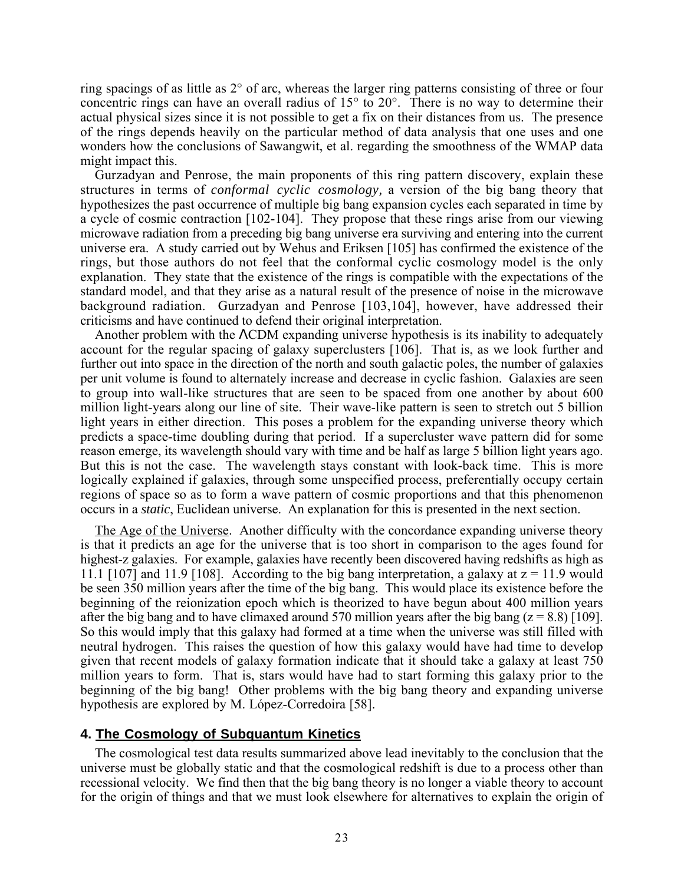ring spacings of as little as 2° of arc, whereas the larger ring patterns consisting of three or four concentric rings can have an overall radius of 15° to 20°. There is no way to determine their actual physical sizes since it is not possible to get a fix on their distances from us. The presence of the rings depends heavily on the particular method of data analysis that one uses and one wonders how the conclusions of Sawangwit, et al. regarding the smoothness of the WMAP data might impact this.

Gurzadyan and Penrose, the main proponents of this ring pattern discovery, explain these structures in terms of *conformal cyclic cosmology,* a version of the big bang theory that hypothesizes the past occurrence of multiple big bang expansion cycles each separated in time by a cycle of cosmic contraction [102-104]. They propose that these rings arise from our viewing microwave radiation from a preceding big bang universe era surviving and entering into the current universe era. A study carried out by Wehus and Eriksen [105] has confirmed the existence of the rings, but those authors do not feel that the conformal cyclic cosmology model is the only explanation. They state that the existence of the rings is compatible with the expectations of the standard model, and that they arise as a natural result of the presence of noise in the microwave background radiation. Gurzadyan and Penrose [103,104], however, have addressed their criticisms and have continued to defend their original interpretation.

Another problem with the ΛCDM expanding universe hypothesis is its inability to adequately account for the regular spacing of galaxy superclusters [106]. That is, as we look further and further out into space in the direction of the north and south galactic poles, the number of galaxies per unit volume is found to alternately increase and decrease in cyclic fashion. Galaxies are seen to group into wall-like structures that are seen to be spaced from one another by about 600 million light-years along our line of site. Their wave-like pattern is seen to stretch out 5 billion light years in either direction. This poses a problem for the expanding universe theory which predicts a space-time doubling during that period. If a supercluster wave pattern did for some reason emerge, its wavelength should vary with time and be half as large 5 billion light years ago. But this is not the case. The wavelength stays constant with look-back time. This is more logically explained if galaxies, through some unspecified process, preferentially occupy certain regions of space so as to form a wave pattern of cosmic proportions and that this phenomenon occurs in a *static*, Euclidean universe. An explanation for this is presented in the next section.

The Age of the Universe. Another difficulty with the concordance expanding universe theory is that it predicts an age for the universe that is too short in comparison to the ages found for highest-z galaxies. For example, galaxies have recently been discovered having redshifts as high as 11.1 [107] and 11.9 [108]. According to the big bang interpretation, a galaxy at $z = 11.9$ would be seen 350 million years after the time of the big bang. This would place its existence before the beginning of the reionization epoch which is theorized to have begun about 400 million years after the big bang and to have climaxed around 570 million years after the big bang ($z = 8.8$) [109]. So this would imply that this galaxy had formed at a time when the universe was still filled with neutral hydrogen. This raises the question of how this galaxy would have had time to develop given that recent models of galaxy formation indicate that it should take a galaxy at least 750 million years to form. That is, stars would have had to start forming this galaxy prior to the beginning of the big bang! Other problems with the big bang theory and expanding universe hypothesis are explored by M. López-Corredoira [58].

## 4. The Cosmology of Subquantum Kinetics

The cosmological test data results summarized above lead inevitably to the conclusion that the universe must be globally static and that the cosmological redshift is due to a process other than recessional velocity. We find then that the big bang theory is no longer a viable theory to account for the origin of things and that we must look elsewhere for alternatives to explain the origin of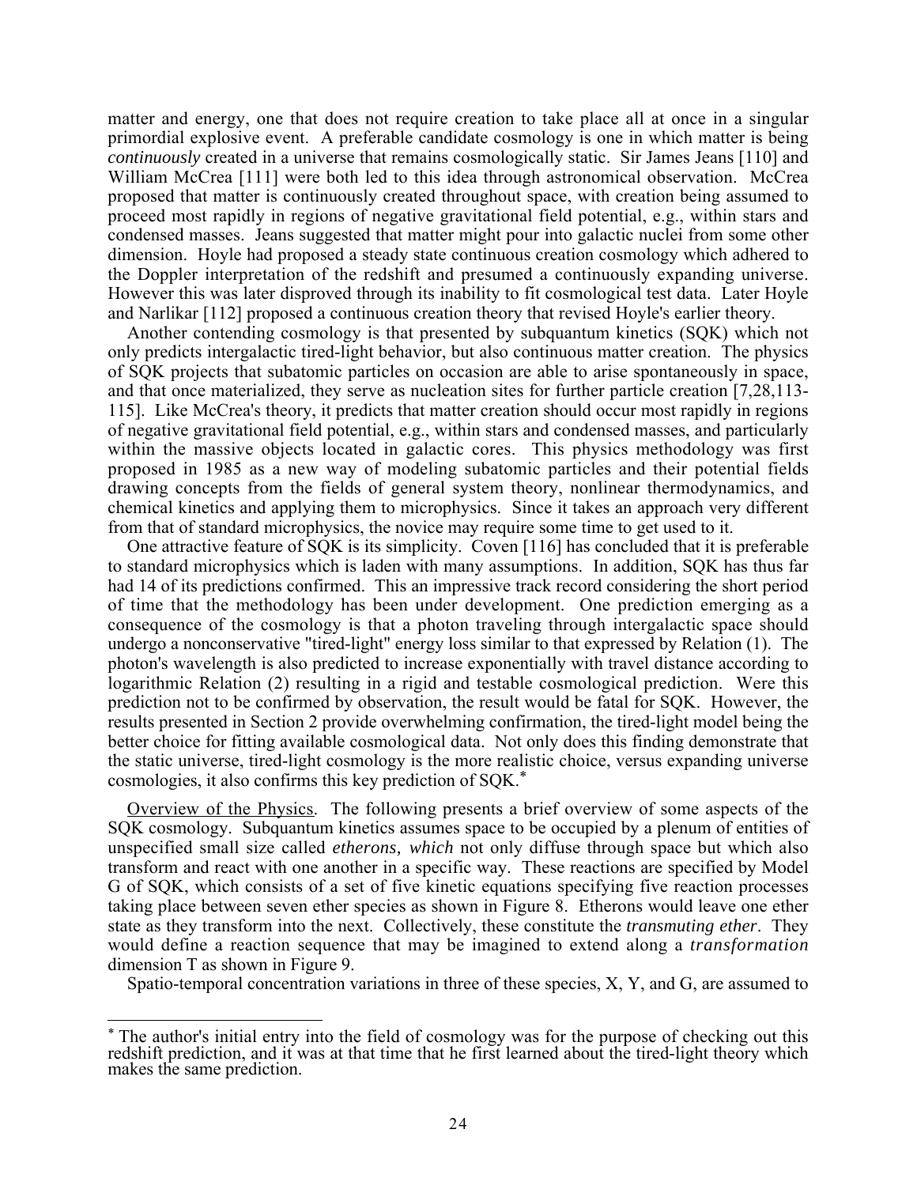matter and energy, one that does not require creation to take place all at once in a singular primordial explosive event. A preferable candidate cosmology is one in which matter is being *continuously* created in a universe that remains cosmologically static. Sir James Jeans [110] and William McCrea [111] were both led to this idea through astronomical observation. McCrea proposed that matter is continuously created throughout space, with creation being assumed to proceed most rapidly in regions of negative gravitational field potential, e.g., within stars and condensed masses. Jeans suggested that matter might pour into galactic nuclei from some other dimension. Hoyle had proposed a steady state continuous creation cosmology which adhered to the Doppler interpretation of the redshift and presumed a continuously expanding universe. However this was later disproved through its inability to fit cosmological test data. Later Hoyle and Narlikar [112] proposed a continuous creation theory that revised Hoyle's earlier theory.

Another contending cosmology is that presented by subquantum kinetics (SQK) which not only predicts intergalactic tired-light behavior, but also continuous matter creation. The physics of SQK projects that subatomic particles on occasion are able to arise spontaneously in space, and that once materialized, they serve as nucleation sites for further particle creation [7,28,113-115]. Like McCrea's theory, it predicts that matter creation should occur most rapidly in regions of negative gravitational field potential, e.g., within stars and condensed masses, and particularly within the massive objects located in galactic cores. This physics methodology was first proposed in 1985 as a new way of modeling subatomic particles and their potential fields drawing concepts from the fields of general system theory, nonlinear thermodynamics, and chemical kinetics and applying them to microphysics. Since it takes an approach very different from that of standard microphysics, the novice may require some time to get used to it.

One attractive feature of SQK is its simplicity. Coven [116] has concluded that it is preferable to standard microphysics which is laden with many assumptions. In addition, SQK has thus far had 14 of its predictions confirmed. This an impressive track record considering the short period of time that the methodology has been under development. One prediction emerging as a consequence of the cosmology is that a photon traveling through intergalactic space should undergo a nonconservative "tired-light" energy loss similar to that expressed by Relation (1). The photon's wavelength is also predicted to increase exponentially with travel distance according to logarithmic Relation (2) resulting in a rigid and testable cosmological prediction. Were this prediction not to be confirmed by observation, the result would be fatal for SQK. However, the results presented in Section 2 provide overwhelming confirmation, the tired-light model being the better choice for fitting available cosmological data. Not only does this finding demonstrate that the static universe, tired-light cosmology is the more realistic choice, versus expanding universe cosmologies, it also confirms this key prediction of SQK.*

Overview of the Physics. The following presents a brief overview of some aspects of the SQK cosmology. Subquantum kinetics assumes space to be occupied by a plenum of entities of unspecified small size called *etherons, which* not only diffuse through space but which also transform and react with one another in a specific way. These reactions are specified by Model G of SQK, which consists of a set of five kinetic equations specifying five reaction processes taking place between seven ether species as shown in Figure 8. Etherons would leave one ether state as they transform into the next. Collectively, these constitute the *transmuting ether*. They would define a reaction sequence that may be imagined to extend along a *transformation* dimension T as shown in Figure 9.

Spatio-temporal concentration variations in three of these species, X, Y, and G, are assumed to

---

* The author's initial entry into the field of cosmology was for the purpose of checking out this redshift prediction, and it was at that time that he first learned about the tired-light theory which makes the same prediction.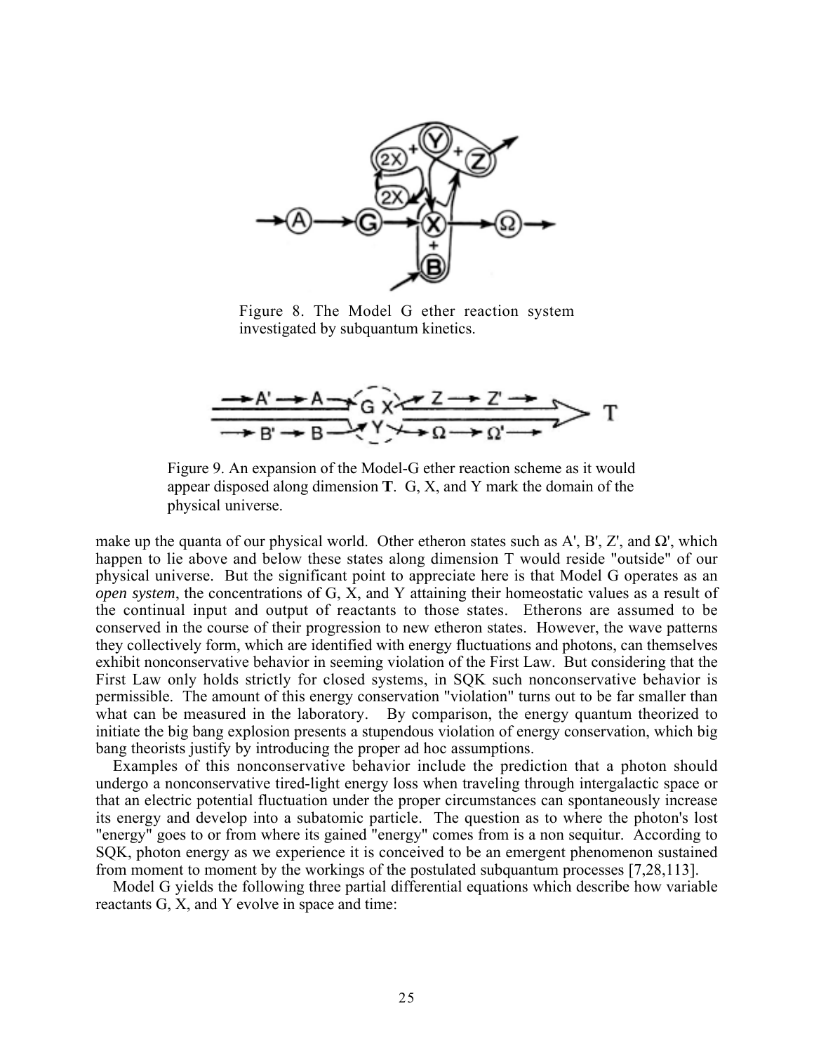Figure 8. The Model G ether reaction system investigated by subquantum kinetics.

Figure 9. An expansion of the Model-G ether reaction scheme as it would appear disposed along dimension **T**. G, X, and Y mark the domain of the physical universe.

make up the quanta of our physical world. Other etheron states such as A', B', Z', and Ω', which happen to lie above and below these states along dimension T would reside "outside" of our physical universe. But the significant point to appreciate here is that Model G operates as an *open system*, the concentrations of G, X, and Y attaining their homeostatic values as a result of the continual input and output of reactants to those states. Etherons are assumed to be conserved in the course of their progression to new etheron states. However, the wave patterns they collectively form, which are identified with energy fluctuations and photons, can themselves exhibit nonconservative behavior in seeming violation of the First Law. But considering that the First Law only holds strictly for closed systems, in SQK such nonconservative behavior is permissible. The amount of this energy conservation "violation" turns out to be far smaller than what can be measured in the laboratory. By comparison, the energy quantum theorized to initiate the big bang explosion presents a stupendous violation of energy conservation, which big bang theorists justify by introducing the proper ad hoc assumptions.

Examples of this nonconservative behavior include the prediction that a photon should undergo a nonconservative tired-light energy loss when traveling through intergalactic space or that an electric potential fluctuation under the proper circumstances can spontaneously increase its energy and develop into a subatomic particle. The question as to where the photon's lost "energy" goes to or from where its gained "energy" comes from is a non sequitur. According to SQK, photon energy as we experience it is conceived to be an emergent phenomenon sustained from moment to moment by the workings of the postulated subquantum processes [7,28,113].

Model G yields the following three partial differential equations which describe how variable reactants G, X, and Y evolve in space and time: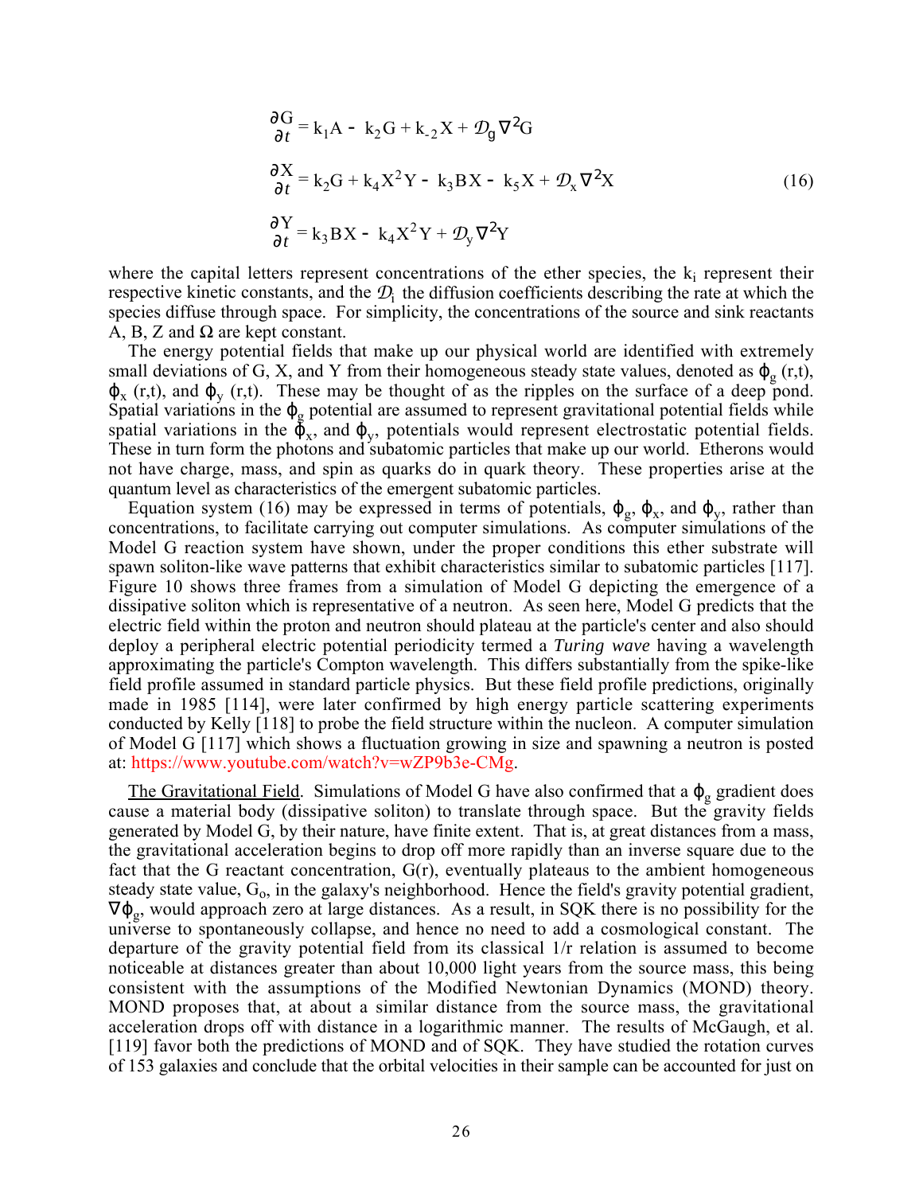$$
\begin{aligned}
\frac{\partial G}{\partial t} &= k_1 A - k_2 G + k_{-2} X + \mathcal{D}_g \nabla^2 G \\
\frac{\partial X}{\partial t} &= k_2 G + k_4 X^2 Y - k_3 B X - k_5 X + \mathcal{D}_x \nabla^2 X \\
\frac{\partial Y}{\partial t} &= k_3 B X - k_4 X^2 Y + \mathcal{D}_y \nabla^2 Y
\end{aligned}
\tag{16}
$$

where the capital letters represent concentrations of the ether species, the $k_i$ represent their respective kinetic constants, and the $\mathcal{D}_i$ the diffusion coefficients describing the rate at which the species diffuse through space. For simplicity, the concentrations of the source and sink reactants A, B, Z and Ω are kept constant.

The energy potential fields that make up our physical world are identified with extremely small deviations of G, X, and Y from their homogeneous steady state values, denoted as $\phi_g(r,t)$, $\phi_x(r,t)$, and $\phi_y(r,t)$. These may be thought of as the ripples on the surface of a deep pond. Spatial variations in the $\phi_g$ potential are assumed to represent gravitational potential fields while spatial variations in the $\phi_x$, and $\phi_y$, potentials would represent electrostatic potential fields. These in turn form the photons and subatomic particles that make up our world. Etherons would not have charge, mass, and spin as quarks do in quark theory. These properties arise at the quantum level as characteristics of the emergent subatomic particles.

Equation system (16) may be expressed in terms of potentials, $\phi_g$, $\phi_x$, and $\phi_y$, rather than concentrations, to facilitate carrying out computer simulations. As computer simulations of the Model G reaction system have shown, under the proper conditions this ether substrate will spawn soliton-like wave patterns that exhibit characteristics similar to subatomic particles [117]. Figure 10 shows three frames from a simulation of Model G depicting the emergence of a dissipative soliton which is representative of a neutron. As seen here, Model G predicts that the electric field within the proton and neutron should plateau at the particle's center and also should deploy a peripheral electric potential periodicity termed a *Turing wave* having a wavelength approximating the particle's Compton wavelength. This differs substantially from the spike-like field profile assumed in standard particle physics. But these field profile predictions, originally made in 1985 [114], were later confirmed by high energy particle scattering experiments conducted by Kelly [118] to probe the field structure within the nucleon. A computer simulation of Model G [117] which shows a fluctuation growing in size and spawning a neutron is posted at: https://www.youtube.com/watch?v=wZP9b3e-CMg.

The Gravitational Field. Simulations of Model G have also confirmed that a $\phi_g$ gradient does cause a material body (dissipative soliton) to translate through space. But the gravity fields generated by Model G, by their nature, have finite extent. That is, at great distances from a mass, the gravitational acceleration begins to drop off more rapidly than an inverse square due to the fact that the G reactant concentration, G(r), eventually plateaus to the ambient homogeneous steady state value, $G_o$, in the galaxy's neighborhood. Hence the field's gravity potential gradient, $\nabla\phi_g$, would approach zero at large distances. As a result, in SQK there is no possibility for the universe to spontaneously collapse, and hence no need to add a cosmological constant. The departure of the gravity potential field from its classical 1/r relation is assumed to become noticeable at distances greater than about 10,000 light years from the source mass, this being consistent with the assumptions of the Modified Newtonian Dynamics (MOND) theory. MOND proposes that, at about a similar distance from the source mass, the gravitational acceleration drops off with distance in a logarithmic manner. The results of McGaugh, et al. [119] favor both the predictions of MOND and of SQK. They have studied the rotation curves of 153 galaxies and conclude that the orbital velocities in their sample can be accounted for just on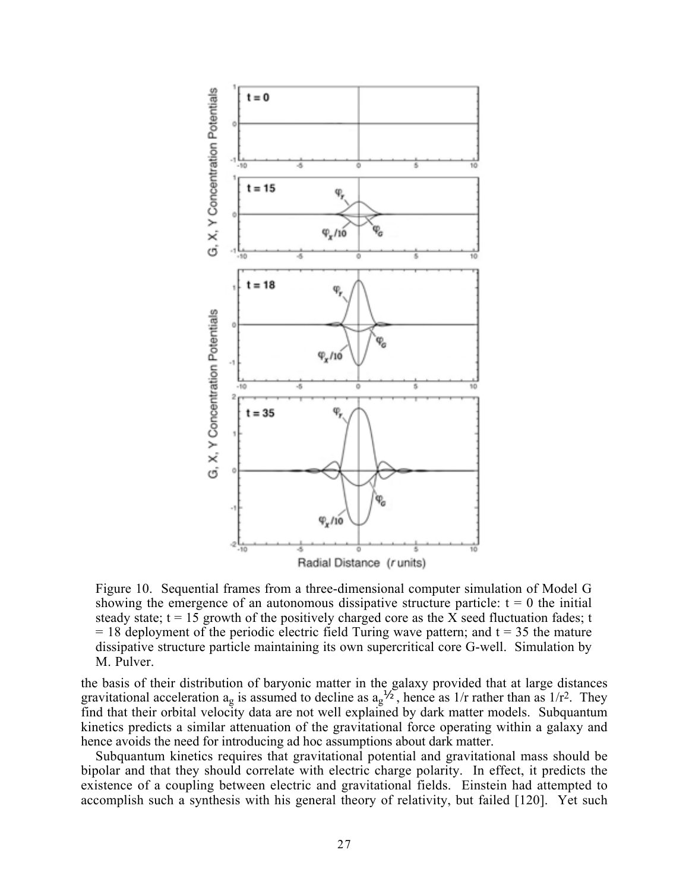Figure 10. Sequential frames from a three-dimensional computer simulation of Model G showing the emergence of an autonomous dissipative structure particle: t = 0 the initial steady state; t = 15 growth of the positively charged core as the X seed fluctuation fades; t = 18 deployment of the periodic electric field Turing wave pattern; and t = 35 the mature dissipative structure particle maintaining its own supercritical core G-well. Simulation by M. Pulver.

the basis of their distribution of baryonic matter in the galaxy provided that at large distances gravitational acceleration $a_g$ is assumed to decline as $a_g^{1/2}$, hence as $1/r$ rather than as $1/r^2$. They find that their orbital velocity data are not well explained by dark matter models. Subquantum kinetics predicts a similar attenuation of the gravitational force operating within a galaxy and hence avoids the need for introducing ad hoc assumptions about dark matter.

Subquantum kinetics requires that gravitational potential and gravitational mass should be bipolar and that they should correlate with electric charge polarity. In effect, it predicts the existence of a coupling between electric and gravitational fields. Einstein had attempted to accomplish such a synthesis with his general theory of relativity, but failed [120]. Yet such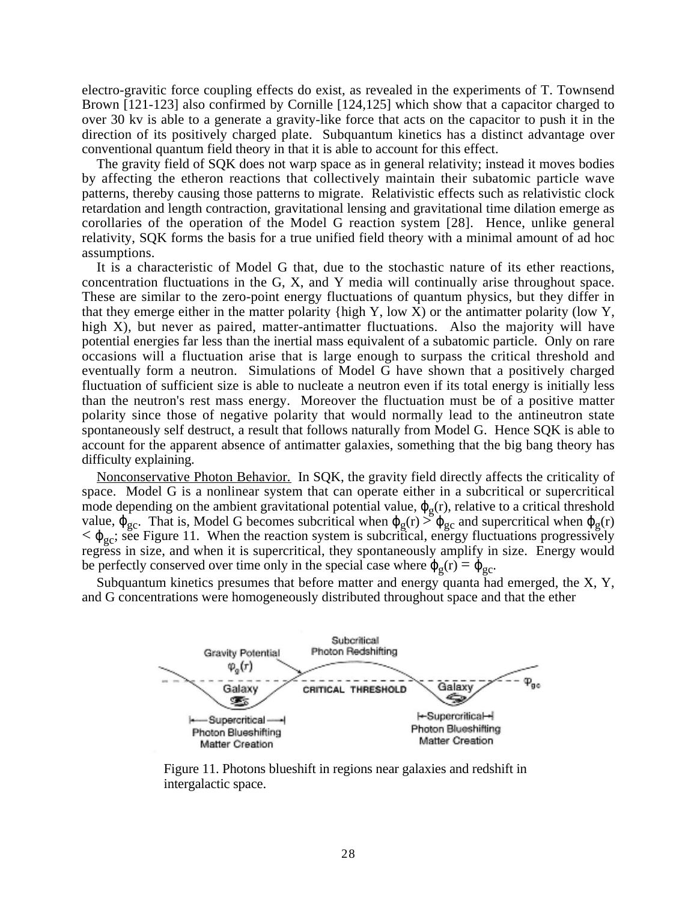electro-gravitic force coupling effects do exist, as revealed in the experiments of T. Townsend Brown [121-123] also confirmed by Cornille [124,125] which show that a capacitor charged to over 30 kv is able to a generate a gravity-like force that acts on the capacitor to push it in the direction of its positively charged plate. Subquantum kinetics has a distinct advantage over conventional quantum field theory in that it is able to account for this effect.

The gravity field of SQK does not warp space as in general relativity; instead it moves bodies by affecting the etheron reactions that collectively maintain their subatomic particle wave patterns, thereby causing those patterns to migrate. Relativistic effects such as relativistic clock retardation and length contraction, gravitational lensing and gravitational time dilation emerge as corollaries of the operation of the Model G reaction system [28]. Hence, unlike general relativity, SQK forms the basis for a true unified field theory with a minimal amount of ad hoc assumptions.

It is a characteristic of Model G that, due to the stochastic nature of its ether reactions, concentration fluctuations in the G, X, and Y media will continually arise throughout space. These are similar to the zero-point energy fluctuations of quantum physics, but they differ in that they emerge either in the matter polarity {high Y, low X) or the antimatter polarity (low Y, high X), but never as paired, matter-antimatter fluctuations. Also the majority will have potential energies far less than the inertial mass equivalent of a subatomic particle. Only on rare occasions will a fluctuation arise that is large enough to surpass the critical threshold and eventually form a neutron. Simulations of Model G have shown that a positively charged fluctuation of sufficient size is able to nucleate a neutron even if its total energy is initially less than the neutron's rest mass energy. Moreover the fluctuation must be of a positive matter polarity since those of negative polarity that would normally lead to the antineutron state spontaneously self destruct, a result that follows naturally from Model G. Hence SQK is able to account for the apparent absence of antimatter galaxies, something that the big bang theory has difficulty explaining.

Nonconservative Photon Behavior. In SQK, the gravity field directly affects the criticality of space. Model G is a nonlinear system that can operate either in a subcritical or supercritical mode depending on the ambient gravitational potential value, $\varphi_g(r)$, relative to a critical threshold value, $\varphi_{gc}$. That is, Model G becomes subcritical when $\varphi_g(r) > \varphi_{gc}$ and supercritical when $\varphi_g(r) < \varphi_{gc}$; see Figure 11. When the reaction system is subcritical, energy fluctuations progressively regress in size, and when it is supercritical, they spontaneously amplify in size. Energy would be perfectly conserved over time only in the special case where $\varphi_g(r) = \varphi_{gc}$.

Subquantum kinetics presumes that before matter and energy quanta had emerged, the X, Y, and G concentrations were homogeneously distributed throughout space and that the ether

Figure 11. Photons blueshift in regions near galaxies and redshift in intergalactic space.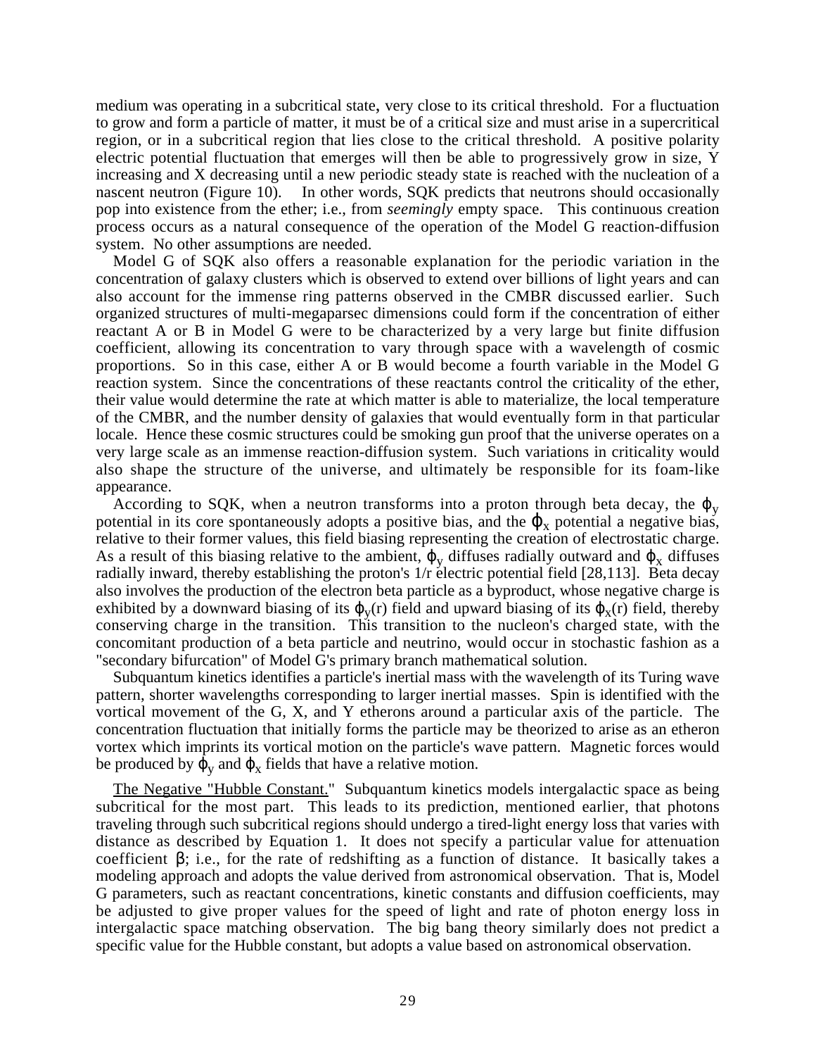medium was operating in a subcritical state, very close to its critical threshold. For a fluctuation to grow and form a particle of matter, it must be of a critical size and must arise in a supercritical region, or in a subcritical region that lies close to the critical threshold. A positive polarity electric potential fluctuation that emerges will then be able to progressively grow in size, Y increasing and X decreasing until a new periodic steady state is reached with the nucleation of a nascent neutron (Figure 10). In other words, SQK predicts that neutrons should occasionally pop into existence from the ether; i.e., from *seemingly* empty space. This continuous creation process occurs as a natural consequence of the operation of the Model G reaction-diffusion system. No other assumptions are needed.

Model G of SQK also offers a reasonable explanation for the periodic variation in the concentration of galaxy clusters which is observed to extend over billions of light years and can also account for the immense ring patterns observed in the CMBR discussed earlier. Such organized structures of multi-megaparsec dimensions could form if the concentration of either reactant A or B in Model G were to be characterized by a very large but finite diffusion coefficient, allowing its concentration to vary through space with a wavelength of cosmic proportions. So in this case, either A or B would become a fourth variable in the Model G reaction system. Since the concentrations of these reactants control the criticality of the ether, their value would determine the rate at which matter is able to materialize, the local temperature of the CMBR, and the number density of galaxies that would eventually form in that particular locale. Hence these cosmic structures could be smoking gun proof that the universe operates on a very large scale as an immense reaction-diffusion system. Such variations in criticality would also shape the structure of the universe, and ultimately be responsible for its foam-like appearance.

According to SQK, when a neutron transforms into a proton through beta decay, the $\varphi_y$ potential in its core spontaneously adopts a positive bias, and the $\varphi_x$ potential a negative bias, relative to their former values, this field biasing representing the creation of electrostatic charge. As a result of this biasing relative to the ambient, $\varphi_y$ diffuses radially outward and $\varphi_x$ diffuses radially inward, thereby establishing the proton's 1/r electric potential field [28,113]. Beta decay also involves the production of the electron beta particle as a byproduct, whose negative charge is exhibited by a downward biasing of its $\varphi_y(r)$ field and upward biasing of its $\varphi_x(r)$ field, thereby conserving charge in the transition. This transition to the nucleon's charged state, with the concomitant production of a beta particle and neutrino, would occur in stochastic fashion as a "secondary bifurcation" of Model G's primary branch mathematical solution.

Subquantum kinetics identifies a particle's inertial mass with the wavelength of its Turing wave pattern, shorter wavelengths corresponding to larger inertial masses. Spin is identified with the vortical movement of the G, X, and Y etherons around a particular axis of the particle. The concentration fluctuation that initially forms the particle may be theorized to arise as an etheron vortex which imprints its vortical motion on the particle's wave pattern. Magnetic forces would be produced by $\varphi_y$ and $\varphi_x$ fields that have a relative motion.

<u>The Negative "Hubble Constant."</u> Subquantum kinetics models intergalactic space as being subcritical for the most part. This leads to its prediction, mentioned earlier, that photons traveling through such subcritical regions should undergo a tired-light energy loss that varies with distance as described by Equation 1. It does not specify a particular value for attenuation coefficient $\beta$; i.e., for the rate of redshifting as a function of distance. It basically takes a modeling approach and adopts the value derived from astronomical observation. That is, Model G parameters, such as reactant concentrations, kinetic constants and diffusion coefficients, may be adjusted to give proper values for the speed of light and rate of photon energy loss in intergalactic space matching observation. The big bang theory similarly does not predict a specific value for the Hubble constant, but adopts a value based on astronomical observation.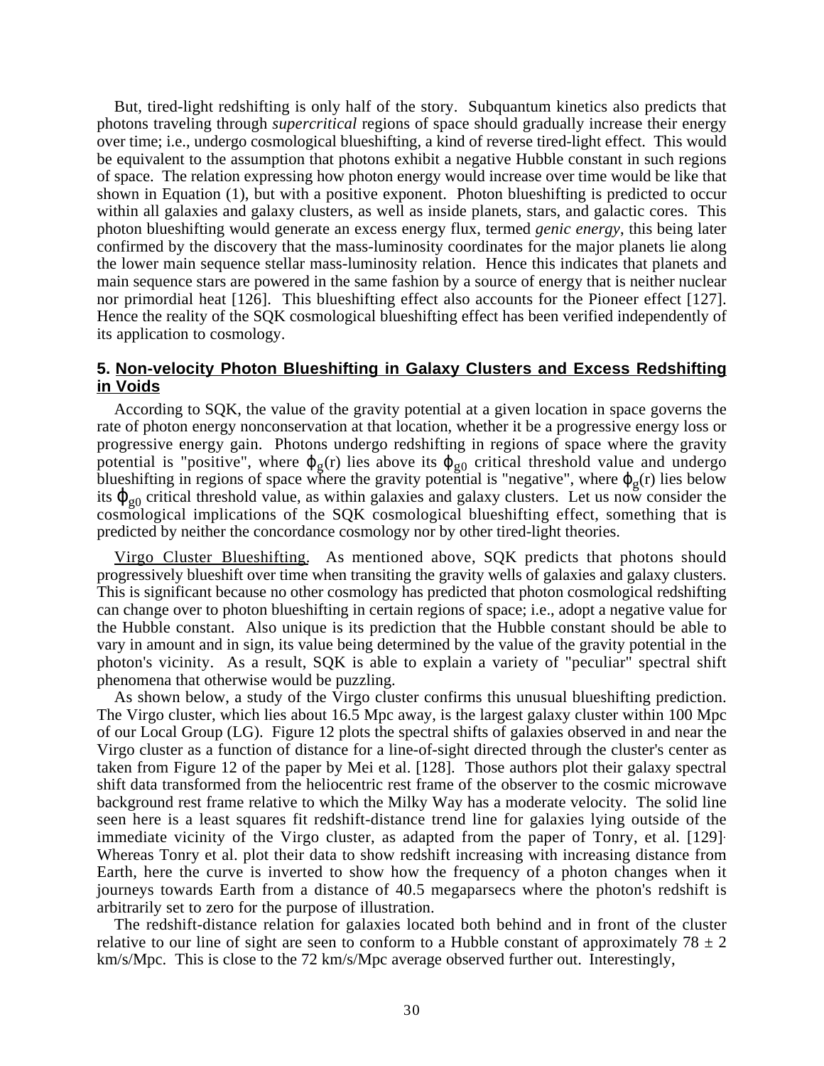But, tired-light redshifting is only half of the story. Subquantum kinetics also predicts that photons traveling through *supercritical* regions of space should gradually increase their energy over time; i.e., undergo cosmological blueshifting, a kind of reverse tired-light effect. This would be equivalent to the assumption that photons exhibit a negative Hubble constant in such regions of space. The relation expressing how photon energy would increase over time would be like that shown in Equation (1), but with a positive exponent. Photon blueshifting is predicted to occur within all galaxies and galaxy clusters, as well as inside planets, stars, and galactic cores. This photon blueshifting would generate an excess energy flux, termed *genic energy*, this being later confirmed by the discovery that the mass-luminosity coordinates for the major planets lie along the lower main sequence stellar mass-luminosity relation. Hence this indicates that planets and main sequence stars are powered in the same fashion by a source of energy that is neither nuclear nor primordial heat [126]. This blueshifting effect also accounts for the Pioneer effect [127]. Hence the reality of the SQK cosmological blueshifting effect has been verified independently of its application to cosmology.

## 5. Non-velocity Photon Blueshifting in Galaxy Clusters and Excess Redshifting in Voids

According to SQK, the value of the gravity potential at a given location in space governs the rate of photon energy nonconservation at that location, whether it be a progressive energy loss or progressive energy gain. Photons undergo redshifting in regions of space where the gravity potential is "positive", where $\varphi_g(r)$ lies above its $\varphi_{g0}$ critical threshold value and undergo blueshifting in regions of space where the gravity potential is "negative", where $\varphi_g(r)$ lies below its $\varphi_{g0}$ critical threshold value, as within galaxies and galaxy clusters. Let us now consider the cosmological implications of the SQK cosmological blueshifting effect, something that is predicted by neither the concordance cosmology nor by other tired-light theories.

Virgo Cluster Blueshifting. As mentioned above, SQK predicts that photons should progressively blueshift over time when transiting the gravity wells of galaxies and galaxy clusters. This is significant because no other cosmology has predicted that photon cosmological redshifting can change over to photon blueshifting in certain regions of space; i.e., adopt a negative value for the Hubble constant. Also unique is its prediction that the Hubble constant should be able to vary in amount and in sign, its value being determined by the value of the gravity potential in the photon's vicinity. As a result, SQK is able to explain a variety of "peculiar" spectral shift phenomena that otherwise would be puzzling.

As shown below, a study of the Virgo cluster confirms this unusual blueshifting prediction. The Virgo cluster, which lies about 16.5 Mpc away, is the largest galaxy cluster within 100 Mpc of our Local Group (LG). Figure 12 plots the spectral shifts of galaxies observed in and near the Virgo cluster as a function of distance for a line-of-sight directed through the cluster's center as taken from Figure 12 of the paper by Mei et al. [128]. Those authors plot their galaxy spectral shift data transformed from the heliocentric rest frame of the observer to the cosmic microwave background rest frame relative to which the Milky Way has a moderate velocity. The solid line seen here is a least squares fit redshift-distance trend line for galaxies lying outside of the immediate vicinity of the Virgo cluster, as adapted from the paper of Tonry, et al. [129]. Whereas Tonry et al. plot their data to show redshift increasing with increasing distance from Earth, here the curve is inverted to show how the frequency of a photon changes when it journeys towards Earth from a distance of 40.5 megaparsecs where the photon's redshift is arbitrarily set to zero for the purpose of illustration.

The redshift-distance relation for galaxies located both behind and in front of the cluster relative to our line of sight are seen to conform to a Hubble constant of approximately 78 ± 2 km/s/Mpc. This is close to the 72 km/s/Mpc average observed further out. Interestingly,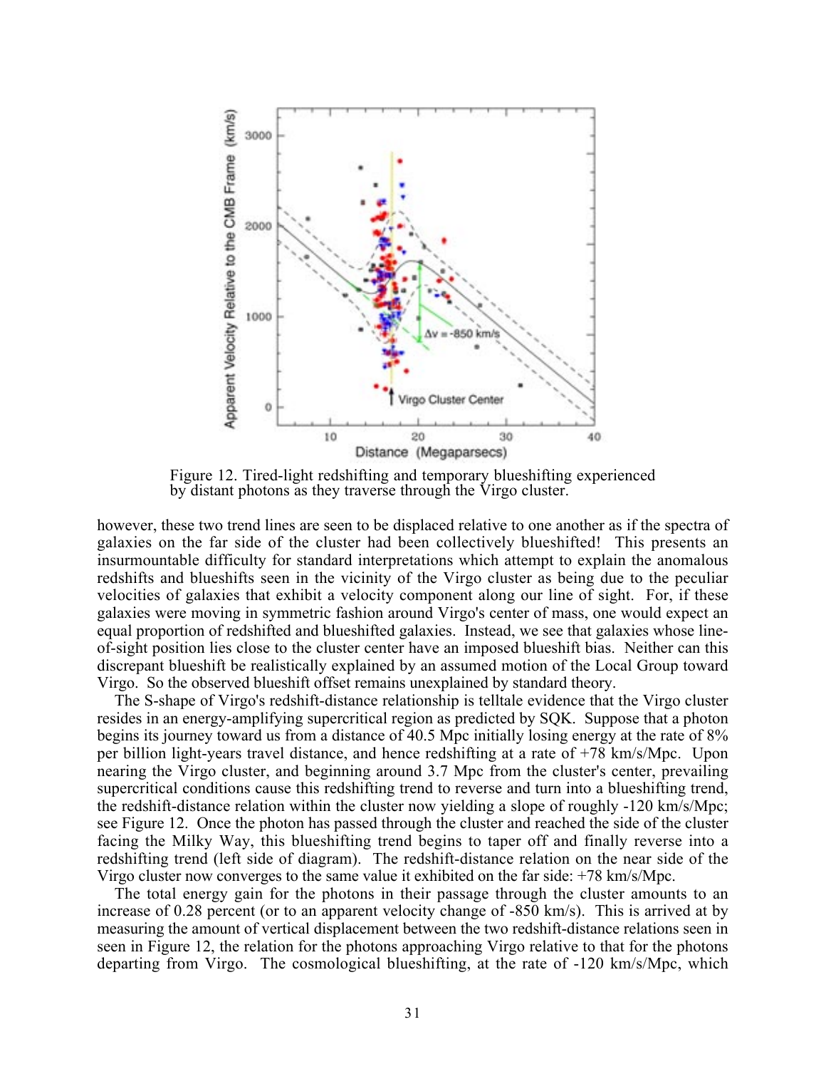Figure 12. Tired-light redshifting and temporary blueshifting experienced by distant photons as they traverse through the Virgo cluster.

however, these two trend lines are seen to be displaced relative to one another as if the spectra of galaxies on the far side of the cluster had been collectively blueshifted! This presents an insurmountable difficulty for standard interpretations which attempt to explain the anomalous redshifts and blueshifts seen in the vicinity of the Virgo cluster as being due to the peculiar velocities of galaxies that exhibit a velocity component along our line of sight. For, if these galaxies were moving in symmetric fashion around Virgo's center of mass, one would expect an equal proportion of redshifted and blueshifted galaxies. Instead, we see that galaxies whose line-of-sight position lies close to the cluster center have an imposed blueshift bias. Neither can this discrepant blueshift be realistically explained by an assumed motion of the Local Group toward Virgo. So the observed blueshift offset remains unexplained by standard theory.

The S-shape of Virgo's redshift-distance relationship is telltale evidence that the Virgo cluster resides in an energy-amplifying supercritical region as predicted by SQK. Suppose that a photon begins its journey toward us from a distance of 40.5 Mpc initially losing energy at the rate of 8% per billion light-years travel distance, and hence redshifting at a rate of +78 km/s/Mpc. Upon nearing the Virgo cluster, and beginning around 3.7 Mpc from the cluster's center, prevailing supercritical conditions cause this redshifting trend to reverse and turn into a blueshifting trend, the redshift-distance relation within the cluster now yielding a slope of roughly -120 km/s/Mpc; see Figure 12. Once the photon has passed through the cluster and reached the side of the cluster facing the Milky Way, this blueshifting trend begins to taper off and finally reverse into a redshifting trend (left side of diagram). The redshift-distance relation on the near side of the Virgo cluster now converges to the same value it exhibited on the far side: +78 km/s/Mpc.

The total energy gain for the photons in their passage through the cluster amounts to an increase of 0.28 percent (or to an apparent velocity change of -850 km/s). This is arrived at by measuring the amount of vertical displacement between the two redshift-distance relations seen in seen in Figure 12, the relation for the photons approaching Virgo relative to that for the photons departing from Virgo. The cosmological blueshifting, at the rate of -120 km/s/Mpc, which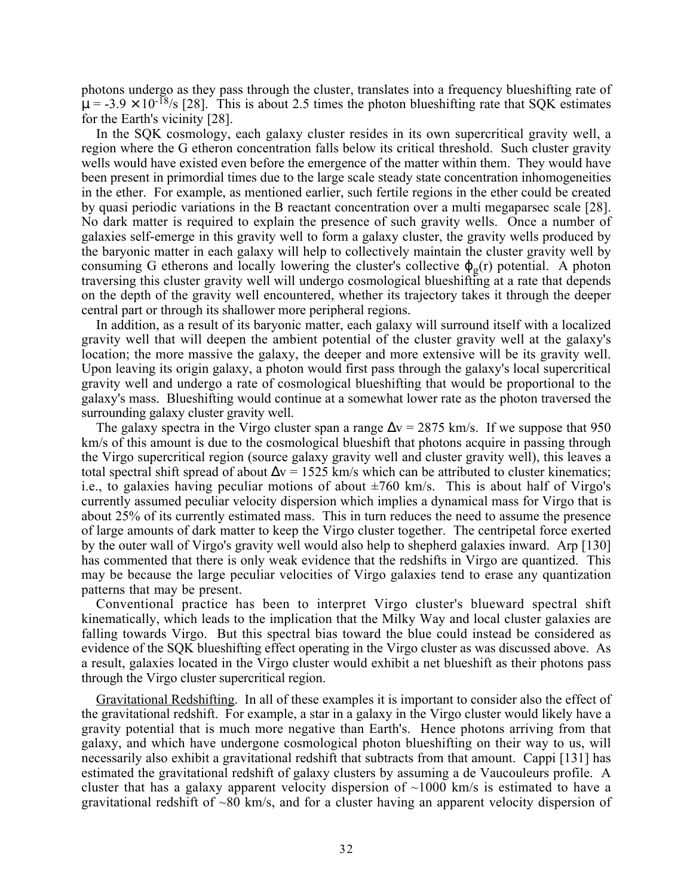photons undergo as they pass through the cluster, translates into a frequency blueshifting rate of $\mu = -3.9 \times 10^{-18}$/s [28]. This is about 2.5 times the photon blueshifting rate that SQK estimates for the Earth's vicinity [28].

In the SQK cosmology, each galaxy cluster resides in its own supercritical gravity well, a region where the G etheron concentration falls below its critical threshold. Such cluster gravity wells would have existed even before the emergence of the matter within them. They would have been present in primordial times due to the large scale steady state concentration inhomogeneities in the ether. For example, as mentioned earlier, such fertile regions in the ether could be created by quasi periodic variations in the B reactant concentration over a multi megaparsec scale [28]. No dark matter is required to explain the presence of such gravity wells. Once a number of galaxies self-emerge in this gravity well to form a galaxy cluster, the gravity wells produced by the baryonic matter in each galaxy will help to collectively maintain the cluster gravity well by consuming G etherons and locally lowering the cluster's collective $\phi_g(r)$ potential. A photon traversing this cluster gravity well will undergo cosmological blueshifting at a rate that depends on the depth of the gravity well encountered, whether its trajectory takes it through the deeper central part or through its shallower more peripheral regions.

In addition, as a result of its baryonic matter, each galaxy will surround itself with a localized gravity well that will deepen the ambient potential of the cluster gravity well at the galaxy's location; the more massive the galaxy, the deeper and more extensive will be its gravity well. Upon leaving its origin galaxy, a photon would first pass through the galaxy's local supercritical gravity well and undergo a rate of cosmological blueshifting that would be proportional to the galaxy's mass. Blueshifting would continue at a somewhat lower rate as the photon traversed the surrounding galaxy cluster gravity well.

The galaxy spectra in the Virgo cluster span a range $\Delta v = 2875$ km/s. If we suppose that 950 km/s of this amount is due to the cosmological blueshift that photons acquire in passing through the Virgo supercritical region (source galaxy gravity well and cluster gravity well), this leaves a total spectral shift spread of about $\Delta v = 1525$ km/s which can be attributed to cluster kinematics; i.e., to galaxies having peculiar motions of about $\pm 760$ km/s. This is about half of Virgo's currently assumed peculiar velocity dispersion which implies a dynamical mass for Virgo that is about 25% of its currently estimated mass. This in turn reduces the need to assume the presence of large amounts of dark matter to keep the Virgo cluster together. The centripetal force exerted by the outer wall of Virgo's gravity well would also help to shepherd galaxies inward. Arp [130] has commented that there is only weak evidence that the redshifts in Virgo are quantized. This may be because the large peculiar velocities of Virgo galaxies tend to erase any quantization patterns that may be present.

Conventional practice has been to interpret Virgo cluster's blueward spectral shift kinematically, which leads to the implication that the Milky Way and local cluster galaxies are falling towards Virgo. But this spectral bias toward the blue could instead be considered as evidence of the SQK blueshifting effect operating in the Virgo cluster as was discussed above. As a result, galaxies located in the Virgo cluster would exhibit a net blueshift as their photons pass through the Virgo cluster supercritical region.

Gravitational Redshifting. In all of these examples it is important to consider also the effect of the gravitational redshift. For example, a star in a galaxy in the Virgo cluster would likely have a gravity potential that is much more negative than Earth's. Hence photons arriving from that galaxy, and which have undergone cosmological photon blueshifting on their way to us, will necessarily also exhibit a gravitational redshift that subtracts from that amount. Cappi [131] has estimated the gravitational redshift of galaxy clusters by assuming a de Vaucouleurs profile. A cluster that has a galaxy apparent velocity dispersion of ~1000 km/s is estimated to have a gravitational redshift of ~80 km/s, and for a cluster having an apparent velocity dispersion of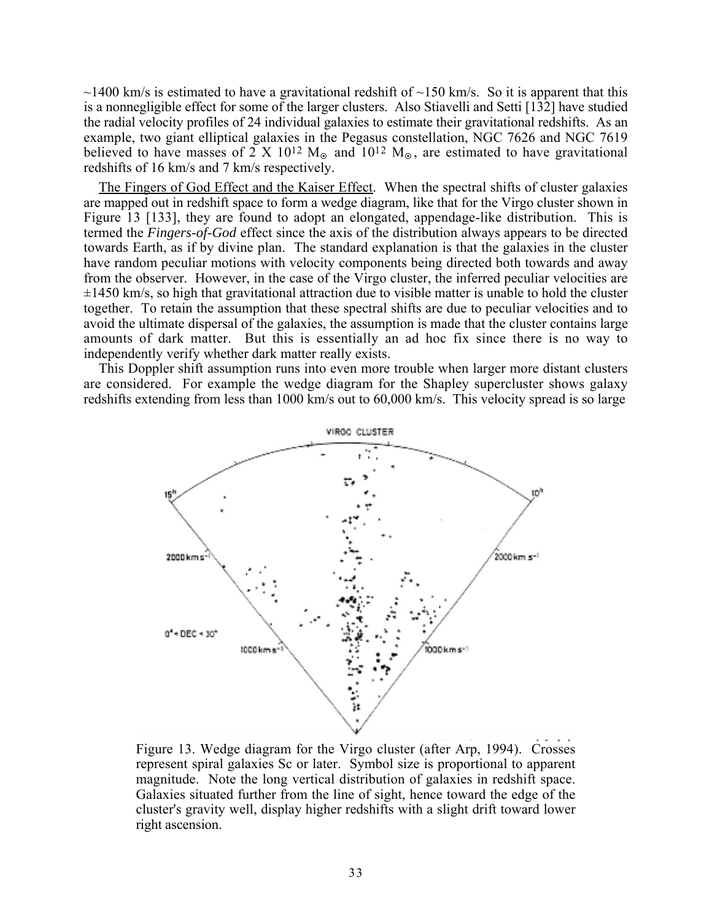~1400 km/s is estimated to have a gravitational redshift of ~150 km/s. So it is apparent that this is a nonnegligible effect for some of the larger clusters. Also Stiavelli and Setti [132] have studied the radial velocity profiles of 24 individual galaxies to estimate their gravitational redshifts. As an example, two giant elliptical galaxies in the Pegasus constellation, NGC 7626 and NGC 7619 believed to have masses of $2 \times 10^{12}$ $M_\odot$ and $10^{12}$ $M_\odot$, are estimated to have gravitational redshifts of 16 km/s and 7 km/s respectively.

The Fingers of God Effect and the Kaiser Effect. When the spectral shifts of cluster galaxies are mapped out in redshift space to form a wedge diagram, like that for the Virgo cluster shown in Figure 13 [133], they are found to adopt an elongated, appendage-like distribution. This is termed the *Fingers-of-God* effect since the axis of the distribution always appears to be directed towards Earth, as if by divine plan. The standard explanation is that the galaxies in the cluster have random peculiar motions with velocity components being directed both towards and away from the observer. However, in the case of the Virgo cluster, the inferred peculiar velocities are ±1450 km/s, so high that gravitational attraction due to visible matter is unable to hold the cluster together. To retain the assumption that these spectral shifts are due to peculiar velocities and to avoid the ultimate dispersal of the galaxies, the assumption is made that the cluster contains large amounts of dark matter. But this is essentially an ad hoc fix since there is no way to independently verify whether dark matter really exists.

This Doppler shift assumption runs into even more trouble when larger more distant clusters are considered. For example the wedge diagram for the Shapley supercluster shows galaxy redshifts extending from less than 1000 km/s out to 60,000 km/s. This velocity spread is so large

Figure 13. Wedge diagram for the Virgo cluster (after Arp, 1994). Crosses represent spiral galaxies Sc or later. Symbol size is proportional to apparent magnitude. Note the long vertical distribution of galaxies in redshift space. Galaxies situated further from the line of sight, hence toward the edge of the cluster's gravity well, display higher redshifts with a slight drift toward lower right ascension.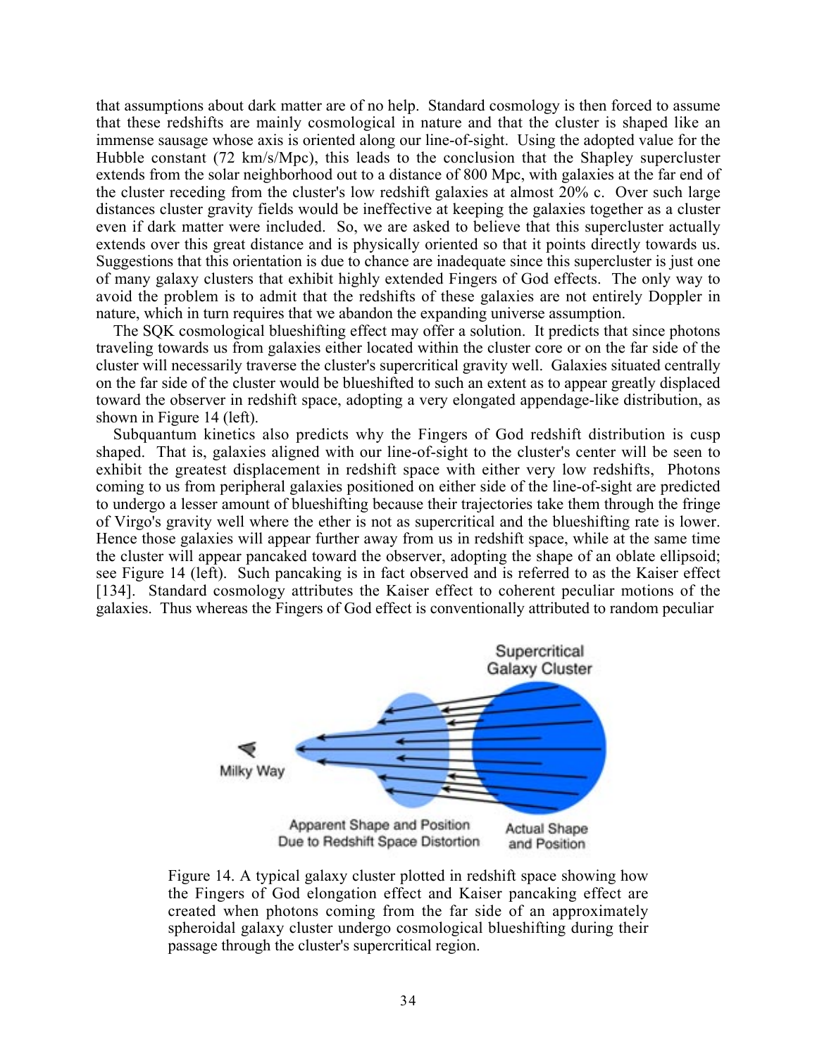that assumptions about dark matter are of no help. Standard cosmology is then forced to assume that these redshifts are mainly cosmological in nature and that the cluster is shaped like an immense sausage whose axis is oriented along our line-of-sight. Using the adopted value for the Hubble constant (72 km/s/Mpc), this leads to the conclusion that the Shapley supercluster extends from the solar neighborhood out to a distance of 800 Mpc, with galaxies at the far end of the cluster receding from the cluster's low redshift galaxies at almost 20% c. Over such large distances cluster gravity fields would be ineffective at keeping the galaxies together as a cluster even if dark matter were included. So, we are asked to believe that this supercluster actually extends over this great distance and is physically oriented so that it points directly towards us. Suggestions that this orientation is due to chance are inadequate since this supercluster is just one of many galaxy clusters that exhibit highly extended Fingers of God effects. The only way to avoid the problem is to admit that the redshifts of these galaxies are not entirely Doppler in nature, which in turn requires that we abandon the expanding universe assumption.

The SQK cosmological blueshifting effect may offer a solution. It predicts that since photons traveling towards us from galaxies either located within the cluster core or on the far side of the cluster will necessarily traverse the cluster's supercritical gravity well. Galaxies situated centrally on the far side of the cluster would be blueshifted to such an extent as to appear greatly displaced toward the observer in redshift space, adopting a very elongated appendage-like distribution, as shown in Figure 14 (left).

Subquantum kinetics also predicts why the Fingers of God redshift distribution is cusp shaped. That is, galaxies aligned with our line-of-sight to the cluster's center will be seen to exhibit the greatest displacement in redshift space with either very low redshifts, Photons coming to us from peripheral galaxies positioned on either side of the line-of-sight are predicted to undergo a lesser amount of blueshifting because their trajectories take them through the fringe of Virgo's gravity well where the ether is not as supercritical and the blueshifting rate is lower. Hence those galaxies will appear further away from us in redshift space, while at the same time the cluster will appear pancaked toward the observer, adopting the shape of an oblate ellipsoid; see Figure 14 (left). Such pancaking is in fact observed and is referred to as the Kaiser effect [134]. Standard cosmology attributes the Kaiser effect to coherent peculiar motions of the galaxies. Thus whereas the Fingers of God effect is conventionally attributed to random peculiar

Figure 14. A typical galaxy cluster plotted in redshift space showing how the Fingers of God elongation effect and Kaiser pancaking effect are created when photons coming from the far side of an approximately spheroidal galaxy cluster undergo cosmological blueshifting during their passage through the cluster's supercritical region.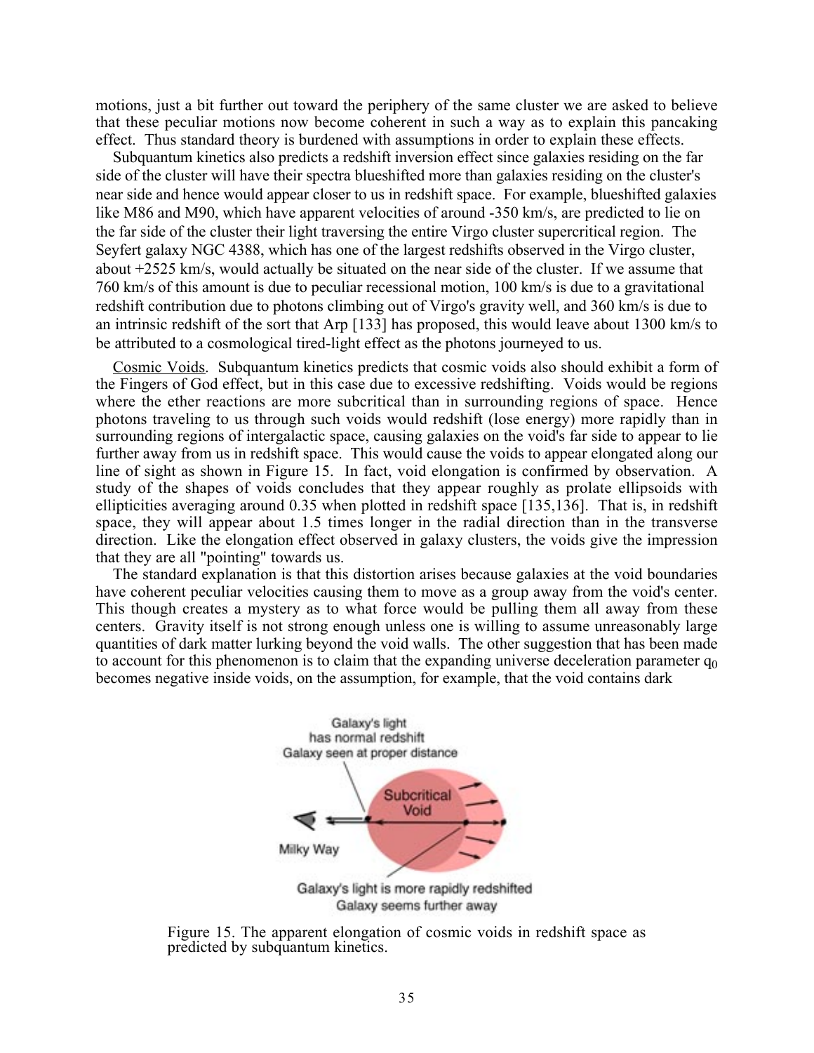motions, just a bit further out toward the periphery of the same cluster we are asked to believe that these peculiar motions now become coherent in such a way as to explain this pancaking effect. Thus standard theory is burdened with assumptions in order to explain these effects.

Subquantum kinetics also predicts a redshift inversion effect since galaxies residing on the far side of the cluster will have their spectra blueshifted more than galaxies residing on the cluster's near side and hence would appear closer to us in redshift space. For example, blueshifted galaxies like M86 and M90, which have apparent velocities of around -350 km/s, are predicted to lie on the far side of the cluster their light traversing the entire Virgo cluster supercritical region. The Seyfert galaxy NGC 4388, which has one of the largest redshifts observed in the Virgo cluster, about +2525 km/s, would actually be situated on the near side of the cluster. If we assume that 760 km/s of this amount is due to peculiar recessional motion, 100 km/s is due to a gravitational redshift contribution due to photons climbing out of Virgo's gravity well, and 360 km/s is due to an intrinsic redshift of the sort that Arp [133] has proposed, this would leave about 1300 km/s to be attributed to a cosmological tired-light effect as the photons journeyed to us.

Cosmic Voids. Subquantum kinetics predicts that cosmic voids also should exhibit a form of the Fingers of God effect, but in this case due to excessive redshifting. Voids would be regions where the ether reactions are more subcritical than in surrounding regions of space. Hence photons traveling to us through such voids would redshift (lose energy) more rapidly than in surrounding regions of intergalactic space, causing galaxies on the void's far side to appear to lie further away from us in redshift space. This would cause the voids to appear elongated along our line of sight as shown in Figure 15. In fact, void elongation is confirmed by observation. A study of the shapes of voids concludes that they appear roughly as prolate ellipsoids with ellipticities averaging around 0.35 when plotted in redshift space [135,136]. That is, in redshift space, they will appear about 1.5 times longer in the radial direction than in the transverse direction. Like the elongation effect observed in galaxy clusters, the voids give the impression that they are all "pointing" towards us.

The standard explanation is that this distortion arises because galaxies at the void boundaries have coherent peculiar velocities causing them to move as a group away from the void's center. This though creates a mystery as to what force would be pulling them all away from these centers. Gravity itself is not strong enough unless one is willing to assume unreasonably large quantities of dark matter lurking beyond the void walls. The other suggestion that has been made to account for this phenomenon is to claim that the expanding universe deceleration parameter $q_0$ becomes negative inside voids, on the assumption, for example, that the void contains dark

Galaxy's light has normal redshift
Galaxy seen at proper distance

Subcritical Void

Milky Way

Galaxy's light is more rapidly redshifted
Galaxy seems further away

Figure 15. The apparent elongation of cosmic voids in redshift space as predicted by subquantum kinetics.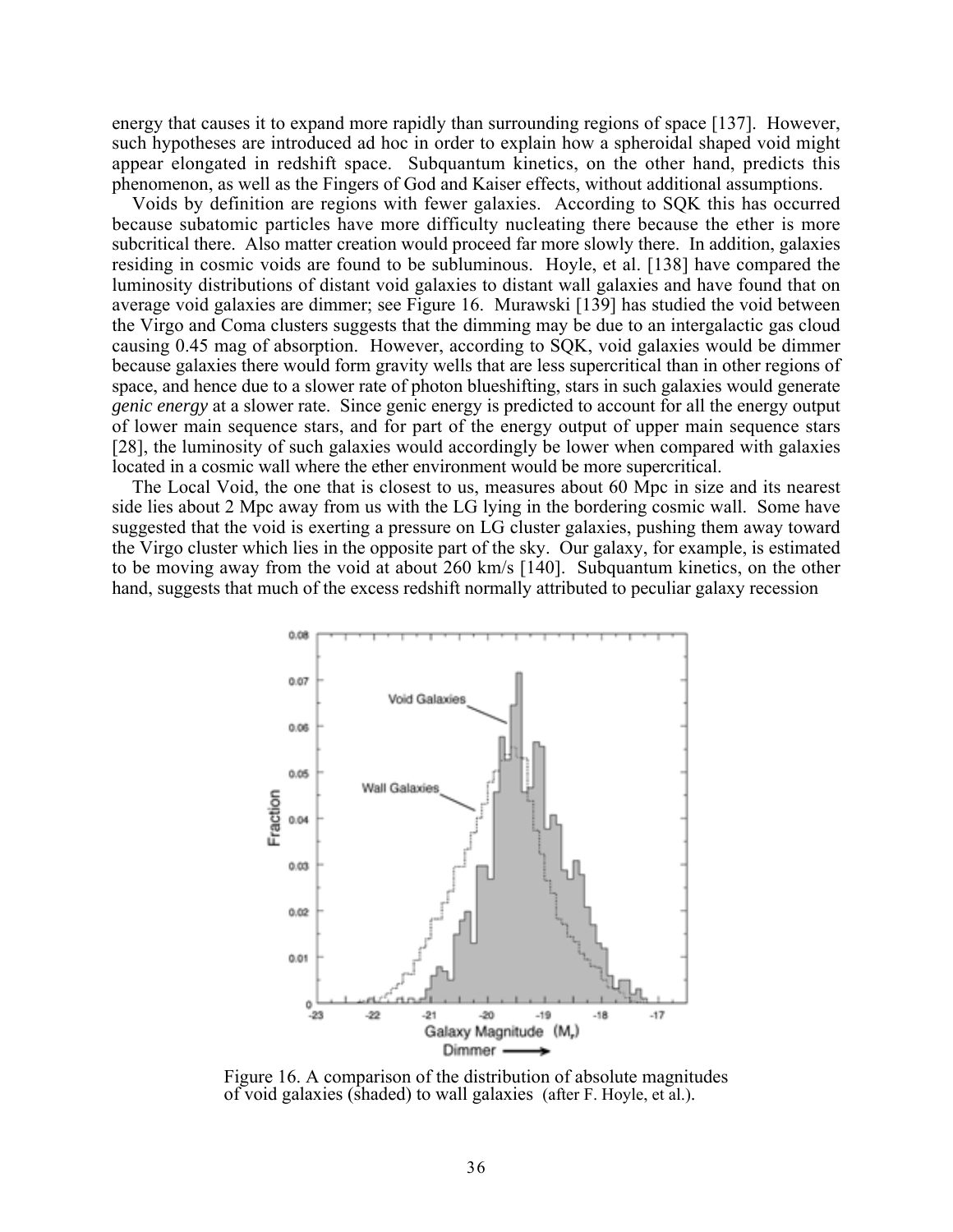energy that causes it to expand more rapidly than surrounding regions of space [137]. However, such hypotheses are introduced ad hoc in order to explain how a spheroidal shaped void might appear elongated in redshift space. Subquantum kinetics, on the other hand, predicts this phenomenon, as well as the Fingers of God and Kaiser effects, without additional assumptions.

Voids by definition are regions with fewer galaxies. According to SQK this has occurred because subatomic particles have more difficulty nucleating there because the ether is more subcritical there. Also matter creation would proceed far more slowly there. In addition, galaxies residing in cosmic voids are found to be subluminous. Hoyle, et al. [138] have compared the luminosity distributions of distant void galaxies to distant wall galaxies and have found that on average void galaxies are dimmer; see Figure 16. Murawski [139] has studied the void between the Virgo and Coma clusters suggests that the dimming may be due to an intergalactic gas cloud causing 0.45 mag of absorption. However, according to SQK, void galaxies would be dimmer because galaxies there would form gravity wells that are less supercritical than in other regions of space, and hence due to a slower rate of photon blueshifting, stars in such galaxies would generate *genic energy* at a slower rate. Since genic energy is predicted to account for all the energy output of lower main sequence stars, and for part of the energy output of upper main sequence stars [28], the luminosity of such galaxies would accordingly be lower when compared with galaxies located in a cosmic wall where the ether environment would be more supercritical.

The Local Void, the one that is closest to us, measures about 60 Mpc in size and its nearest side lies about 2 Mpc away from us with the LG lying in the bordering cosmic wall. Some have suggested that the void is exerting a pressure on LG cluster galaxies, pushing them away toward the Virgo cluster which lies in the opposite part of the sky. Our galaxy, for example, is estimated to be moving away from the void at about 260 km/s [140]. Subquantum kinetics, on the other hand, suggests that much of the excess redshift normally attributed to peculiar galaxy recession

Figure 16. A comparison of the distribution of absolute magnitudes of void galaxies (shaded) to wall galaxies (after F. Hoyle, et al.).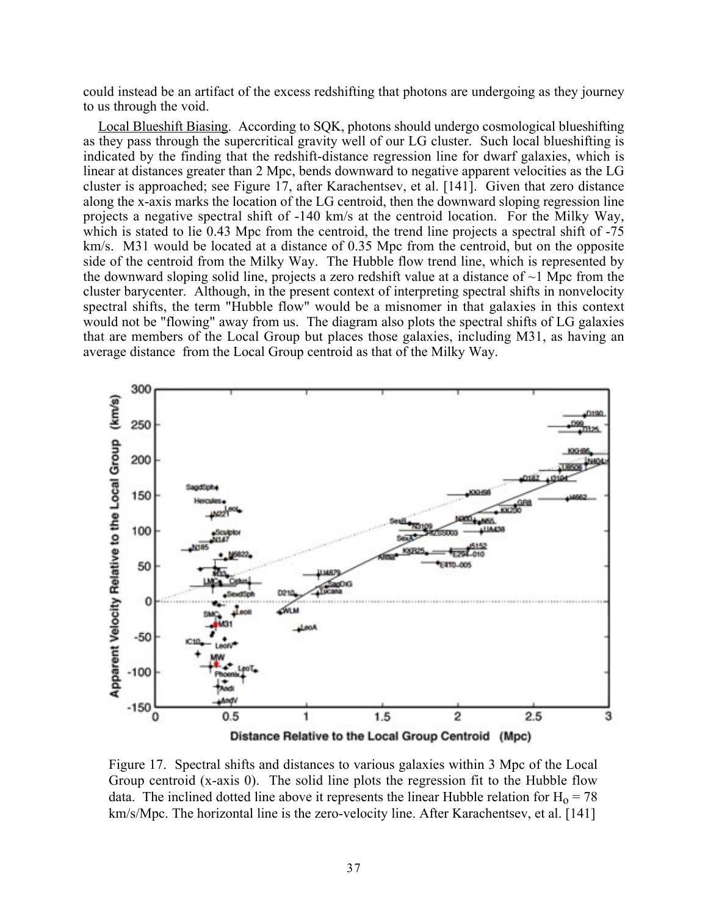could instead be an artifact of the excess redshifting that photons are undergoing as they journey to us through the void.

Local Blueshift Biasing. According to SQK, photons should undergo cosmological blueshifting as they pass through the supercritical gravity well of our LG cluster. Such local blueshifting is indicated by the finding that the redshift-distance regression line for dwarf galaxies, which is linear at distances greater than 2 Mpc, bends downward to negative apparent velocities as the LG cluster is approached; see Figure 17, after Karachentsev, et al. [141]. Given that zero distance along the x-axis marks the location of the LG centroid, then the downward sloping regression line projects a negative spectral shift of -140 km/s at the centroid location. For the Milky Way, which is stated to lie 0.43 Mpc from the centroid, the trend line projects a spectral shift of -75 km/s. M31 would be located at a distance of 0.35 Mpc from the centroid, but on the opposite side of the centroid from the Milky Way. The Hubble flow trend line, which is represented by the downward sloping solid line, projects a zero redshift value at a distance of ~1 Mpc from the cluster barycenter. Although, in the present context of interpreting spectral shifts in nonvelocity spectral shifts, the term "Hubble flow" would be a misnomer in that galaxies in this context would not be "flowing" away from us. The diagram also plots the spectral shifts of LG galaxies that are members of the Local Group but places those galaxies, including M31, as having an average distance from the Local Group centroid as that of the Milky Way.

Figure 17. Spectral shifts and distances to various galaxies within 3 Mpc of the Local Group centroid (x-axis 0). The solid line plots the regression fit to the Hubble flow data. The inclined dotted line above it represents the linear Hubble relation for $H_o = 78$ km/s/Mpc. The horizontal line is the zero-velocity line. After Karachentsev, et al. [141]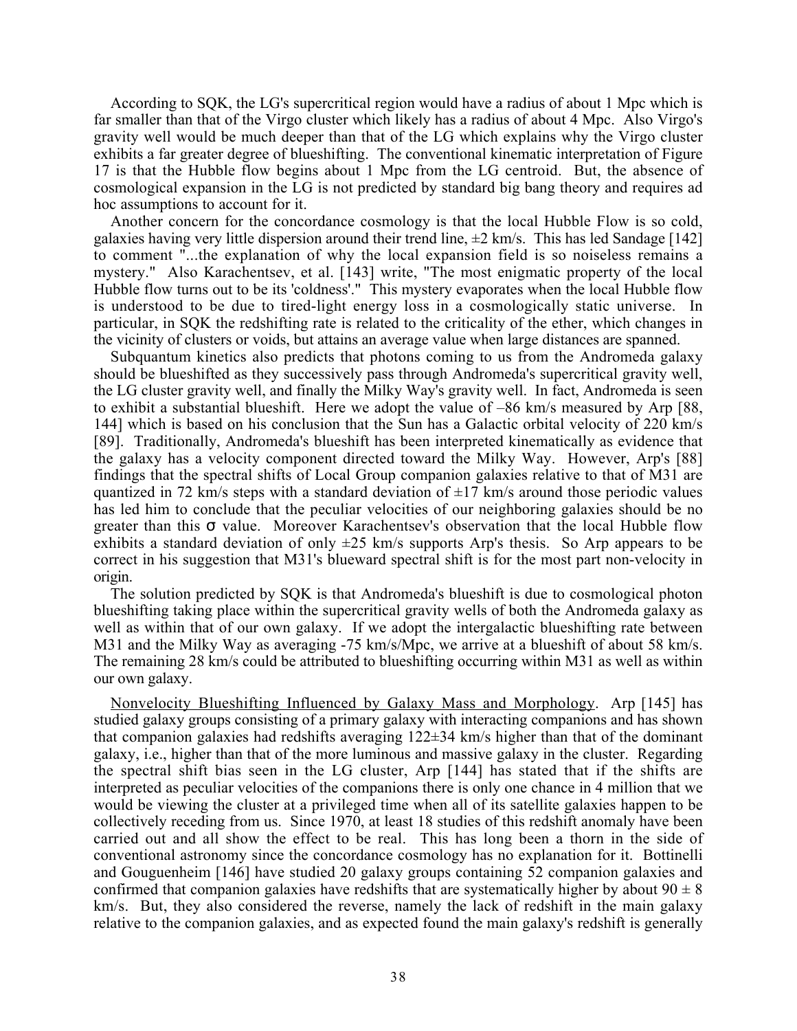According to SQK, the LG's supercritical region would have a radius of about 1 Mpc which is far smaller than that of the Virgo cluster which likely has a radius of about 4 Mpc. Also Virgo's gravity well would be much deeper than that of the LG which explains why the Virgo cluster exhibits a far greater degree of blueshifting. The conventional kinematic interpretation of Figure 17 is that the Hubble flow begins about 1 Mpc from the LG centroid. But, the absence of cosmological expansion in the LG is not predicted by standard big bang theory and requires ad hoc assumptions to account for it.

Another concern for the concordance cosmology is that the local Hubble Flow is so cold, galaxies having very little dispersion around their trend line, ±2 km/s. This has led Sandage [142] to comment "...the explanation of why the local expansion field is so noiseless remains a mystery." Also Karachentsev, et al. [143] write, "The most enigmatic property of the local Hubble flow turns out to be its 'coldness'." This mystery evaporates when the local Hubble flow is understood to be due to tired-light energy loss in a cosmologically static universe. In particular, in SQK the redshifting rate is related to the criticality of the ether, which changes in the vicinity of clusters or voids, but attains an average value when large distances are spanned.

Subquantum kinetics also predicts that photons coming to us from the Andromeda galaxy should be blueshifted as they successively pass through Andromeda's supercritical gravity well, the LG cluster gravity well, and finally the Milky Way's gravity well. In fact, Andromeda is seen to exhibit a substantial blueshift. Here we adopt the value of –86 km/s measured by Arp [88, 144] which is based on his conclusion that the Sun has a Galactic orbital velocity of 220 km/s [89]. Traditionally, Andromeda's blueshift has been interpreted kinematically as evidence that the galaxy has a velocity component directed toward the Milky Way. However, Arp's [88] findings that the spectral shifts of Local Group companion galaxies relative to that of M31 are quantized in 72 km/s steps with a standard deviation of ±17 km/s around those periodic values has led him to conclude that the peculiar velocities of our neighboring galaxies should be no greater than this $\sigma$ value. Moreover Karachentsev's observation that the local Hubble flow exhibits a standard deviation of only ±25 km/s supports Arp's thesis. So Arp appears to be correct in his suggestion that M31's blueward spectral shift is for the most part non-velocity in origin.

The solution predicted by SQK is that Andromeda's blueshift is due to cosmological photon blueshifting taking place within the supercritical gravity wells of both the Andromeda galaxy as well as within that of our own galaxy. If we adopt the intergalactic blueshifting rate between M31 and the Milky Way as averaging -75 km/s/Mpc, we arrive at a blueshift of about 58 km/s. The remaining 28 km/s could be attributed to blueshifting occurring within M31 as well as within our own galaxy.

<u>Nonvelocity Blueshifting Influenced by Galaxy Mass and Morphology</u>. Arp [145] has studied galaxy groups consisting of a primary galaxy with interacting companions and has shown that companion galaxies had redshifts averaging 122±34 km/s higher than that of the dominant galaxy, i.e., higher than that of the more luminous and massive galaxy in the cluster. Regarding the spectral shift bias seen in the LG cluster, Arp [144] has stated that if the shifts are interpreted as peculiar velocities of the companions there is only one chance in 4 million that we would be viewing the cluster at a privileged time when all of its satellite galaxies happen to be collectively receding from us. Since 1970, at least 18 studies of this redshift anomaly have been carried out and all show the effect to be real. This has long been a thorn in the side of conventional astronomy since the concordance cosmology has no explanation for it. Bottinelli and Gouguenheim [146] have studied 20 galaxy groups containing 52 companion galaxies and confirmed that companion galaxies have redshifts that are systematically higher by about 90 ± 8 km/s. But, they also considered the reverse, namely the lack of redshift in the main galaxy relative to the companion galaxies, and as expected found the main galaxy's redshift is generally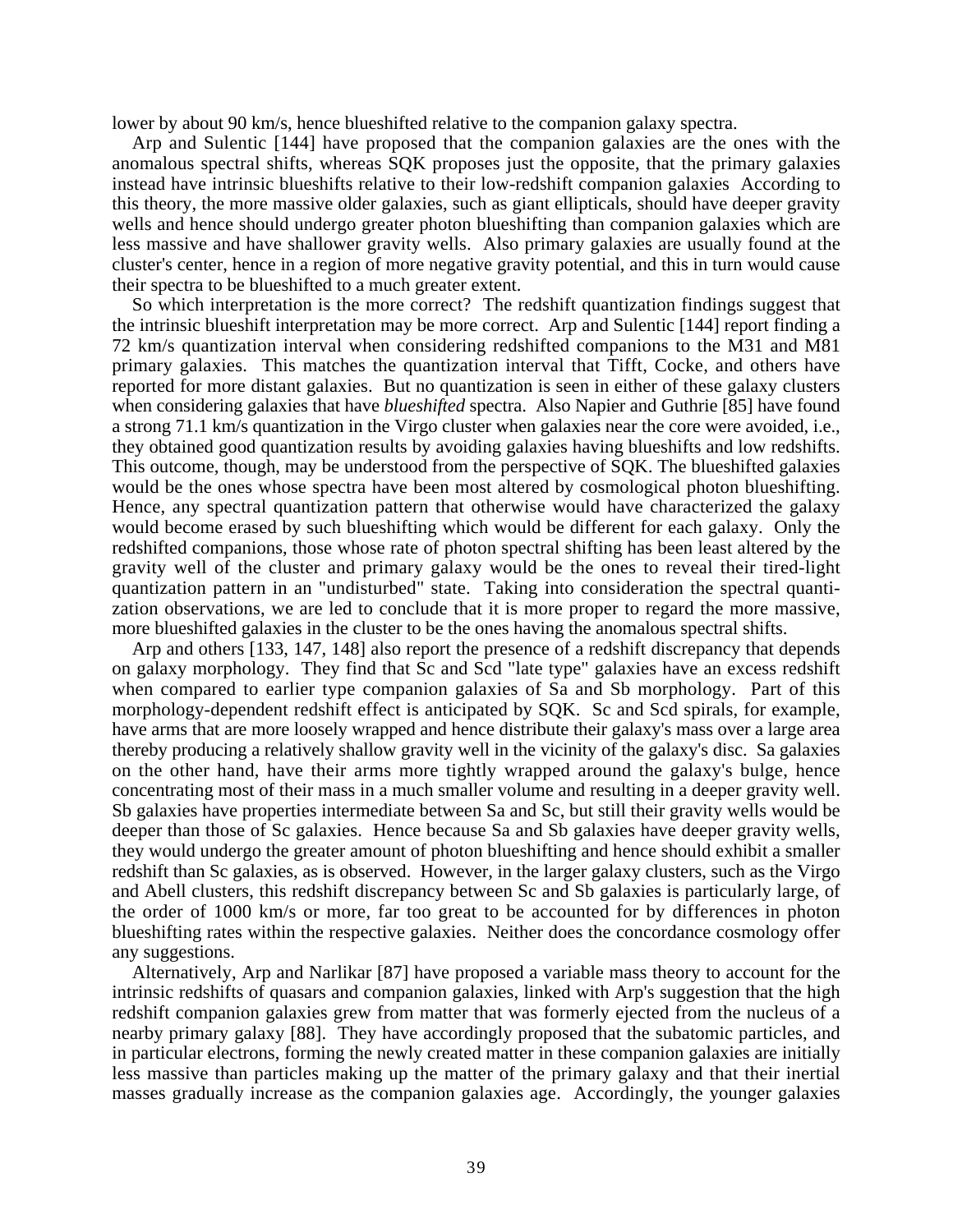lower by about 90 km/s, hence blueshifted relative to the companion galaxy spectra.

Arp and Sulentic [144] have proposed that the companion galaxies are the ones with the anomalous spectral shifts, whereas SQK proposes just the opposite, that the primary galaxies instead have intrinsic blueshifts relative to their low-redshift companion galaxies According to this theory, the more massive older galaxies, such as giant ellipticals, should have deeper gravity wells and hence should undergo greater photon blueshifting than companion galaxies which are less massive and have shallower gravity wells. Also primary galaxies are usually found at the cluster's center, hence in a region of more negative gravity potential, and this in turn would cause their spectra to be blueshifted to a much greater extent.

So which interpretation is the more correct? The redshift quantization findings suggest that the intrinsic blueshift interpretation may be more correct. Arp and Sulentic [144] report finding a 72 km/s quantization interval when considering redshifted companions to the M31 and M81 primary galaxies. This matches the quantization interval that Tifft, Cocke, and others have reported for more distant galaxies. But no quantization is seen in either of these galaxy clusters when considering galaxies that have *blueshifted* spectra. Also Napier and Guthrie [85] have found a strong 71.1 km/s quantization in the Virgo cluster when galaxies near the core were avoided, i.e., they obtained good quantization results by avoiding galaxies having blueshifts and low redshifts. This outcome, though, may be understood from the perspective of SQK. The blueshifted galaxies would be the ones whose spectra have been most altered by cosmological photon blueshifting. Hence, any spectral quantization pattern that otherwise would have characterized the galaxy would become erased by such blueshifting which would be different for each galaxy. Only the redshifted companions, those whose rate of photon spectral shifting has been least altered by the gravity well of the cluster and primary galaxy would be the ones to reveal their tired-light quantization pattern in an "undisturbed" state. Taking into consideration the spectral quantization observations, we are led to conclude that it is more proper to regard the more massive, more blueshifted galaxies in the cluster to be the ones having the anomalous spectral shifts.

Arp and others [133, 147, 148] also report the presence of a redshift discrepancy that depends on galaxy morphology. They find that Sc and Scd "late type" galaxies have an excess redshift when compared to earlier type companion galaxies of Sa and Sb morphology. Part of this morphology-dependent redshift effect is anticipated by SQK. Sc and Scd spirals, for example, have arms that are more loosely wrapped and hence distribute their galaxy's mass over a large area thereby producing a relatively shallow gravity well in the vicinity of the galaxy's disc. Sa galaxies on the other hand, have their arms more tightly wrapped around the galaxy's bulge, hence concentrating most of their mass in a much smaller volume and resulting in a deeper gravity well. Sb galaxies have properties intermediate between Sa and Sc, but still their gravity wells would be deeper than those of Sc galaxies. Hence because Sa and Sb galaxies have deeper gravity wells, they would undergo the greater amount of photon blueshifting and hence should exhibit a smaller redshift than Sc galaxies, as is observed. However, in the larger galaxy clusters, such as the Virgo and Abell clusters, this redshift discrepancy between Sc and Sb galaxies is particularly large, of the order of 1000 km/s or more, far too great to be accounted for by differences in photon blueshifting rates within the respective galaxies. Neither does the concordance cosmology offer any suggestions.

Alternatively, Arp and Narlikar [87] have proposed a variable mass theory to account for the intrinsic redshifts of quasars and companion galaxies, linked with Arp's suggestion that the high redshift companion galaxies grew from matter that was formerly ejected from the nucleus of a nearby primary galaxy [88]. They have accordingly proposed that the subatomic particles, and in particular electrons, forming the newly created matter in these companion galaxies are initially less massive than particles making up the matter of the primary galaxy and that their inertial masses gradually increase as the companion galaxies age. Accordingly, the younger galaxies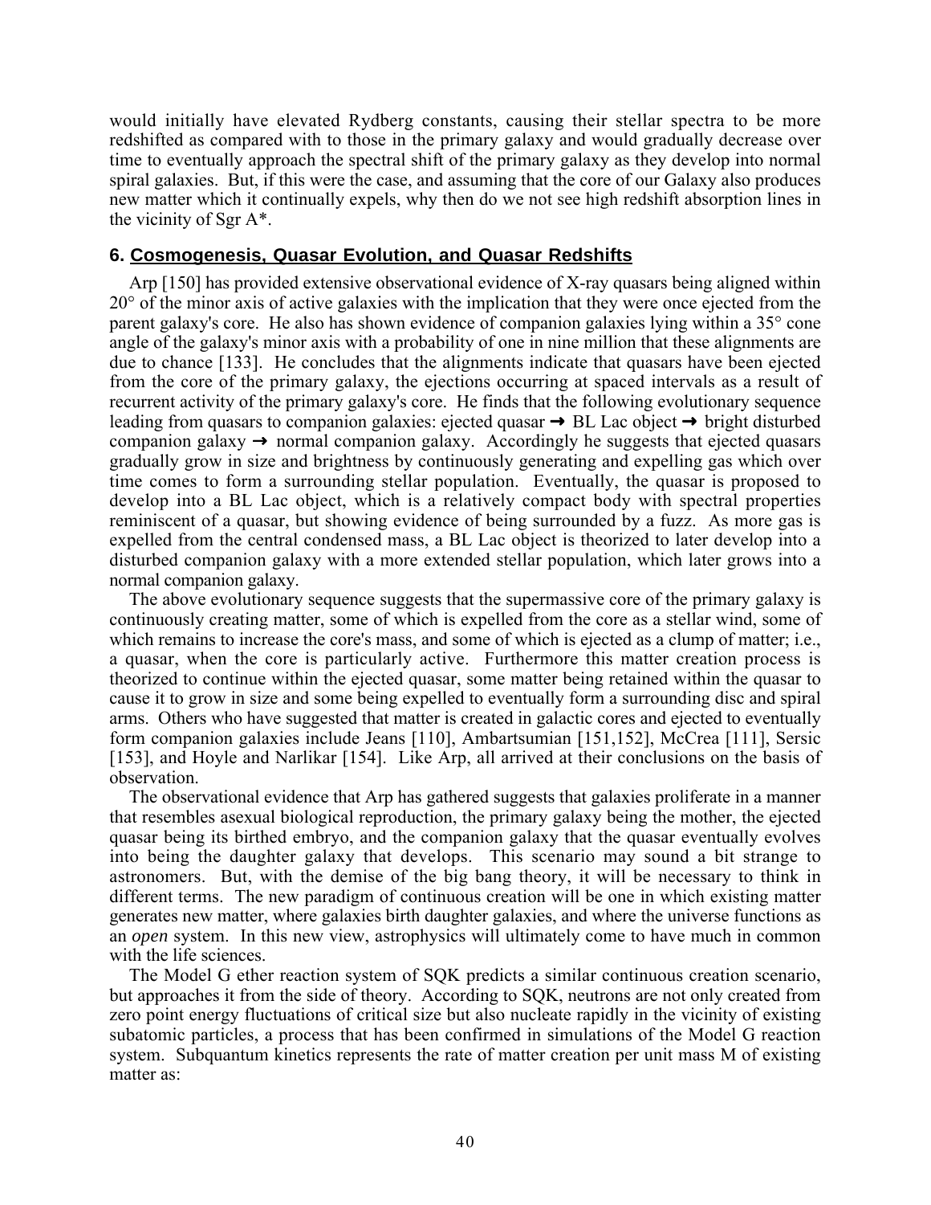would initially have elevated Rydberg constants, causing their stellar spectra to be more redshifted as compared with to those in the primary galaxy and would gradually decrease over time to eventually approach the spectral shift of the primary galaxy as they develop into normal spiral galaxies. But, if this were the case, and assuming that the core of our Galaxy also produces new matter which it continually expels, why then do we not see high redshift absorption lines in the vicinity of Sgr A*.

## 6. Cosmogenesis, Quasar Evolution, and Quasar Redshifts

Arp [150] has provided extensive observational evidence of X-ray quasars being aligned within 20° of the minor axis of active galaxies with the implication that they were once ejected from the parent galaxy's core. He also has shown evidence of companion galaxies lying within a 35° cone angle of the galaxy's minor axis with a probability of one in nine million that these alignments are due to chance [133]. He concludes that the alignments indicate that quasars have been ejected from the core of the primary galaxy, the ejections occurring at spaced intervals as a result of recurrent activity of the primary galaxy's core. He finds that the following evolutionary sequence leading from quasars to companion galaxies: ejected quasar ➞ BL Lac object ➞ bright disturbed companion galaxy ➞ normal companion galaxy. Accordingly he suggests that ejected quasars gradually grow in size and brightness by continuously generating and expelling gas which over time comes to form a surrounding stellar population. Eventually, the quasar is proposed to develop into a BL Lac object, which is a relatively compact body with spectral properties reminiscent of a quasar, but showing evidence of being surrounded by a fuzz. As more gas is expelled from the central condensed mass, a BL Lac object is theorized to later develop into a disturbed companion galaxy with a more extended stellar population, which later grows into a normal companion galaxy.

The above evolutionary sequence suggests that the supermassive core of the primary galaxy is continuously creating matter, some of which is expelled from the core as a stellar wind, some of which remains to increase the core's mass, and some of which is ejected as a clump of matter; i.e., a quasar, when the core is particularly active. Furthermore this matter creation process is theorized to continue within the ejected quasar, some matter being retained within the quasar to cause it to grow in size and some being expelled to eventually form a surrounding disc and spiral arms. Others who have suggested that matter is created in galactic cores and ejected to eventually form companion galaxies include Jeans [110], Ambartsumian [151,152], McCrea [111], Sersic [153], and Hoyle and Narlikar [154]. Like Arp, all arrived at their conclusions on the basis of observation.

The observational evidence that Arp has gathered suggests that galaxies proliferate in a manner that resembles asexual biological reproduction, the primary galaxy being the mother, the ejected quasar being its birthed embryo, and the companion galaxy that the quasar eventually evolves into being the daughter galaxy that develops. This scenario may sound a bit strange to astronomers. But, with the demise of the big bang theory, it will be necessary to think in different terms. The new paradigm of continuous creation will be one in which existing matter generates new matter, where galaxies birth daughter galaxies, and where the universe functions as an *open* system. In this new view, astrophysics will ultimately come to have much in common with the life sciences.

The Model G ether reaction system of SQK predicts a similar continuous creation scenario, but approaches it from the side of theory. According to SQK, neutrons are not only created from zero point energy fluctuations of critical size but also nucleate rapidly in the vicinity of existing subatomic particles, a process that has been confirmed in simulations of the Model G reaction system. Subquantum kinetics represents the rate of matter creation per unit mass M of existing matter as: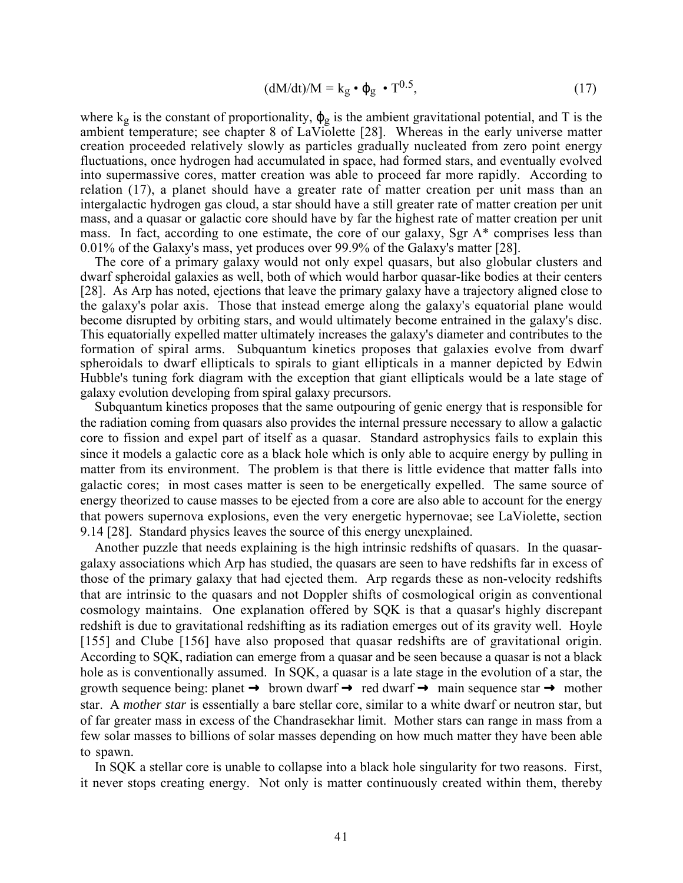$$(dM/dt)/M = k_g \cdot \phi_g \cdot T^{0.5}, \tag{17}$$

where $k_g$ is the constant of proportionality, $\phi_g$ is the ambient gravitational potential, and T is the ambient temperature; see chapter 8 of LaViolette [28]. Whereas in the early universe matter creation proceeded relatively slowly as particles gradually nucleated from zero point energy fluctuations, once hydrogen had accumulated in space, had formed stars, and eventually evolved into supermassive cores, matter creation was able to proceed far more rapidly. According to relation (17), a planet should have a greater rate of matter creation per unit mass than an intergalactic hydrogen gas cloud, a star should have a still greater rate of matter creation per unit mass, and a quasar or galactic core should have by far the highest rate of matter creation per unit mass. In fact, according to one estimate, the core of our galaxy, Sgr A* comprises less than 0.01% of the Galaxy's mass, yet produces over 99.9% of the Galaxy's matter [28].

The core of a primary galaxy would not only expel quasars, but also globular clusters and dwarf spheroidal galaxies as well, both of which would harbor quasar-like bodies at their centers [28]. As Arp has noted, ejections that leave the primary galaxy have a trajectory aligned close to the galaxy's polar axis. Those that instead emerge along the galaxy's equatorial plane would become disrupted by orbiting stars, and would ultimately become entrained in the galaxy's disc. This equatorially expelled matter ultimately increases the galaxy's diameter and contributes to the formation of spiral arms. Subquantum kinetics proposes that galaxies evolve from dwarf spheroidals to dwarf ellipticals to spirals to giant ellipticals in a manner depicted by Edwin Hubble's tuning fork diagram with the exception that giant ellipticals would be a late stage of galaxy evolution developing from spiral galaxy precursors.

Subquantum kinetics proposes that the same outpouring of genic energy that is responsible for the radiation coming from quasars also provides the internal pressure necessary to allow a galactic core to fission and expel part of itself as a quasar. Standard astrophysics fails to explain this since it models a galactic core as a black hole which is only able to acquire energy by pulling in matter from its environment. The problem is that there is little evidence that matter falls into galactic cores; in most cases matter is seen to be energetically expelled. The same source of energy theorized to cause masses to be ejected from a core are also able to account for the energy that powers supernova explosions, even the very energetic hypernovae; see LaViolette, section 9.14 [28]. Standard physics leaves the source of this energy unexplained.

Another puzzle that needs explaining is the high intrinsic redshifts of quasars. In the quasar-galaxy associations which Arp has studied, the quasars are seen to have redshifts far in excess of those of the primary galaxy that had ejected them. Arp regards these as non-velocity redshifts that are intrinsic to the quasars and not Doppler shifts of cosmological origin as conventional cosmology maintains. One explanation offered by SQK is that a quasar's highly discrepant redshift is due to gravitational redshifting as its radiation emerges out of its gravity well. Hoyle [155] and Clube [156] have also proposed that quasar redshifts are of gravitational origin. According to SQK, radiation can emerge from a quasar and be seen because a quasar is not a black hole as is conventionally assumed. In SQK, a quasar is a late stage in the evolution of a star, the growth sequence being: planet ➞ brown dwarf ➞ red dwarf ➞ main sequence star ➞ mother star. A *mother star* is essentially a bare stellar core, similar to a white dwarf or neutron star, but of far greater mass in excess of the Chandrasekhar limit. Mother stars can range in mass from a few solar masses to billions of solar masses depending on how much matter they have been able to spawn.

In SQK a stellar core is unable to collapse into a black hole singularity for two reasons. First, it never stops creating energy. Not only is matter continuously created within them, thereby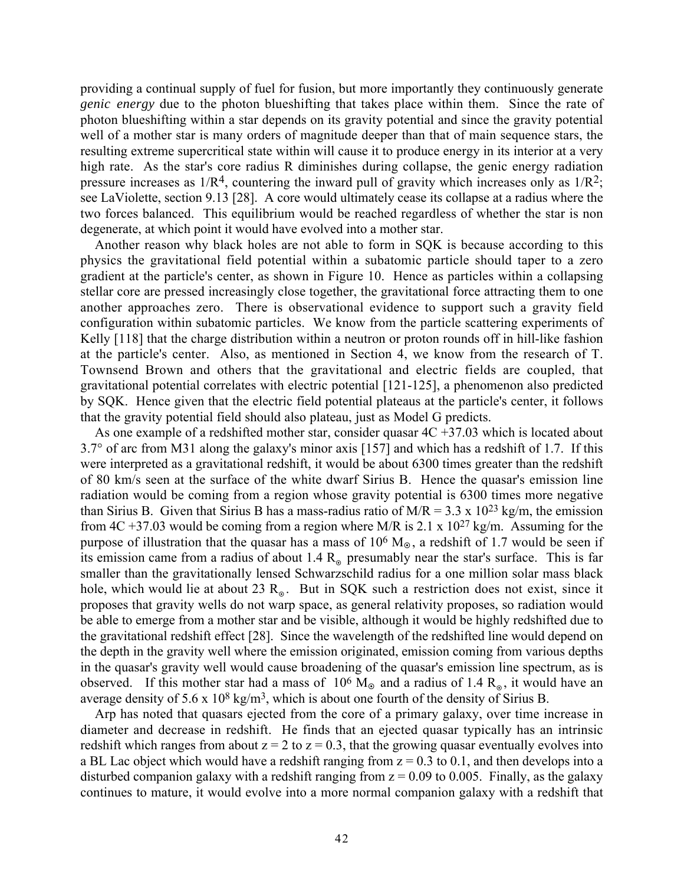providing a continual supply of fuel for fusion, but more importantly they continuously generate *genic energy* due to the photon blueshifting that takes place within them. Since the rate of photon blueshifting within a star depends on its gravity potential and since the gravity potential well of a mother star is many orders of magnitude deeper than that of main sequence stars, the resulting extreme supercritical state within will cause it to produce energy in its interior at a very high rate. As the star's core radius R diminishes during collapse, the genic energy radiation pressure increases as $1/R^4$, countering the inward pull of gravity which increases only as $1/R^2$; see LaViolette, section 9.13 [28]. A core would ultimately cease its collapse at a radius where the two forces balanced. This equilibrium would be reached regardless of whether the star is non degenerate, at which point it would have evolved into a mother star.

Another reason why black holes are not able to form in SQK is because according to this physics the gravitational field potential within a subatomic particle should taper to a zero gradient at the particle's center, as shown in Figure 10. Hence as particles within a collapsing stellar core are pressed increasingly close together, the gravitational force attracting them to one another approaches zero. There is observational evidence to support such a gravity field configuration within subatomic particles. We know from the particle scattering experiments of Kelly [118] that the charge distribution within a neutron or proton rounds off in hill-like fashion at the particle's center. Also, as mentioned in Section 4, we know from the research of T. Townsend Brown and others that the gravitational and electric fields are coupled, that gravitational potential correlates with electric potential [121-125], a phenomenon also predicted by SQK. Hence given that the electric field potential plateaus at the particle's center, it follows that the gravity potential field should also plateau, just as Model G predicts.

As one example of a redshifted mother star, consider quasar 4C +37.03 which is located about 3.7° of arc from M31 along the galaxy's minor axis [157] and which has a redshift of 1.7. If this were interpreted as a gravitational redshift, it would be about 6300 times greater than the redshift of 80 km/s seen at the surface of the white dwarf Sirius B. Hence the quasar's emission line radiation would be coming from a region whose gravity potential is 6300 times more negative than Sirius B. Given that Sirius B has a mass-radius ratio of $M/R = 3.3 \times 10^{23}$ kg/m, the emission from 4C +37.03 would be coming from a region where M/R is $2.1 \times 10^{27}$ kg/m. Assuming for the purpose of illustration that the quasar has a mass of $10^6\ M_\odot$, a redshift of 1.7 would be seen if its emission came from a radius of about 1.4 $R_\odot$ presumably near the star's surface. This is far smaller than the gravitationally lensed Schwarzschild radius for a one million solar mass black hole, which would lie at about 23 $R_\odot$. But in SQK such a restriction does not exist, since it proposes that gravity wells do not warp space, as general relativity proposes, so radiation would be able to emerge from a mother star and be visible, although it would be highly redshifted due to the gravitational redshift effect [28]. Since the wavelength of the redshifted line would depend on the depth in the gravity well where the emission originated, emission coming from various depths in the quasar's gravity well would cause broadening of the quasar's emission line spectrum, as is observed. If this mother star had a mass of $10^6\ M_\odot$ and a radius of 1.4 $R_\odot$, it would have an average density of $5.6 \times 10^8$ kg/m$^3$, which is about one fourth of the density of Sirius B.

Arp has noted that quasars ejected from the core of a primary galaxy, over time increase in diameter and decrease in redshift. He finds that an ejected quasar typically has an intrinsic redshift which ranges from about z = 2 to z = 0.3, that the growing quasar eventually evolves into a BL Lac object which would have a redshift ranging from z = 0.3 to 0.1, and then develops into a disturbed companion galaxy with a redshift ranging from z = 0.09 to 0.005. Finally, as the galaxy continues to mature, it would evolve into a more normal companion galaxy with a redshift that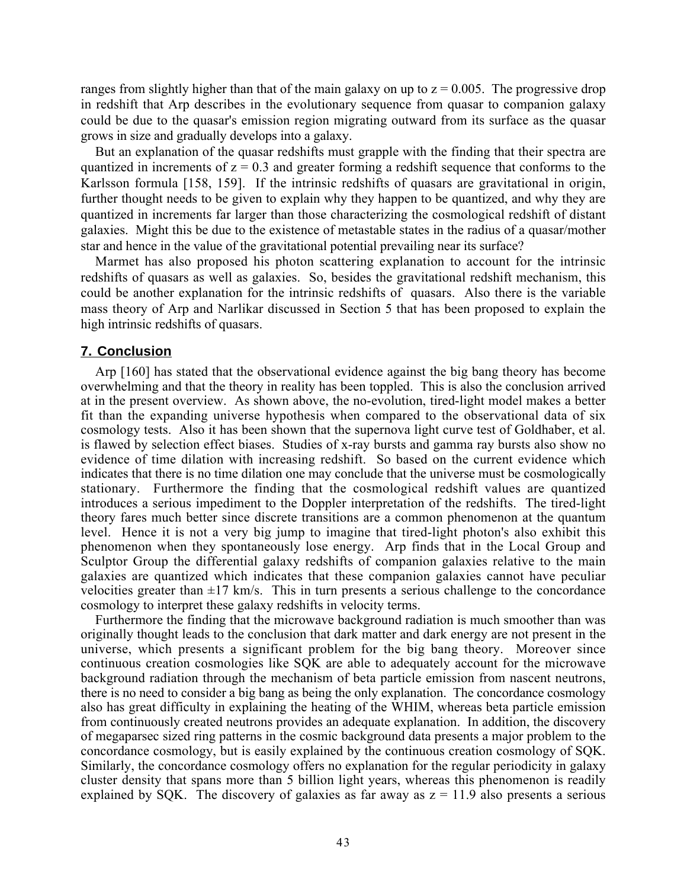ranges from slightly higher than that of the main galaxy on up to $z = 0.005$. The progressive drop in redshift that Arp describes in the evolutionary sequence from quasar to companion galaxy could be due to the quasar's emission region migrating outward from its surface as the quasar grows in size and gradually develops into a galaxy.

But an explanation of the quasar redshifts must grapple with the finding that their spectra are quantized in increments of $z = 0.3$ and greater forming a redshift sequence that conforms to the Karlsson formula [158, 159]. If the intrinsic redshifts of quasars are gravitational in origin, further thought needs to be given to explain why they happen to be quantized, and why they are quantized in increments far larger than those characterizing the cosmological redshift of distant galaxies. Might this be due to the existence of metastable states in the radius of a quasar/mother star and hence in the value of the gravitational potential prevailing near its surface?

Marmet has also proposed his photon scattering explanation to account for the intrinsic redshifts of quasars as well as galaxies. So, besides the gravitational redshift mechanism, this could be another explanation for the intrinsic redshifts of quasars. Also there is the variable mass theory of Arp and Narlikar discussed in Section 5 that has been proposed to explain the high intrinsic redshifts of quasars.

## 7. Conclusion

Arp [160] has stated that the observational evidence against the big bang theory has become overwhelming and that the theory in reality has been toppled. This is also the conclusion arrived at in the present overview. As shown above, the no-evolution, tired-light model makes a better fit than the expanding universe hypothesis when compared to the observational data of six cosmology tests. Also it has been shown that the supernova light curve test of Goldhaber, et al. is flawed by selection effect biases. Studies of x-ray bursts and gamma ray bursts also show no evidence of time dilation with increasing redshift. So based on the current evidence which indicates that there is no time dilation one may conclude that the universe must be cosmologically stationary. Furthermore the finding that the cosmological redshift values are quantized introduces a serious impediment to the Doppler interpretation of the redshifts. The tired-light theory fares much better since discrete transitions are a common phenomenon at the quantum level. Hence it is not a very big jump to imagine that tired-light photon's also exhibit this phenomenon when they spontaneously lose energy. Arp finds that in the Local Group and Sculptor Group the differential galaxy redshifts of companion galaxies relative to the main galaxies are quantized which indicates that these companion galaxies cannot have peculiar velocities greater than ±17 km/s. This in turn presents a serious challenge to the concordance cosmology to interpret these galaxy redshifts in velocity terms.

Furthermore the finding that the microwave background radiation is much smoother than was originally thought leads to the conclusion that dark matter and dark energy are not present in the universe, which presents a significant problem for the big bang theory. Moreover since continuous creation cosmologies like SQK are able to adequately account for the microwave background radiation through the mechanism of beta particle emission from nascent neutrons, there is no need to consider a big bang as being the only explanation. The concordance cosmology also has great difficulty in explaining the heating of the WHIM, whereas beta particle emission from continuously created neutrons provides an adequate explanation. In addition, the discovery of megaparsec sized ring patterns in the cosmic background data presents a major problem to the concordance cosmology, but is easily explained by the continuous creation cosmology of SQK. Similarly, the concordance cosmology offers no explanation for the regular periodicity in galaxy cluster density that spans more than 5 billion light years, whereas this phenomenon is readily explained by SQK. The discovery of galaxies as far away as $z = 11.9$ also presents a serious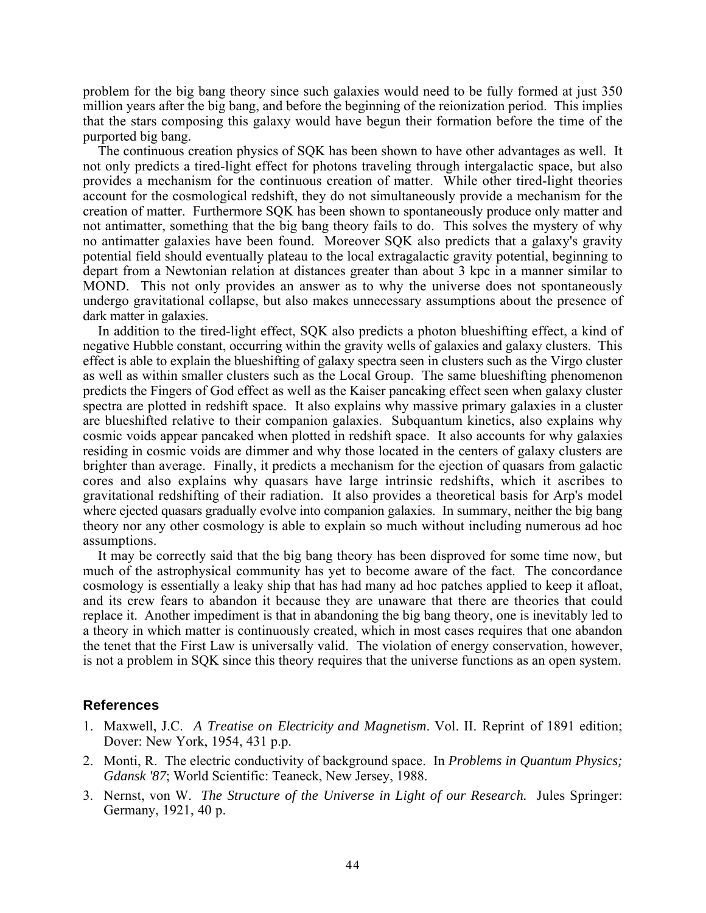problem for the big bang theory since such galaxies would need to be fully formed at just 350 million years after the big bang, and before the beginning of the reionization period. This implies that the stars composing this galaxy would have begun their formation before the time of the purported big bang.

The continuous creation physics of SQK has been shown to have other advantages as well. It not only predicts a tired-light effect for photons traveling through intergalactic space, but also provides a mechanism for the continuous creation of matter. While other tired-light theories account for the cosmological redshift, they do not simultaneously provide a mechanism for the creation of matter. Furthermore SQK has been shown to spontaneously produce only matter and not antimatter, something that the big bang theory fails to do. This solves the mystery of why no antimatter galaxies have been found. Moreover SQK also predicts that a galaxy's gravity potential field should eventually plateau to the local extragalactic gravity potential, beginning to depart from a Newtonian relation at distances greater than about 3 kpc in a manner similar to MOND. This not only provides an answer as to why the universe does not spontaneously undergo gravitational collapse, but also makes unnecessary assumptions about the presence of dark matter in galaxies.

In addition to the tired-light effect, SQK also predicts a photon blueshifting effect, a kind of negative Hubble constant, occurring within the gravity wells of galaxies and galaxy clusters. This effect is able to explain the blueshifting of galaxy spectra seen in clusters such as the Virgo cluster as well as within smaller clusters such as the Local Group. The same blueshifting phenomenon predicts the Fingers of God effect as well as the Kaiser pancaking effect seen when galaxy cluster spectra are plotted in redshift space. It also explains why massive primary galaxies in a cluster are blueshifted relative to their companion galaxies. Subquantum kinetics, also explains why cosmic voids appear pancaked when plotted in redshift space. It also accounts for why galaxies residing in cosmic voids are dimmer and why those located in the centers of galaxy clusters are brighter than average. Finally, it predicts a mechanism for the ejection of quasars from galactic cores and also explains why quasars have large intrinsic redshifts, which it ascribes to gravitational redshifting of their radiation. It also provides a theoretical basis for Arp's model where ejected quasars gradually evolve into companion galaxies. In summary, neither the big bang theory nor any other cosmology is able to explain so much without including numerous ad hoc assumptions.

It may be correctly said that the big bang theory has been disproved for some time now, but much of the astrophysical community has yet to become aware of the fact. The concordance cosmology is essentially a leaky ship that has had many ad hoc patches applied to keep it afloat, and its crew fears to abandon it because they are unaware that there are theories that could replace it. Another impediment is that in abandoning the big bang theory, one is inevitably led to a theory in which matter is continuously created, which in most cases requires that one abandon the tenet that the First Law is universally valid. The violation of energy conservation, however, is not a problem in SQK since this theory requires that the universe functions as an open system.

## References

1. Maxwell, J.C. *A Treatise on Electricity and Magnetism*. Vol. II. Reprint of 1891 edition; Dover: New York, 1954, 431 p.p.
2. Monti, R. The electric conductivity of background space. In *Problems in Quantum Physics; Gdansk '87*; World Scientific: Teaneck, New Jersey, 1988.
3. Nernst, von W. *The Structure of the Universe in Light of our Research.* Jules Springer: Germany, 1921, 40 p.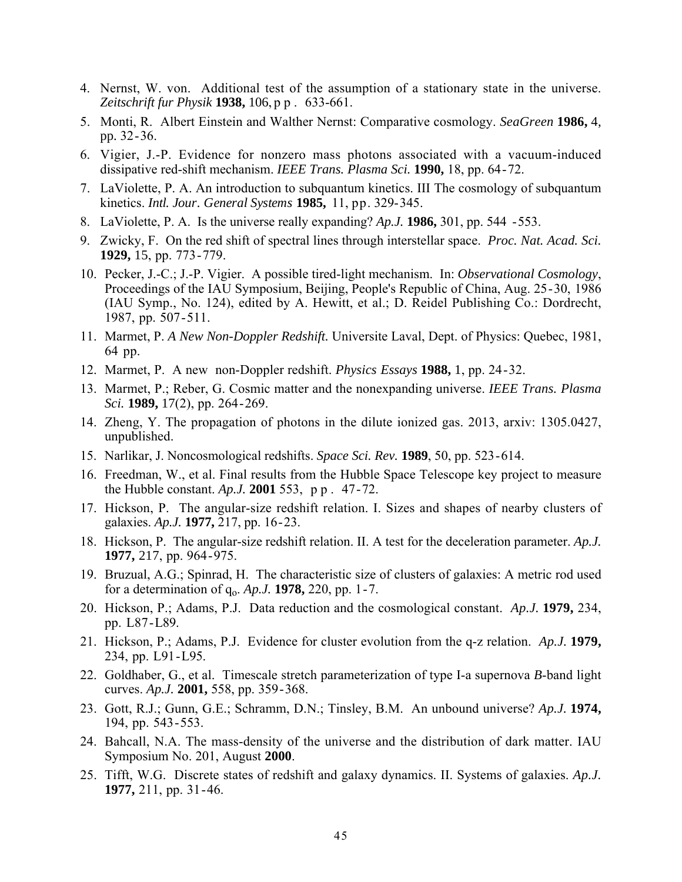4. Nernst, W. von. Additional test of the assumption of a stationary state in the universe. *Zeitschrift fur Physik* **1938,** 106, pp. 633-661.
5. Monti, R. Albert Einstein and Walther Nernst: Comparative cosmology. *SeaGreen* **1986,** 4, pp. 32-36.
6. Vigier, J.-P. Evidence for nonzero mass photons associated with a vacuum-induced dissipative red-shift mechanism. *IEEE Trans. Plasma Sci.* **1990,** 18, pp. 64-72.
7. LaViolette, P. A. An introduction to subquantum kinetics. III The cosmology of subquantum kinetics. *Intl. Jour. General Systems* **1985,** 11, pp. 329-345.
8. LaViolette, P. A. Is the universe really expanding? *Ap.J.* **1986,** 301, pp. 544 -553.
9. Zwicky, F. On the red shift of spectral lines through interstellar space. *Proc. Nat. Acad. Sci.* **1929,** 15, pp. 773-779.
10. Pecker, J.-C.; J.-P. Vigier. A possible tired-light mechanism. In: *Observational Cosmology*, Proceedings of the IAU Symposium, Beijing, People's Republic of China, Aug. 25-30, 1986 (IAU Symp., No. 124), edited by A. Hewitt, et al.; D. Reidel Publishing Co.: Dordrecht, 1987, pp. 507-511.
11. Marmet, P. *A New Non-Doppler Redshift.* Universite Laval, Dept. of Physics: Quebec, 1981, 64 pp.
12. Marmet, P. A new non-Doppler redshift. *Physics Essays* **1988,** 1, pp. 24-32.
13. Marmet, P.; Reber, G. Cosmic matter and the nonexpanding universe. *IEEE Trans. Plasma Sci.* **1989,** 17(2), pp. 264-269.
14. Zheng, Y. The propagation of photons in the dilute ionized gas. 2013, arxiv: 1305.0427, unpublished.
15. Narlikar, J. Noncosmological redshifts. *Space Sci. Rev.* **1989**, 50, pp. 523-614.
16. Freedman, W., et al. Final results from the Hubble Space Telescope key project to measure the Hubble constant. *Ap.J.* **2001** 553, pp. 47-72.
17. Hickson, P. The angular-size redshift relation. I. Sizes and shapes of nearby clusters of galaxies. *Ap.J.* **1977,** 217, pp. 16-23.
18. Hickson, P. The angular-size redshift relation. II. A test for the deceleration parameter. *Ap.J.* **1977,** 217, pp. 964-975.
19. Bruzual, A.G.; Spinrad, H. The characteristic size of clusters of galaxies: A metric rod used for a determination of $q_o$. *Ap.J.* **1978,** 220, pp. 1-7.
20. Hickson, P.; Adams, P.J. Data reduction and the cosmological constant. *Ap.J.* **1979,** 234, pp. L87-L89.
21. Hickson, P.; Adams, P.J. Evidence for cluster evolution from the q-z relation. *Ap.J.* **1979,** 234, pp. L91-L95.
22. Goldhaber, G., et al. Timescale stretch parameterization of type I-a supernova *B*-band light curves. *Ap.J.* **2001,** 558, pp. 359-368.
23. Gott, R.J.; Gunn, G.E.; Schramm, D.N.; Tinsley, B.M. An unbound universe? *Ap.J.* **1974,** 194, pp. 543-553.
24. Bahcall, N.A. The mass-density of the universe and the distribution of dark matter. IAU Symposium No. 201, August **2000**.
25. Tifft, W.G. Discrete states of redshift and galaxy dynamics. II. Systems of galaxies. *Ap.J.* **1977,** 211, pp. 31-46.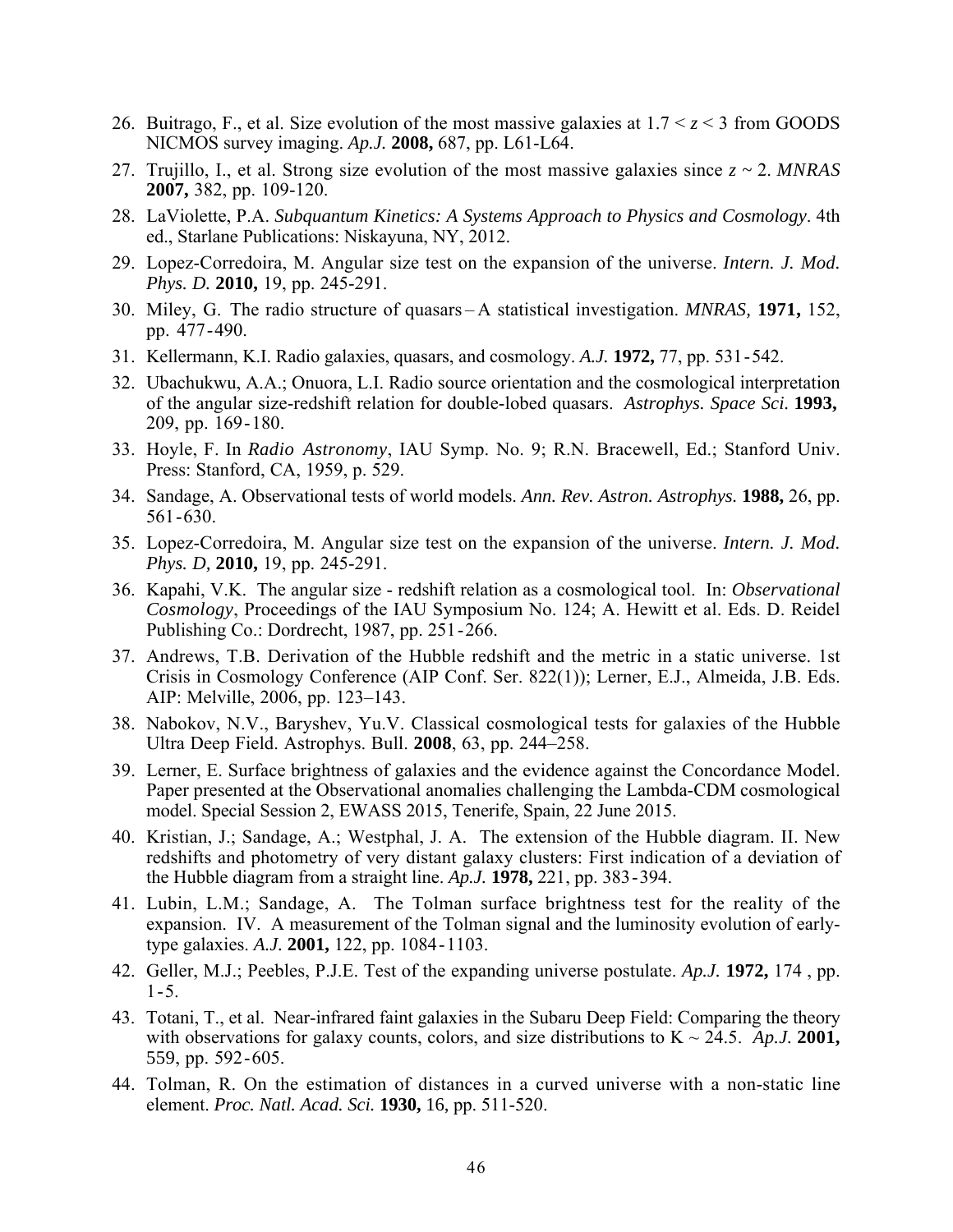26. Buitrago, F., et al. Size evolution of the most massive galaxies at $1.7 < z < 3$ from GOODS NICMOS survey imaging. *Ap.J.* **2008,** 687, pp. L61-L64.
27. Trujillo, I., et al. Strong size evolution of the most massive galaxies since $z \sim 2$. *MNRAS* **2007,** 382, pp. 109-120.
28. LaViolette, P.A. *Subquantum Kinetics: A Systems Approach to Physics and Cosmology*. 4th ed., Starlane Publications: Niskayuna, NY, 2012.
29. Lopez-Corredoira, M. Angular size test on the expansion of the universe. *Intern. J. Mod. Phys. D.* **2010,** 19, pp. 245-291.
30. Miley, G. The radio structure of quasars – A statistical investigation. *MNRAS,* **1971,** 152, pp. 477-490.
31. Kellermann, K.I. Radio galaxies, quasars, and cosmology. *A.J.* **1972,** 77, pp. 531-542.
32. Ubachukwu, A.A.; Onuora, L.I. Radio source orientation and the cosmological interpretation of the angular size-redshift relation for double-lobed quasars. *Astrophys. Space Sci.* **1993,** 209, pp. 169-180.
33. Hoyle, F. In *Radio Astronomy*, IAU Symp. No. 9; R.N. Bracewell, Ed.; Stanford Univ. Press: Stanford, CA, 1959, p. 529.
34. Sandage, A. Observational tests of world models. *Ann. Rev. Astron. Astrophys.* **1988,** 26, pp. 561-630.
35. Lopez-Corredoira, M. Angular size test on the expansion of the universe. *Intern. J. Mod. Phys. D,* **2010,** 19, pp. 245-291.
36. Kapahi, V.K. The angular size - redshift relation as a cosmological tool. In: *Observational Cosmology*, Proceedings of the IAU Symposium No. 124; A. Hewitt et al. Eds. D. Reidel Publishing Co.: Dordrecht, 1987, pp. 251-266.
37. Andrews, T.B. Derivation of the Hubble redshift and the metric in a static universe. 1st Crisis in Cosmology Conference (AIP Conf. Ser. 822(1)); Lerner, E.J., Almeida, J.B. Eds. AIP: Melville, 2006, pp. 123–143.
38. Nabokov, N.V., Baryshev, Yu.V. Classical cosmological tests for galaxies of the Hubble Ultra Deep Field. Astrophys. Bull. **2008**, 63, pp. 244–258.
39. Lerner, E. Surface brightness of galaxies and the evidence against the Concordance Model. Paper presented at the Observational anomalies challenging the Lambda-CDM cosmological model. Special Session 2, EWASS 2015, Tenerife, Spain, 22 June 2015.
40. Kristian, J.; Sandage, A.; Westphal, J. A. The extension of the Hubble diagram. II. New redshifts and photometry of very distant galaxy clusters: First indication of a deviation of the Hubble diagram from a straight line. *Ap.J.* **1978,** 221, pp. 383-394.
41. Lubin, L.M.; Sandage, A. The Tolman surface brightness test for the reality of the expansion. IV. A measurement of the Tolman signal and the luminosity evolution of early-type galaxies. *A.J.* **2001,** 122, pp. 1084-1103.
42. Geller, M.J.; Peebles, P.J.E. Test of the expanding universe postulate. *Ap.J.* **1972,** 174 , pp. 1-5.
43. Totani, T., et al. Near-infrared faint galaxies in the Subaru Deep Field: Comparing the theory with observations for galaxy counts, colors, and size distributions to $K \sim 24.5$. *Ap.J.* **2001,** 559, pp. 592-605.
44. Tolman, R. On the estimation of distances in a curved universe with a non-static line element. *Proc. Natl. Acad. Sci.* **1930,** 16, pp. 511-520.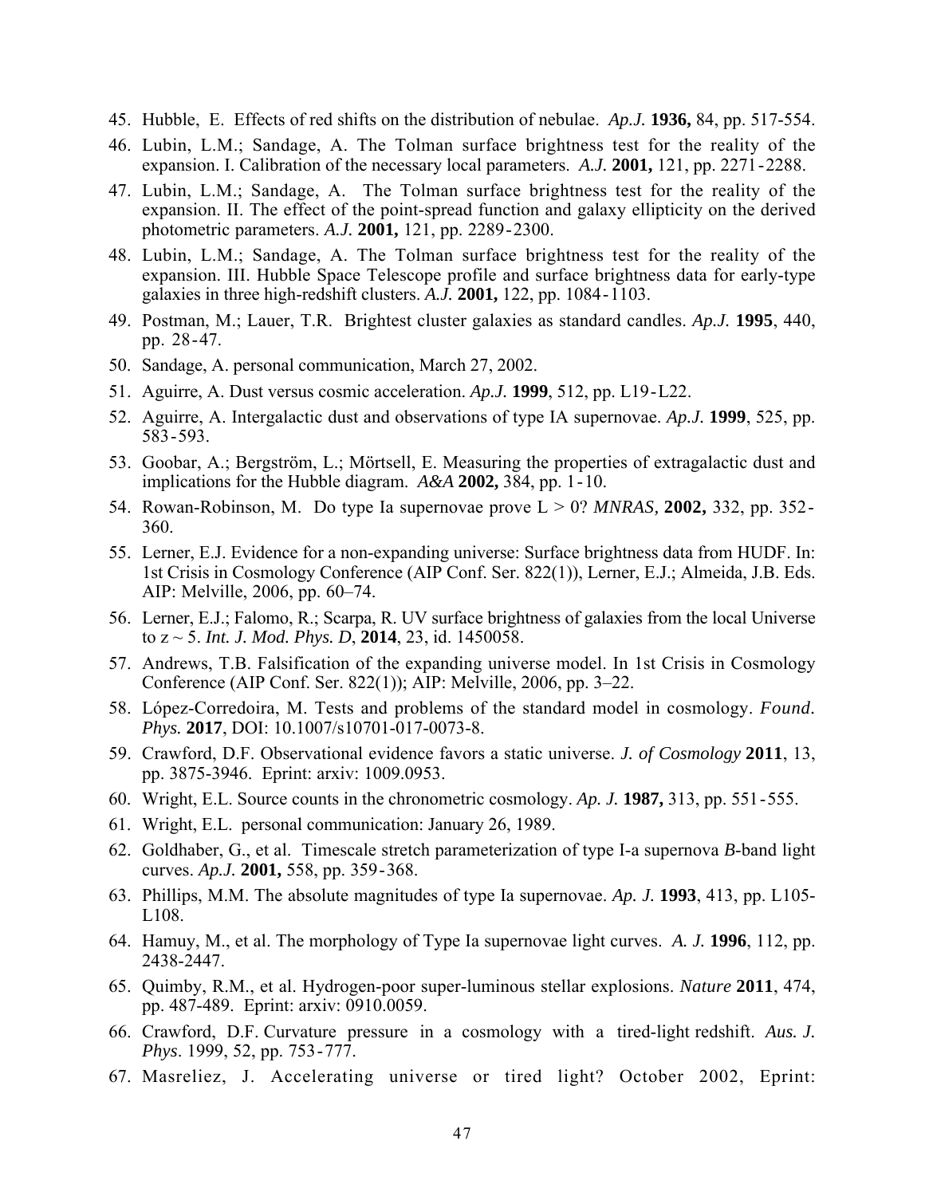45. Hubble, E. Effects of red shifts on the distribution of nebulae. *Ap.J.* **1936,** 84, pp. 517-554.
46. Lubin, L.M.; Sandage, A. The Tolman surface brightness test for the reality of the expansion. I. Calibration of the necessary local parameters. *A.J.* **2001,** 121, pp. 2271-2288.
47. Lubin, L.M.; Sandage, A. The Tolman surface brightness test for the reality of the expansion. II. The effect of the point-spread function and galaxy ellipticity on the derived photometric parameters. *A.J.* **2001,** 121, pp. 2289-2300.
48. Lubin, L.M.; Sandage, A. The Tolman surface brightness test for the reality of the expansion. III. Hubble Space Telescope profile and surface brightness data for early-type galaxies in three high-redshift clusters. *A.J.* **2001,** 122, pp. 1084-1103.
49. Postman, M.; Lauer, T.R. Brightest cluster galaxies as standard candles. *Ap.J.* **1995**, 440, pp. 28-47.
50. Sandage, A. personal communication, March 27, 2002.
51. Aguirre, A. Dust versus cosmic acceleration. *Ap.J.* **1999**, 512, pp. L19-L22.
52. Aguirre, A. Intergalactic dust and observations of type IA supernovae. *Ap.J.* **1999**, 525, pp. 583-593.
53. Goobar, A.; Bergström, L.; Mörtsell, E. Measuring the properties of extragalactic dust and implications for the Hubble diagram. *A&A* **2002,** 384, pp. 1-10.
54. Rowan-Robinson, M. Do type Ia supernovae prove L > 0? *MNRAS,* **2002,** 332, pp. 352-360.
55. Lerner, E.J. Evidence for a non-expanding universe: Surface brightness data from HUDF. In: 1st Crisis in Cosmology Conference (AIP Conf. Ser. 822(1)), Lerner, E.J.; Almeida, J.B. Eds. AIP: Melville, 2006, pp. 60–74.
56. Lerner, E.J.; Falomo, R.; Scarpa, R. UV surface brightness of galaxies from the local Universe to z ~ 5. *Int. J. Mod. Phys. D*, **2014**, 23, id. 1450058.
57. Andrews, T.B. Falsification of the expanding universe model. In 1st Crisis in Cosmology Conference (AIP Conf. Ser. 822(1)); AIP: Melville, 2006, pp. 3–22.
58. López-Corredoira, M. Tests and problems of the standard model in cosmology. *Found. Phys.* **2017**, DOI: 10.1007/s10701-017-0073-8.
59. Crawford, D.F. Observational evidence favors a static universe. *J. of Cosmology* **2011**, 13, pp. 3875-3946. Eprint: arxiv: 1009.0953.
60. Wright, E.L. Source counts in the chronometric cosmology. *Ap. J.* **1987,** 313, pp. 551-555.
61. Wright, E.L. personal communication: January 26, 1989.
62. Goldhaber, G., et al. Timescale stretch parameterization of type I-a supernova *B*-band light curves. *Ap.J.* **2001,** 558, pp. 359-368.
63. Phillips, M.M. The absolute magnitudes of type Ia supernovae. *Ap. J.* **1993**, 413, pp. L105-L108.
64. Hamuy, M., et al. The morphology of Type Ia supernovae light curves. *A. J.* **1996**, 112, pp. 2438-2447.
65. Quimby, R.M., et al. Hydrogen-poor super-luminous stellar explosions. *Nature* **2011**, 474, pp. 487-489. Eprint: arxiv: 0910.0059.
66. Crawford, D.F. Curvature pressure in a cosmology with a tired-light redshift. *Aus. J. Phys*. 1999, 52, pp. 753-777.
67. Masreliez, J. Accelerating universe or tired light? October 2002, Eprint: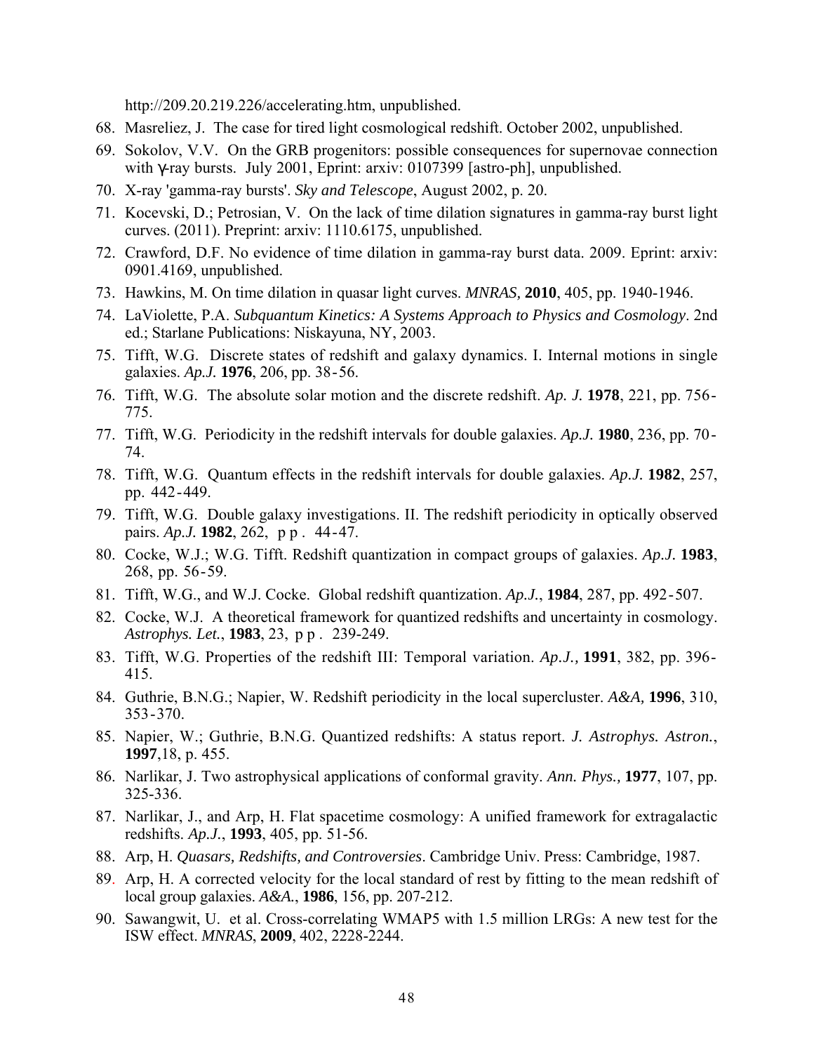http://209.20.219.226/accelerating.htm, unpublished.

68. Masreliez, J. The case for tired light cosmological redshift. October 2002, unpublished.
69. Sokolov, V.V. On the GRB progenitors: possible consequences for supernovae connection with γ-ray bursts. July 2001, Eprint: arxiv: 0107399 [astro-ph], unpublished.
70. X-ray 'gamma-ray bursts'. *Sky and Telescope*, August 2002, p. 20.
71. Kocevski, D.; Petrosian, V. On the lack of time dilation signatures in gamma-ray burst light curves. (2011). Preprint: arxiv: 1110.6175, unpublished.
72. Crawford, D.F. No evidence of time dilation in gamma-ray burst data. 2009. Eprint: arxiv: 0901.4169, unpublished.
73. Hawkins, M. On time dilation in quasar light curves. *MNRAS,* **2010**, 405, pp. 1940-1946.
74. LaViolette, P.A. *Subquantum Kinetics: A Systems Approach to Physics and Cosmology*. 2nd ed.; Starlane Publications: Niskayuna, NY, 2003.
75. Tifft, W.G. Discrete states of redshift and galaxy dynamics. I. Internal motions in single galaxies. *Ap.J.* **1976**, 206, pp. 38-56.
76. Tifft, W.G. The absolute solar motion and the discrete redshift. *Ap. J.* **1978**, 221, pp. 756-775.
77. Tifft, W.G. Periodicity in the redshift intervals for double galaxies. *Ap.J.* **1980**, 236, pp. 70-74.
78. Tifft, W.G. Quantum effects in the redshift intervals for double galaxies. *Ap.J.* **1982**, 257, pp. 442-449.
79. Tifft, W.G. Double galaxy investigations. II. The redshift periodicity in optically observed pairs. *Ap.J.* **1982**, 262, pp. 44-47.
80. Cocke, W.J.; W.G. Tifft. Redshift quantization in compact groups of galaxies. *Ap.J.* **1983**, 268, pp. 56-59.
81. Tifft, W.G., and W.J. Cocke. Global redshift quantization. *Ap.J.*, **1984**, 287, pp. 492-507.
82. Cocke, W.J. A theoretical framework for quantized redshifts and uncertainty in cosmology. *Astrophys. Let.*, **1983**, 23, pp. 239-249.
83. Tifft, W.G. Properties of the redshift III: Temporal variation. *Ap.J.,* **1991**, 382, pp. 396-415.
84. Guthrie, B.N.G.; Napier, W. Redshift periodicity in the local supercluster. *A&A,* **1996**, 310, 353-370.
85. Napier, W.; Guthrie, B.N.G. Quantized redshifts: A status report. *J. Astrophys. Astron.*, **1997**,18, p. 455.
86. Narlikar, J. Two astrophysical applications of conformal gravity. *Ann. Phys.,* **1977**, 107, pp. 325-336.
87. Narlikar, J., and Arp, H. Flat spacetime cosmology: A unified framework for extragalactic redshifts. *Ap.J.*, **1993**, 405, pp. 51-56.
88. Arp, H. *Quasars, Redshifts, and Controversies*. Cambridge Univ. Press: Cambridge, 1987.
89. Arp, H. A corrected velocity for the local standard of rest by fitting to the mean redshift of local group galaxies. *A&A.*, **1986**, 156, pp. 207-212.
90. Sawangwit, U. et al. Cross-correlating WMAP5 with 1.5 million LRGs: A new test for the ISW effect. *MNRAS*, **2009**, 402, 2228-2244.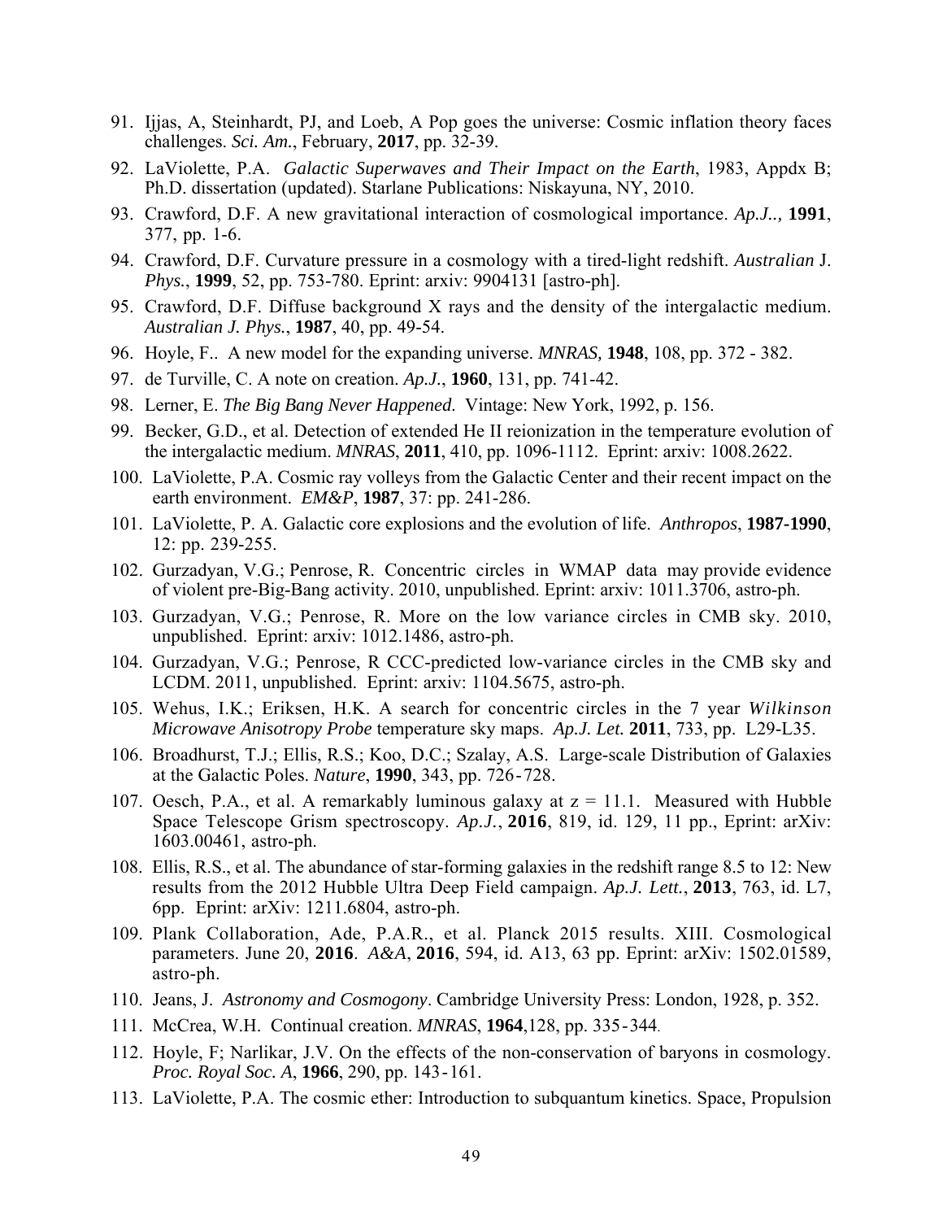91. Ijjas, A, Steinhardt, PJ, and Loeb, A Pop goes the universe: Cosmic inflation theory faces challenges. *Sci. Am.*, February, **2017**, pp. 32-39.
92. LaViolette, P.A. *Galactic Superwaves and Their Impact on the Earth*, 1983, Appdx B; Ph.D. dissertation (updated). Starlane Publications: Niskayuna, NY, 2010.
93. Crawford, D.F. A new gravitational interaction of cosmological importance. *Ap.J..,* **1991**, 377, pp. 1-6.
94. Crawford, D.F. Curvature pressure in a cosmology with a tired-light redshift. *Australian* J. *Phys.*, **1999**, 52, pp. 753-780. Eprint: arxiv: 9904131 [astro-ph].
95. Crawford, D.F. Diffuse background X rays and the density of the intergalactic medium. *Australian J. Phys.*, **1987**, 40, pp. 49-54.
96. Hoyle, F.. A new model for the expanding universe. *MNRAS,* **1948**, 108, pp. 372 - 382.
97. de Turville, C. A note on creation. *Ap.J.*, **1960**, 131, pp. 741-42.
98. Lerner, E. *The Big Bang Never Happened*. Vintage: New York, 1992, p. 156.
99. Becker, G.D., et al. Detection of extended He II reionization in the temperature evolution of the intergalactic medium. *MNRAS*, **2011**, 410, pp. 1096-1112. Eprint: arxiv: 1008.2622.
100. LaViolette, P.A. Cosmic ray volleys from the Galactic Center and their recent impact on the earth environment. *EM&P*, **1987**, 37: pp. 241-286.
101. LaViolette, P. A. Galactic core explosions and the evolution of life. *Anthropos*, **1987-1990**, 12: pp. 239-255.
102. Gurzadyan, V.G.; Penrose, R. Concentric circles in WMAP data may provide evidence of violent pre-Big-Bang activity. 2010, unpublished. Eprint: arxiv: 1011.3706, astro-ph.
103. Gurzadyan, V.G.; Penrose, R. More on the low variance circles in CMB sky. 2010, unpublished. Eprint: arxiv: 1012.1486, astro-ph.
104. Gurzadyan, V.G.; Penrose, R CCC-predicted low-variance circles in the CMB sky and LCDM. 2011, unpublished. Eprint: arxiv: 1104.5675, astro-ph.
105. Wehus, I.K.; Eriksen, H.K. A search for concentric circles in the 7 year *Wilkinson Microwave Anisotropy Probe* temperature sky maps. *Ap.J. Let.* **2011**, 733, pp. L29-L35.
106. Broadhurst, T.J.; Ellis, R.S.; Koo, D.C.; Szalay, A.S. Large-scale Distribution of Galaxies at the Galactic Poles. *Nature*, **1990**, 343, pp. 726-728.
107. Oesch, P.A., et al. A remarkably luminous galaxy at z = 11.1. Measured with Hubble Space Telescope Grism spectroscopy. *Ap.J.*, **2016**, 819, id. 129, 11 pp., Eprint: arXiv: 1603.00461, astro-ph.
108. Ellis, R.S., et al. The abundance of star-forming galaxies in the redshift range 8.5 to 12: New results from the 2012 Hubble Ultra Deep Field campaign. *Ap.J. Lett.*, **2013**, 763, id. L7, 6pp. Eprint: arXiv: 1211.6804, astro-ph.
109. Plank Collaboration, Ade, P.A.R., et al. Planck 2015 results. XIII. Cosmological parameters. June 20, **2016**. *A&A*, **2016**, 594, id. A13, 63 pp. Eprint: arXiv: 1502.01589, astro-ph.
110. Jeans, J. *Astronomy and Cosmogony*. Cambridge University Press: London, 1928, p. 352.
111. McCrea, W.H. Continual creation. *MNRAS*, **1964**,128, pp. 335-344.
112. Hoyle, F; Narlikar, J.V. On the effects of the non-conservation of baryons in cosmology. *Proc. Royal Soc. A*, **1966**, 290, pp. 143-161.
113. LaViolette, P.A. The cosmic ether: Introduction to subquantum kinetics. Space, Propulsion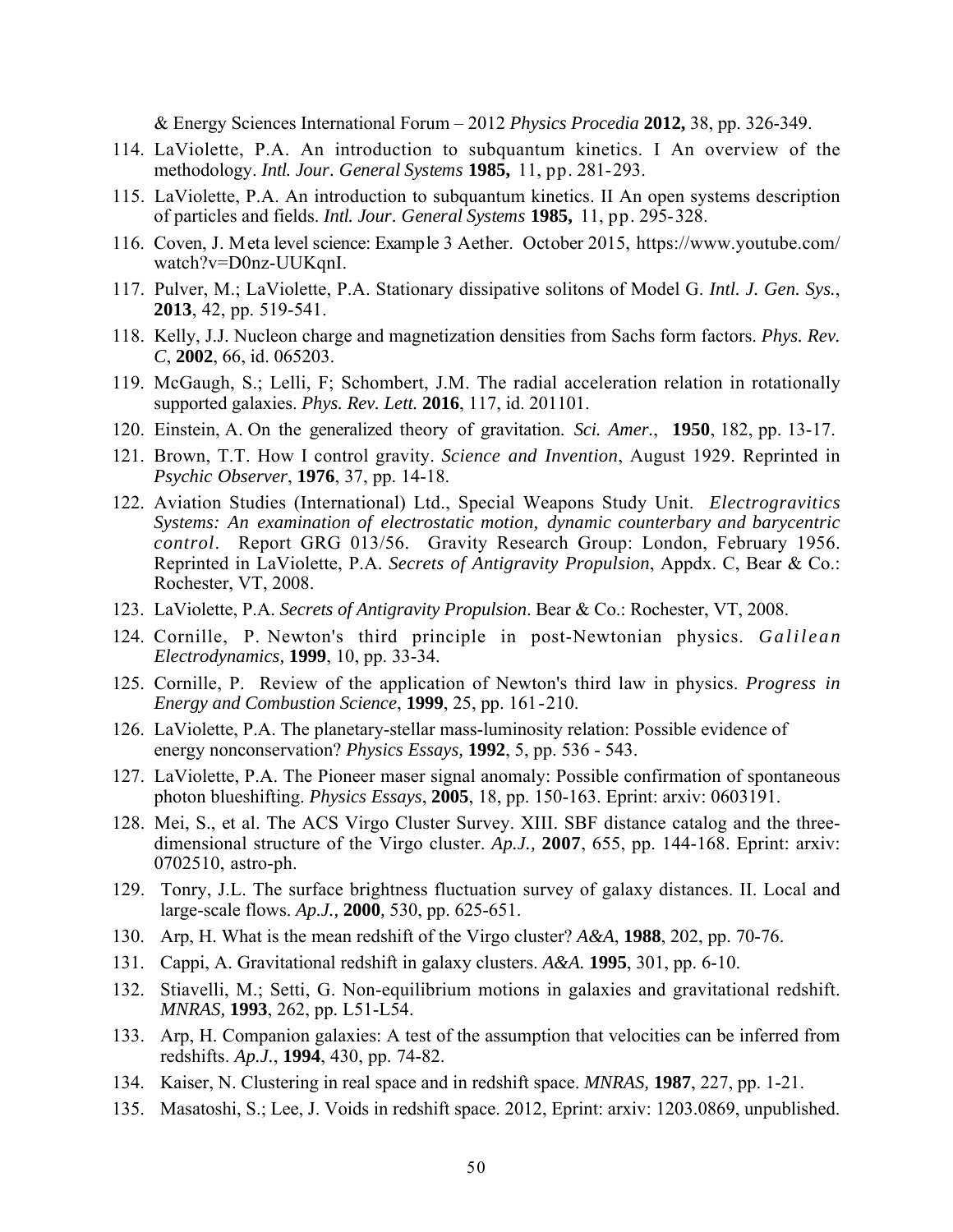& Energy Sciences International Forum – 2012 *Physics Procedia* **2012,** 38, pp. 326-349.

114. LaViolette, P.A. An introduction to subquantum kinetics. I An overview of the methodology. *Intl. Jour. General Systems* **1985,** 11, pp. 281-293.
115. LaViolette, P.A. An introduction to subquantum kinetics. II An open systems description of particles and fields. *Intl. Jour. General Systems* **1985,** 11, pp. 295-328.
116. Coven, J. Meta level science: Example 3 Aether. October 2015, https://www.youtube.com/watch?v=D0nz-UUKqnI.
117. Pulver, M.; LaViolette, P.A. Stationary dissipative solitons of Model G. *Intl. J. Gen. Sys.*, **2013**, 42, pp. 519-541.
118. Kelly, J.J. Nucleon charge and magnetization densities from Sachs form factors. *Phys. Rev. C*, **2002**, 66, id. 065203.
119. McGaugh, S.; Lelli, F; Schombert, J.M. The radial acceleration relation in rotationally supported galaxies. *Phys. Rev. Lett.* **2016**, 117, id. 201101.
120. Einstein, A. On the generalized theory of gravitation. *Sci. Amer.*, **1950**, 182, pp. 13-17.
121. Brown, T.T. How I control gravity. *Science and Invention*, August 1929. Reprinted in *Psychic Observer*, **1976**, 37, pp. 14-18.
122. Aviation Studies (International) Ltd., Special Weapons Study Unit. *Electrogravitics Systems: An examination of electrostatic motion, dynamic counterbary and barycentric control*. Report GRG 013/56. Gravity Research Group: London, February 1956. Reprinted in LaViolette, P.A. *Secrets of Antigravity Propulsion*, Appdx. C, Bear & Co.: Rochester, VT, 2008.
123. LaViolette, P.A. *Secrets of Antigravity Propulsion*. Bear & Co.: Rochester, VT, 2008.
124. Cornille, P. Newton's third principle in post-Newtonian physics. *Galilean Electrodynamics,* **1999**, 10, pp. 33-34.
125. Cornille, P. Review of the application of Newton's third law in physics. *Progress in Energy and Combustion Science*, **1999**, 25, pp. 161-210.
126. LaViolette, P.A. The planetary-stellar mass-luminosity relation: Possible evidence of energy nonconservation? *Physics Essays,* **1992**, 5, pp. 536 - 543.
127. LaViolette, P.A. The Pioneer maser signal anomaly: Possible confirmation of spontaneous photon blueshifting. *Physics Essays*, **2005**, 18, pp. 150-163. Eprint: arxiv: 0603191.
128. Mei, S., et al. The ACS Virgo Cluster Survey. XIII. SBF distance catalog and the three-dimensional structure of the Virgo cluster. *Ap.J.,* **2007**, 655, pp. 144-168. Eprint: arxiv: 0702510, astro-ph.
129. Tonry, J.L. The surface brightness fluctuation survey of galaxy distances. II. Local and large-scale flows. *Ap.J.,* **2000***,* 530, pp. 625-651.
130. Arp, H. What is the mean redshift of the Virgo cluster? *A&A*, **1988**, 202, pp. 70-76.
131. Cappi, A. Gravitational redshift in galaxy clusters. *A&A.* **1995**, 301, pp. 6-10.
132. Stiavelli, M.; Setti, G. Non-equilibrium motions in galaxies and gravitational redshift. *MNRAS,* **1993**, 262, pp. L51-L54.
133. Arp, H. Companion galaxies: A test of the assumption that velocities can be inferred from redshifts. *Ap.J.*, **1994**, 430, pp. 74-82.
134. Kaiser, N. Clustering in real space and in redshift space. *MNRAS,* **1987**, 227, pp. 1-21.
135. Masatoshi, S.; Lee, J. Voids in redshift space. 2012, Eprint: arxiv: 1203.0869, unpublished.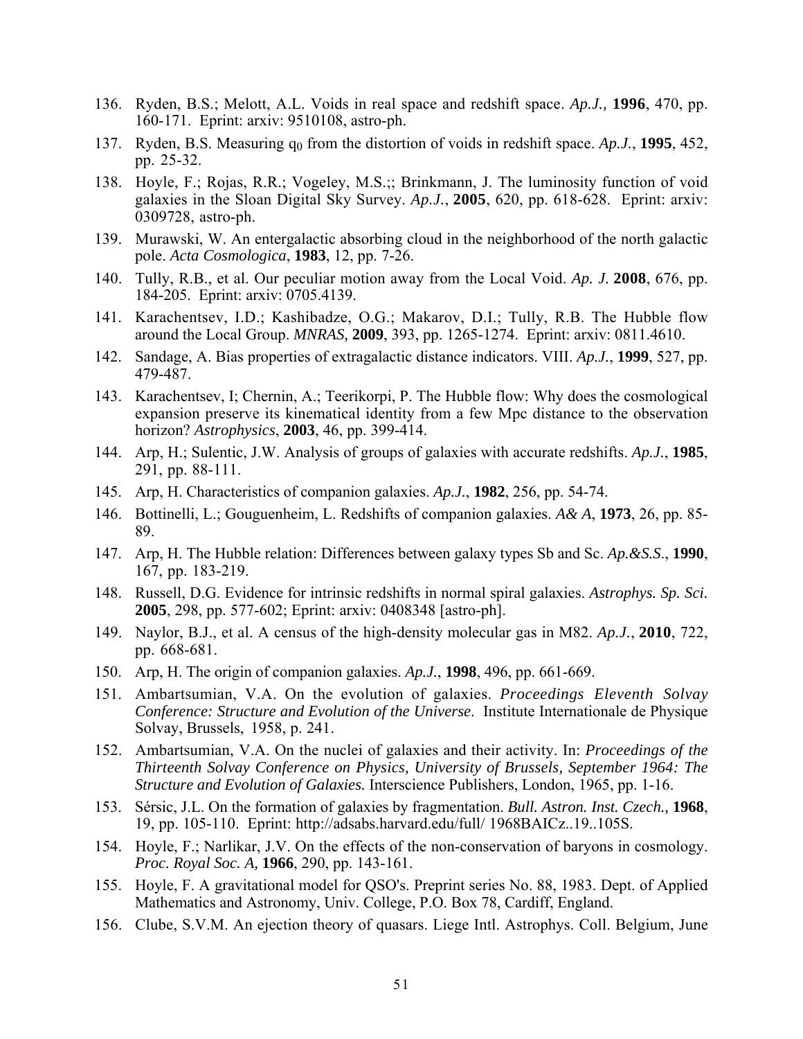136. Ryden, B.S.; Melott, A.L. Voids in real space and redshift space. *Ap.J.,* **1996**, 470, pp. 160-171. Eprint: arxiv: 9510108, astro-ph.
137. Ryden, B.S. Measuring $q_0$ from the distortion of voids in redshift space. *Ap.J.*, **1995**, 452, pp. 25-32.
138. Hoyle, F.; Rojas, R.R.; Vogeley, M.S.;; Brinkmann, J. The luminosity function of void galaxies in the Sloan Digital Sky Survey. *Ap.J.*, **2005**, 620, pp. 618-628. Eprint: arxiv: 0309728, astro-ph.
139. Murawski, W. An entergalactic absorbing cloud in the neighborhood of the north galactic pole. *Acta Cosmologica*, **1983**, 12, pp. 7-26.
140. Tully, R.B., et al. Our peculiar motion away from the Local Void. *Ap. J.* **2008**, 676, pp. 184-205. Eprint: arxiv: 0705.4139.
141. Karachentsev, I.D.; Kashibadze, O.G.; Makarov, D.I.; Tully, R.B The Hubble flow around the Local Group. *MNRAS,* **2009**, 393, pp. 1265-1274. Eprint: arxiv: 0811.4610.
142. Sandage, A. Bias properties of extragalactic distance indicators. VIII. *Ap.J.*, **1999**, 527, pp. 479-487.
143. Karachentsev, I; Chernin, A.; Teerikorpi, P. The Hubble flow: Why does the cosmological expansion preserve its kinematical identity from a few Mpc distance to the observation horizon? *Astrophysics*, **2003**, 46, pp. 399-414.
144. Arp, H.; Sulentic, J.W. Analysis of groups of galaxies with accurate redshifts. *Ap.J.*, **1985**, 291, pp. 88-111.
145. Arp, H. Characteristics of companion galaxies. *Ap.J.*, **1982**, 256, pp. 54-74.
146. Bottinelli, L.; Gouguenheim, L. Redshifts of companion galaxies. *A& A*, **1973**, 26, pp. 85-89.
147. Arp, H. The Hubble relation: Differences between galaxy types Sb and Sc. *Ap.&S.S.*, **1990**, 167, pp. 183-219.
148. Russell, D.G. Evidence for intrinsic redshifts in normal spiral galaxies. *Astrophys. Sp. Sci.* **2005**, 298, pp. 577-602; Eprint: arxiv: 0408348 [astro-ph].
149. Naylor, B.J., et al. A census of the high-density molecular gas in M82. *Ap.J.*, **2010**, 722, pp. 668-681.
150. Arp, H. The origin of companion galaxies. *Ap.J.*, **1998**, 496, pp. 661-669.
151. Ambartsumian, V.A. On the evolution of galaxies. *Proceedings Eleventh Solvay Conference: Structure and Evolution of the Universe*. Institute Internationale de Physique Solvay, Brussels, 1958, p. 241.
152. Ambartsumian, V.A. On the nuclei of galaxies and their activity. In: *Proceedings of the Thirteenth Solvay Conference on Physics, University of Brussels, September 1964: The Structure and Evolution of Galaxies.* Interscience Publishers, London, 1965, pp. 1-16.
153. Sérsic, J.L. On the formation of galaxies by fragmentation. *Bull. Astron. Inst. Czech.,* **1968**, 19, pp. 105-110. Eprint: http://adsabs.harvard.edu/full/ 1968BAICz..19..105S.
154. Hoyle, F.; Narlikar, J.V. On the effects of the non-conservation of baryons in cosmology. *Proc. Royal Soc. A,* **1966**, 290, pp. 143-161.
155. Hoyle, F. A gravitational model for QSO's. Preprint series No. 88, 1983. Dept. of Applied Mathematics and Astronomy, Univ. College, P.O. Box 78, Cardiff, England.
156. Clube, S.V.M. An ejection theory of quasars. Liege Intl. Astrophys. Coll. Belgium, June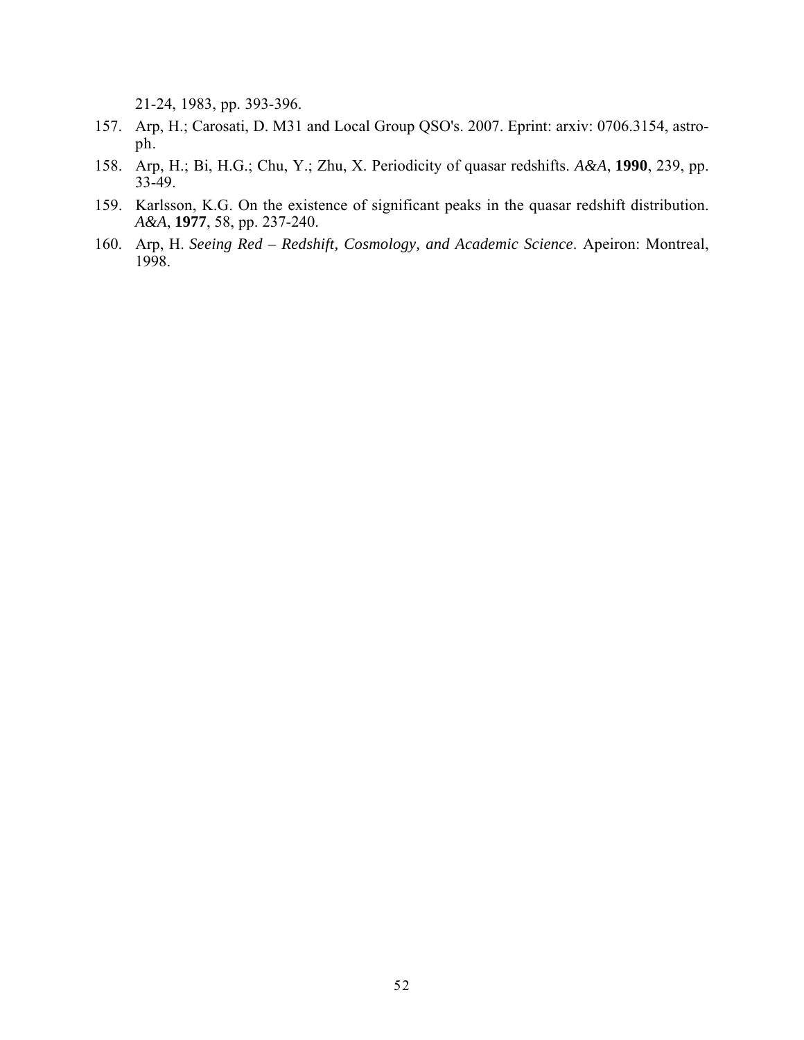21-24, 1983, pp. 393-396.

157. Arp, H.; Carosati, D. M31 and Local Group QSO's. 2007. Eprint: arxiv: 0706.3154, astro-ph.
158. Arp, H.; Bi, H.G.; Chu, Y.; Zhu, X. Periodicity of quasar redshifts. *A&A*, **1990**, 239, pp. 33-49.
159. Karlsson, K.G. On the existence of significant peaks in the quasar redshift distribution. *A&A*, **1977**, 58, pp. 237-240.
160. Arp, H. *Seeing Red – Redshift, Cosmology, and Academic Science*. Apeiron: Montreal, 1998.